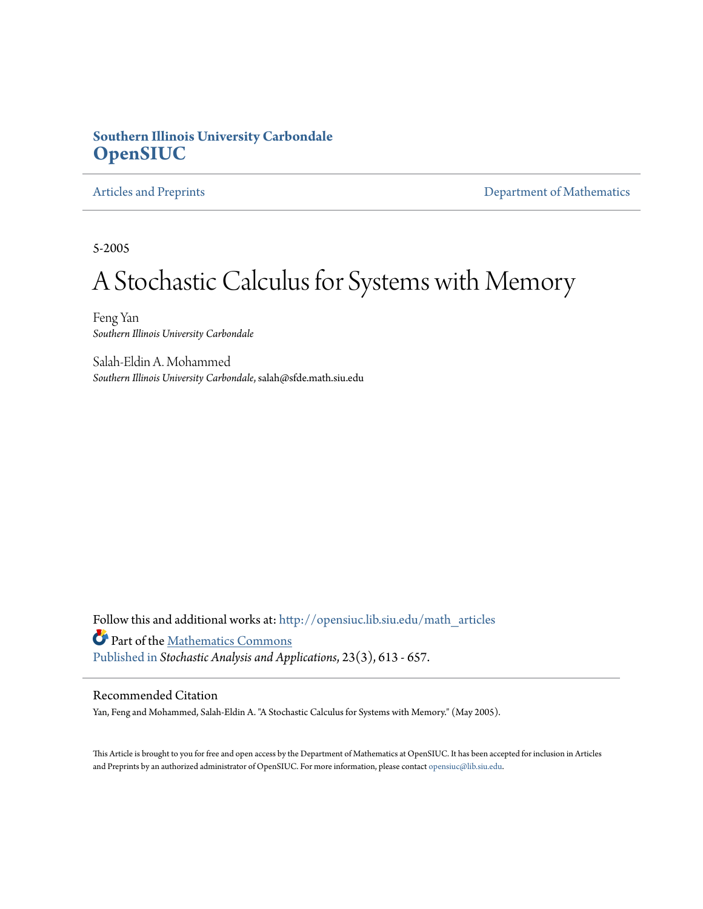**Southern Illinois University Carbondale**
**OpenSIUC**

Articles and Preprints | Department of Mathematics

5-2005

# A Stochastic Calculus for Systems with Memory

Feng Yan
*Southern Illinois University Carbondale*

Salah-Eldin A. Mohammed
*Southern Illinois University Carbondale*, salah@sfde.math.siu.edu

Follow this and additional works at: http://opensiuc.lib.siu.edu/math_articles

Part of the Mathematics Commons

Published in *Stochastic Analysis and Applications*, 23(3), 613 - 657.

## Recommended Citation

Yan, Feng and Mohammed, Salah-Eldin A. "A Stochastic Calculus for Systems with Memory." (May 2005).

This Article is brought to you for free and open access by the Department of Mathematics at OpenSIUC. It has been accepted for inclusion in Articles and Preprints by an authorized administrator of OpenSIUC. For more information, please contact opensiuc@lib.siu.edu.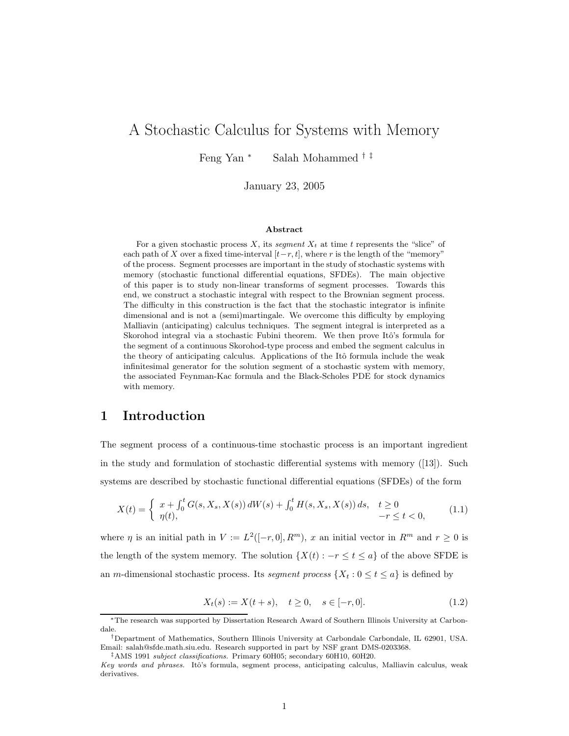# A Stochastic Calculus for Systems with Memory

Feng Yan [*] Salah Mohammed [† ‡]

January 23, 2005

### Abstract

For a given stochastic process $X$, its *segment* $X_t$ at time $t$ represents the "slice" of each path of $X$ over a fixed time-interval $[t-r,t]$, where $r$ is the length of the "memory" of the process. Segment processes are important in the study of stochastic systems with memory (stochastic functional differential equations, SFDEs). The main objective of this paper is to study non-linear transforms of segment processes. Towards this end, we construct a stochastic integral with respect to the Brownian segment process. The difficulty in this construction is the fact that the stochastic integrator is infinite dimensional and is not a (semi)martingale. We overcome this difficulty by employing Malliavin (anticipating) calculus techniques. The segment integral is interpreted as a Skorohod integral via a stochastic Fubini theorem. We then prove Itô's formula for the segment of a continuous Skorohod-type process and embed the segment calculus in the theory of anticipating calculus. Applications of the Itô formula include the weak infinitesimal generator for the solution segment of a stochastic system with memory, the associated Feynman-Kac formula and the Black-Scholes PDE for stock dynamics with memory.

## 1 Introduction

The segment process of a continuous-time stochastic process is an important ingredient in the study and formulation of stochastic differential systems with memory ([13]). Such systems are described by stochastic functional differential equations (SFDEs) of the form

$$X(t) = \begin{cases} x + \int_0^t G(s, X_s, X(s))\, dW(s) + \int_0^t H(s, X_s, X(s))\, ds, & t \geq 0 \\ \eta(t), & -r \leq t < 0, \end{cases} \tag{1.1}$$

where $\eta$ is an initial path in $V := L^2([-r, 0], R^m)$, $x$ an initial vector in $R^m$ and $r \geq 0$ is the length of the system memory. The solution $\{X(t) : -r \leq t \leq a\}$ of the above SFDE is an $m$-dimensional stochastic process. Its *segment process* $\{X_t : 0 \leq t \leq a\}$ is defined by

$$X_t(s) := X(t+s), \quad t \geq 0, \quad s \in [-r, 0]. \tag{1.2}$$

---

[*] The research was supported by Dissertation Research Award of Southern Illinois University at Carbondale.

[†] Department of Mathematics, Southern Illinois University at Carbondale Carbondale, IL 62901, USA. Email: salah@sfde.math.siu.edu. Research supported in part by NSF grant DMS-0203368.

[‡] AMS 1991 *subject classifications.* Primary 60H05; secondary 60H10, 60H20.

*Key words and phrases.* Itô's formula, segment process, anticipating calculus, Malliavin calculus, weak derivatives.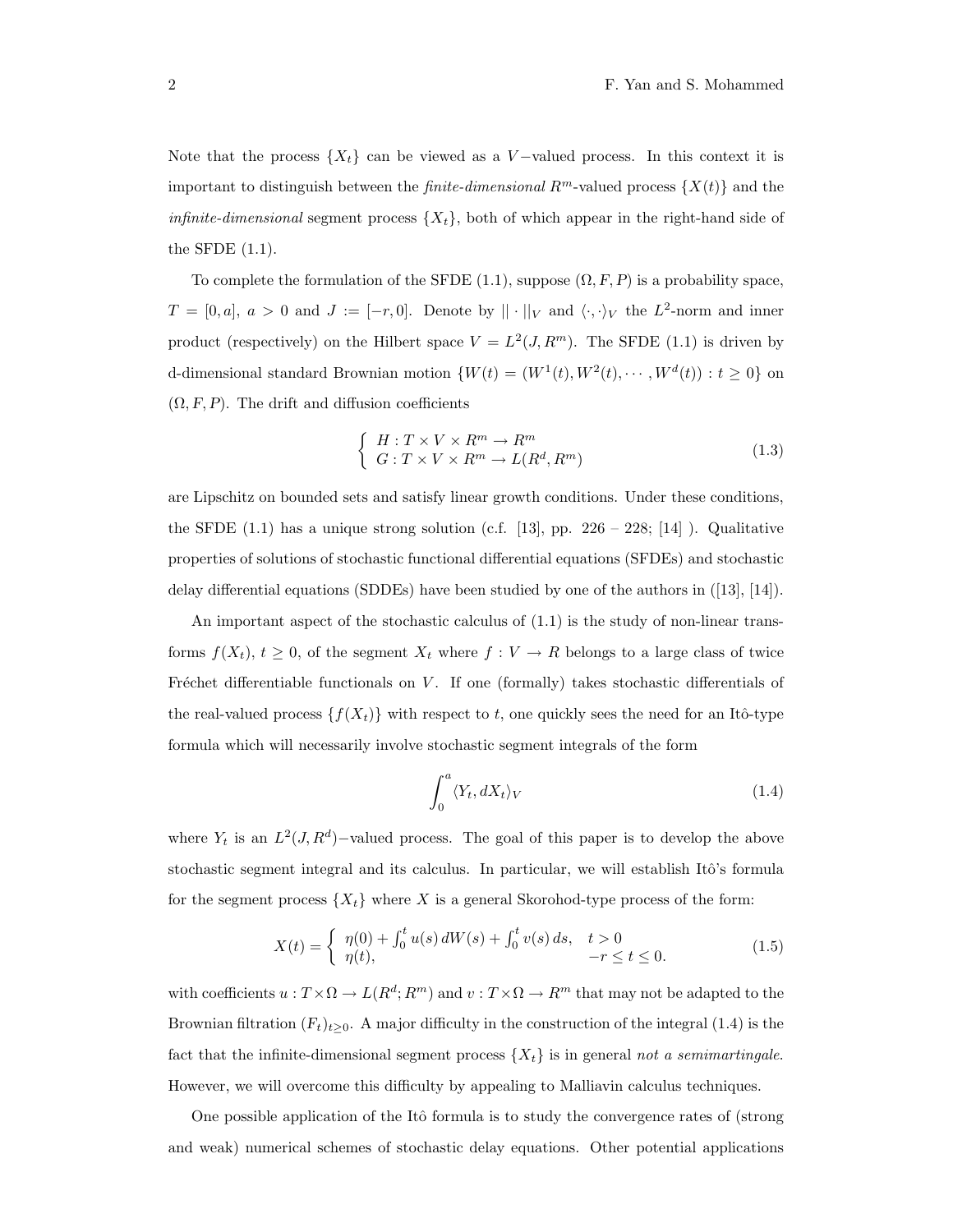Note that the process $\{X_t\}$ can be viewed as a $V$−valued process. In this context it is important to distinguish between the *finite-dimensional* $R^m$-valued process $\{X(t)\}$ and the *infinite-dimensional* segment process $\{X_t\}$, both of which appear in the right-hand side of the SFDE (1.1).

To complete the formulation of the SFDE (1.1), suppose $(\Omega, F, P)$ is a probability space, $T = [0, a]$, $a > 0$ and $J := [-r, 0]$. Denote by $||\cdot||_V$ and $\langle \cdot, \cdot \rangle_V$ the $L^2$-norm and inner product (respectively) on the Hilbert space $V = L^2(J, R^m)$. The SFDE (1.1) is driven by d-dimensional standard Brownian motion $\{W(t) = (W^1(t), W^2(t), \cdots, W^d(t)) : t \geq 0\}$ on $(\Omega, F, P)$. The drift and diffusion coefficients

$$\left\{ \begin{array}{l} H : T \times V \times R^m \to R^m \\ G : T \times V \times R^m \to L(R^d, R^m) \end{array} \right. \tag{1.3}$$

are Lipschitz on bounded sets and satisfy linear growth conditions. Under these conditions, the SFDE (1.1) has a unique strong solution (c.f. [13], pp. 226 – 228; [14] ). Qualitative properties of solutions of stochastic functional differential equations (SFDEs) and stochastic delay differential equations (SDDEs) have been studied by one of the authors in ([13], [14]).

An important aspect of the stochastic calculus of (1.1) is the study of non-linear transforms $f(X_t)$, $t \geq 0$, of the segment $X_t$ where $f : V \to R$ belongs to a large class of twice Fréchet differentiable functionals on $V$. If one (formally) takes stochastic differentials of the real-valued process $\{f(X_t)\}$ with respect to $t$, one quickly sees the need for an Itô-type formula which will necessarily involve stochastic segment integrals of the form

$$\int_0^a \langle Y_t, dX_t \rangle_V \tag{1.4}$$

where $Y_t$ is an $L^2(J, R^d)$−valued process. The goal of this paper is to develop the above stochastic segment integral and its calculus. In particular, we will establish Itô's formula for the segment process $\{X_t\}$ where $X$ is a general Skorohod-type process of the form:

$$X(t) = \left\{ \begin{array}{ll} \eta(0) + \int_0^t u(s)\, dW(s) + \int_0^t v(s)\, ds, & t > 0 \\ \eta(t), & -r \leq t \leq 0. \end{array} \right. \tag{1.5}$$

with coefficients $u : T \times \Omega \to L(R^d; R^m)$ and $v : T \times \Omega \to R^m$ that may not be adapted to the Brownian filtration $(F_t)_{t \geq 0}$. A major difficulty in the construction of the integral (1.4) is the fact that the infinite-dimensional segment process $\{X_t\}$ is in general *not a semimartingale*. However, we will overcome this difficulty by appealing to Malliavin calculus techniques.

One possible application of the Itô formula is to study the convergence rates of (strong and weak) numerical schemes of stochastic delay equations. Other potential applications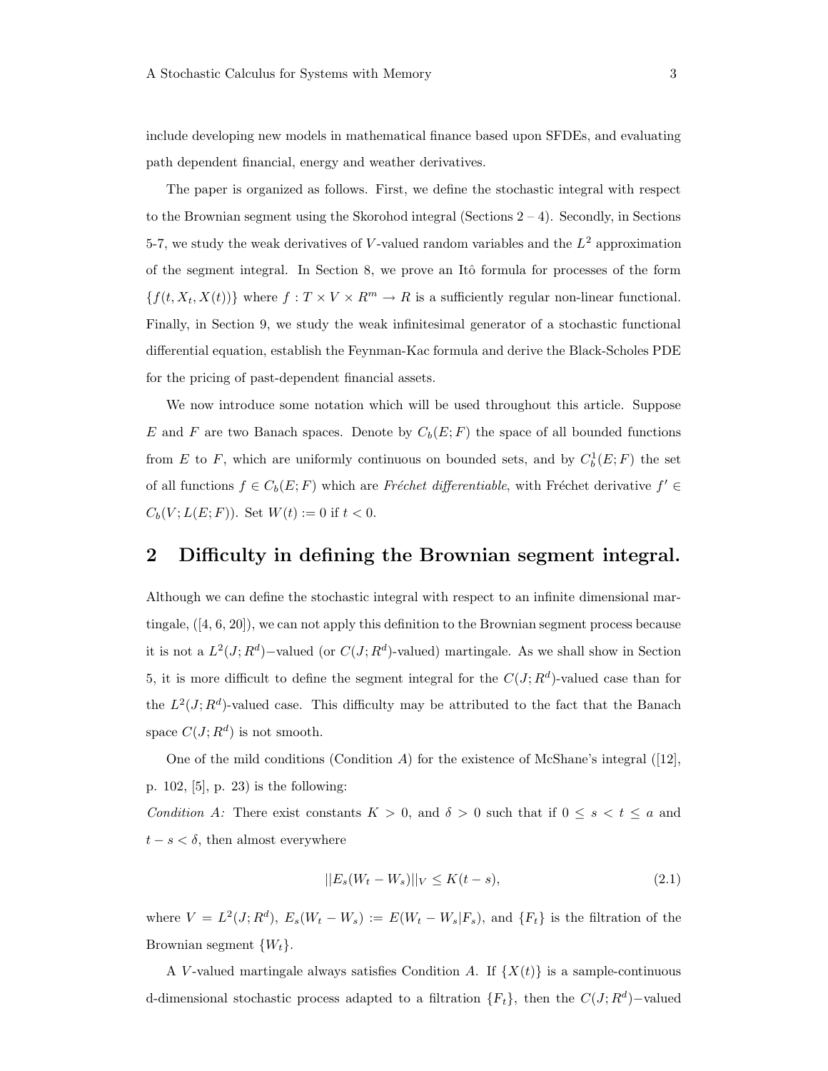include developing new models in mathematical finance based upon SFDEs, and evaluating path dependent financial, energy and weather derivatives.

The paper is organized as follows. First, we define the stochastic integral with respect to the Brownian segment using the Skorohod integral (Sections 2 – 4). Secondly, in Sections 5-7, we study the weak derivatives of $V$-valued random variables and the $L^2$ approximation of the segment integral. In Section 8, we prove an Itô formula for processes of the form $\{f(t, X_t, X(t))\}$ where $f : T \times V \times R^m \to R$ is a sufficiently regular non-linear functional. Finally, in Section 9, we study the weak infinitesimal generator of a stochastic functional differential equation, establish the Feynman-Kac formula and derive the Black-Scholes PDE for the pricing of past-dependent financial assets.

We now introduce some notation which will be used throughout this article. Suppose $E$ and $F$ are two Banach spaces. Denote by $C_b(E; F)$ the space of all bounded functions from $E$ to $F$, which are uniformly continuous on bounded sets, and by $C_b^1(E; F)$ the set of all functions $f \in C_b(E; F)$ which are *Fréchet differentiable*, with Fréchet derivative $f' \in C_b(V; L(E; F))$. Set $W(t) := 0$ if $t < 0$.

## 2 Difficulty in defining the Brownian segment integral.

Although we can define the stochastic integral with respect to an infinite dimensional martingale, ([4, 6, 20]), we can not apply this definition to the Brownian segment process because it is not a $L^2(J; R^d)-$valued (or $C(J; R^d)$-valued) martingale. As we shall show in Section 5, it is more difficult to define the segment integral for the $C(J; R^d)$-valued case than for the $L^2(J; R^d)$-valued case. This difficulty may be attributed to the fact that the Banach space $C(J; R^d)$ is not smooth.

One of the mild conditions (Condition $A$) for the existence of McShane's integral ([12], p. 102, [5], p. 23) is the following:

*Condition A:* There exist constants $K > 0$, and $\delta > 0$ such that if $0 \le s < t \le a$ and $t - s < \delta$, then almost everywhere

$$||E_s(W_t - W_s)||_V \le K(t - s), \tag{2.1}$$

where $V = L^2(J; R^d)$, $E_s(W_t - W_s) := E(W_t - W_s|F_s)$, and $\{F_t\}$ is the filtration of the Brownian segment $\{W_t\}$.

A $V$-valued martingale always satisfies Condition $A$. If $\{X(t)\}$ is a sample-continuous d-dimensional stochastic process adapted to a filtration $\{F_t\}$, then the $C(J; R^d)-$valued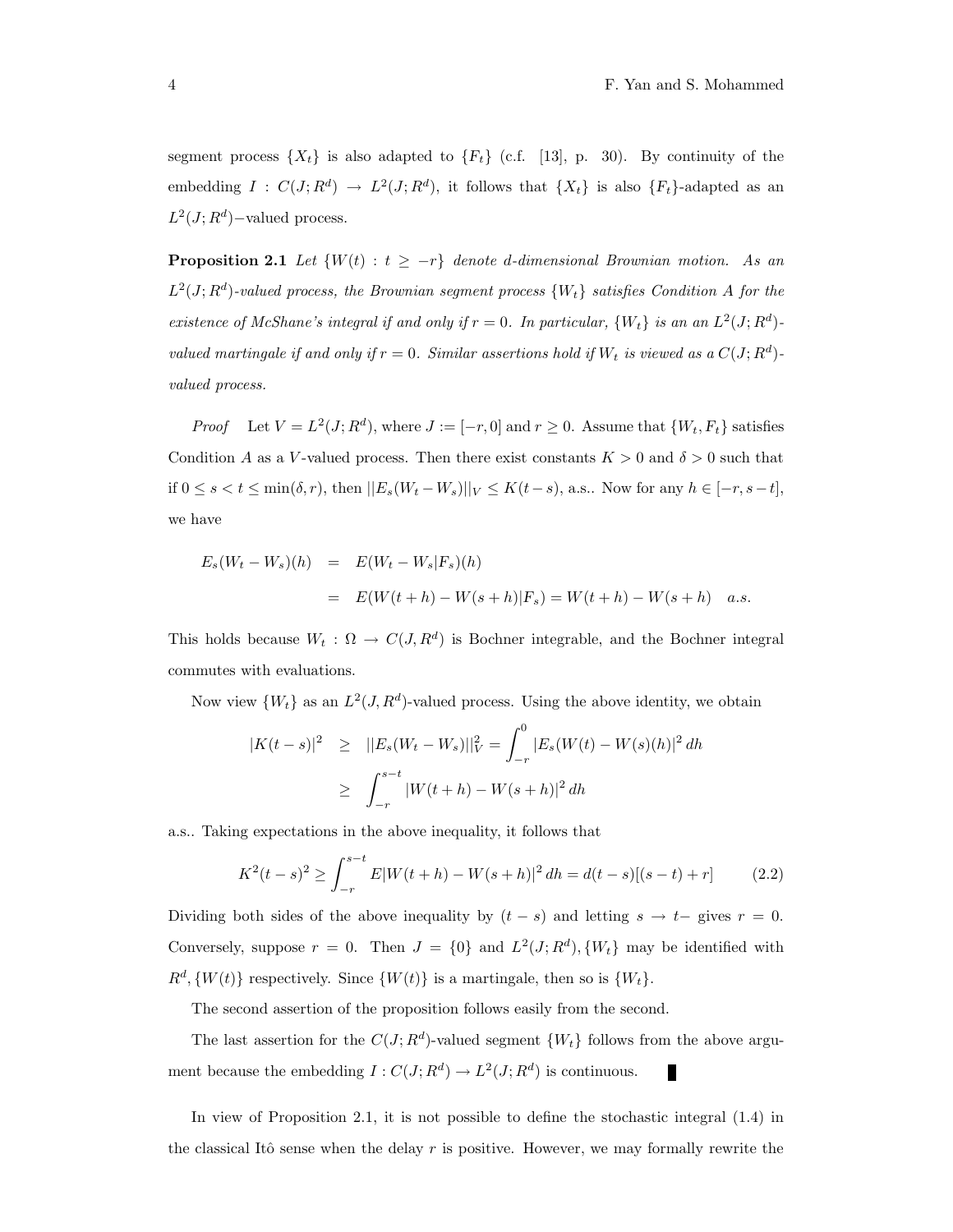segment process $\{X_t\}$ is also adapted to $\{F_t\}$ (c.f. [13], p. 30). By continuity of the embedding $I : C(J; R^d) \to L^2(J; R^d)$, it follows that $\{X_t\}$ is also $\{F_t\}$-adapted as an $L^2(J; R^d)-$valued process.

**Proposition 2.1** *Let $\{W(t) : t \geq -r\}$ denote d-dimensional Brownian motion. As an $L^2(J; R^d)$-valued process, the Brownian segment process $\{W_t\}$ satisfies Condition A for the existence of McShane's integral if and only if $r = 0$. In particular, $\{W_t\}$ is an an $L^2(J; R^d)$-valued martingale if and only if $r = 0$. Similar assertions hold if $W_t$ is viewed as a $C(J; R^d)$-valued process.*

*Proof* Let $V = L^2(J; R^d)$, where $J := [-r, 0]$ and $r \geq 0$. Assume that $\{W_t, F_t\}$ satisfies Condition $A$ as a $V$-valued process. Then there exist constants $K > 0$ and $\delta > 0$ such that if $0 \leq s < t \leq \min(\delta, r)$, then $||E_s(W_t - W_s)||_V \leq K(t-s)$, a.s.. Now for any $h \in [-r, s-t]$, we have

$$
\begin{aligned}
E_s(W_t - W_s)(h) &= E(W_t - W_s | F_s)(h) \\
&= E(W(t+h) - W(s+h) | F_s) = W(t+h) - W(s+h) \quad a.s.
\end{aligned}
$$

This holds because $W_t : \Omega \to C(J, R^d)$ is Bochner integrable, and the Bochner integral commutes with evaluations.

Now view $\{W_t\}$ as an $L^2(J, R^d)$-valued process. Using the above identity, we obtain

$$
\begin{aligned}
|K(t-s)|^2 &\geq ||E_s(W_t - W_s)||_V^2 = \int_{-r}^{0} |E_s(W(t) - W(s)(h)|^2 \, dh \\
&\geq \int_{-r}^{s-t} |W(t+h) - W(s+h)|^2 \, dh
\end{aligned}
$$

a.s.. Taking expectations in the above inequality, it follows that

$$
K^2(t-s)^2 \geq \int_{-r}^{s-t} E|W(t+h) - W(s+h)|^2 \, dh = d(t-s)[(s-t) + r] \tag{2.2}
$$

Dividing both sides of the above inequality by $(t-s)$ and letting $s \to t-$ gives $r = 0$. Conversely, suppose $r = 0$. Then $J = \{0\}$ and $L^2(J; R^d), \{W_t\}$ may be identified with $R^d, \{W(t)\}$ respectively. Since $\{W(t)\}$ is a martingale, then so is $\{W_t\}$.

The second assertion of the proposition follows easily from the second.

The last assertion for the $C(J; R^d)$-valued segment $\{W_t\}$ follows from the above argument because the embedding $I : C(J; R^d) \to L^2(J; R^d)$ is continuous. ∎

In view of Proposition 2.1, it is not possible to define the stochastic integral (1.4) in the classical Itô sense when the delay $r$ is positive. However, we may formally rewrite the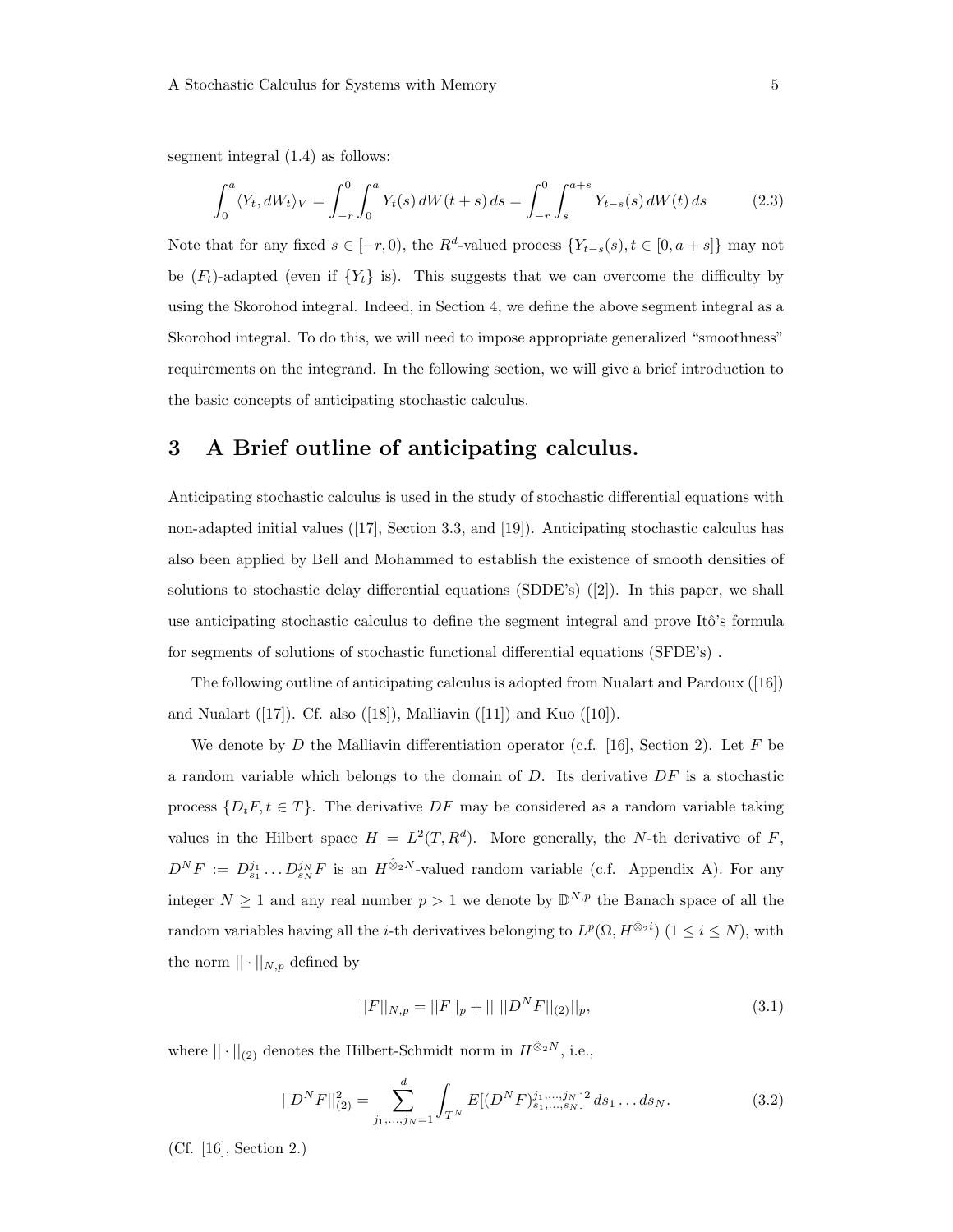segment integral (1.4) as follows:

$$\int_0^a \langle Y_t, dW_t \rangle_V = \int_{-r}^0 \int_0^a Y_t(s)\, dW(t+s)\, ds = \int_{-r}^0 \int_s^{a+s} Y_{t-s}(s)\, dW(t)\, ds \tag{2.3}$$

Note that for any fixed $s \in [-r, 0)$, the $R^d$-valued process $\{Y_{t-s}(s), t \in [0, a+s]\}$ may not be $(F_t)$-adapted (even if $\{Y_t\}$ is). This suggests that we can overcome the difficulty by using the Skorohod integral. Indeed, in Section 4, we define the above segment integral as a Skorohod integral. To do this, we will need to impose appropriate generalized "smoothness" requirements on the integrand. In the following section, we will give a brief introduction to the basic concepts of anticipating stochastic calculus.

## 3 A Brief outline of anticipating calculus.

Anticipating stochastic calculus is used in the study of stochastic differential equations with non-adapted initial values ([17], Section 3.3, and [19]). Anticipating stochastic calculus has also been applied by Bell and Mohammed to establish the existence of smooth densities of solutions to stochastic delay differential equations (SDDE's) ([2]). In this paper, we shall use anticipating stochastic calculus to define the segment integral and prove Itô's formula for segments of solutions of stochastic functional differential equations (SFDE's) .

The following outline of anticipating calculus is adopted from Nualart and Pardoux ([16]) and Nualart ([17]). Cf. also ([18]), Malliavin ([11]) and Kuo ([10]).

We denote by $D$ the Malliavin differentiation operator (c.f. [16], Section 2). Let $F$ be a random variable which belongs to the domain of $D$. Its derivative $DF$ is a stochastic process $\{D_t F, t \in T\}$. The derivative $DF$ may be considered as a random variable taking values in the Hilbert space $H = L^2(T, R^d)$. More generally, the $N$-th derivative of $F$, $D^N F := D_{s_1}^{j_1} \ldots D_{s_N}^{j_N} F$ is an $H^{\hat{\otimes}_2 N}$-valued random variable (c.f. Appendix A). For any integer $N \geq 1$ and any real number $p > 1$ we denote by $\mathbb{D}^{N,p}$ the Banach space of all the random variables having all the $i$-th derivatives belonging to $L^p(\Omega, H^{\hat{\otimes}_2 i})$ $(1 \leq i \leq N)$, with the norm $||\cdot||_{N,p}$ defined by

$$||F||_{N,p} = ||F||_p + ||\, ||D^N F||_{(2)} ||_p, \tag{3.1}$$

where $||\cdot||_{(2)}$ denotes the Hilbert-Schmidt norm in $H^{\hat{\otimes}_2 N}$, i.e.,

$$||D^N F||_{(2)}^2 = \sum_{j_1,\ldots,j_N=1}^{d} \int_{T^N} E[(D^N F)_{s_1,\ldots,s_N}^{j_1,\ldots,j_N}]^2\, ds_1 \ldots ds_N. \tag{3.2}$$

(Cf. [16], Section 2.)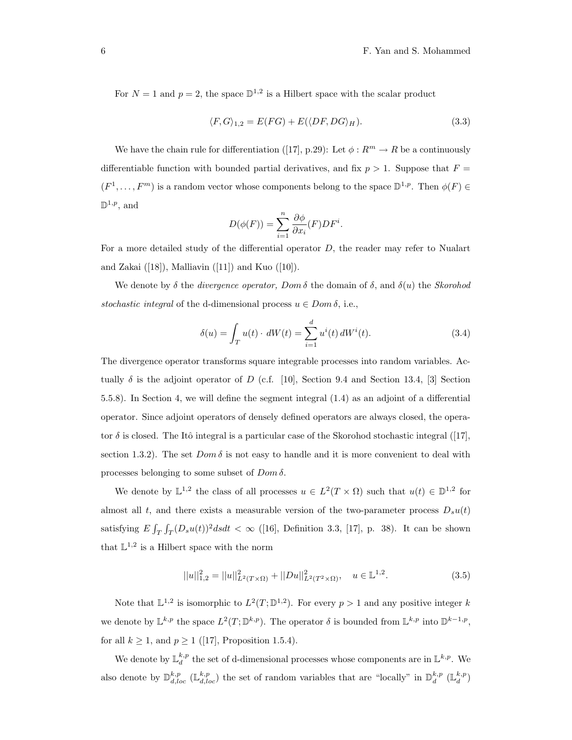For $N = 1$ and $p = 2$, the space $\mathbb{D}^{1,2}$ is a Hilbert space with the scalar product

$$\langle F, G\rangle_{1,2} = E(FG) + E(\langle DF, DG\rangle_H). \tag{3.3}$$

We have the chain rule for differentiation ([17], p.29): Let $\phi : R^m \to R$ be a continuously differentiable function with bounded partial derivatives, and fix $p > 1$. Suppose that $F = (F^1, \ldots, F^m)$ is a random vector whose components belong to the space $\mathbb{D}^{1,p}$. Then $\phi(F) \in \mathbb{D}^{1,p}$, and

$$D(\phi(F)) = \sum_{i=1}^{n} \frac{\partial \phi}{\partial x_i}(F) DF^i.$$

For a more detailed study of the differential operator $D$, the reader may refer to Nualart and Zakai ([18]), Malliavin ([11]) and Kuo ([10]).

We denote by $\delta$ the *divergence operator, Dom* $\delta$ the domain of $\delta$, and $\delta(u)$ the *Skorohod stochastic integral* of the d-dimensional process $u \in Dom\,\delta$, i.e.,

$$\delta(u) = \int_T u(t) \cdot dW(t) = \sum_{i=1}^{d} u^i(t)\, dW^i(t). \tag{3.4}$$

The divergence operator transforms square integrable processes into random variables. Actually $\delta$ is the adjoint operator of $D$ (c.f. [10], Section 9.4 and Section 13.4, [3] Section 5.5.8). In Section 4, we will define the segment integral (1.4) as an adjoint of a differential operator. Since adjoint operators of densely defined operators are always closed, the operator $\delta$ is closed. The Itô integral is a particular case of the Skorohod stochastic integral ([17], section 1.3.2). The set $Dom\,\delta$ is not easy to handle and it is more convenient to deal with processes belonging to some subset of $Dom\,\delta$.

We denote by $\mathbb{L}^{1,2}$ the class of all processes $u \in L^2(T \times \Omega)$ such that $u(t) \in \mathbb{D}^{1,2}$ for almost all $t$, and there exists a measurable version of the two-parameter process $D_s u(t)$ satisfying $E \int_T \int_T (D_s u(t))^2 ds dt < \infty$ ([16], Definition 3.3, [17], p. 38). It can be shown that $\mathbb{L}^{1,2}$ is a Hilbert space with the norm

$$||u||_{1,2}^2 = ||u||_{L^2(T\times\Omega)}^2 + ||Du||_{L^2(T^2\times\Omega)}^2, \quad u \in \mathbb{L}^{1,2}. \tag{3.5}$$

Note that $\mathbb{L}^{1,2}$ is isomorphic to $L^2(T; \mathbb{D}^{1,2})$. For every $p > 1$ and any positive integer $k$ we denote by $\mathbb{L}^{k,p}$ the space $L^2(T; \mathbb{D}^{k,p})$. The operator $\delta$ is bounded from $\mathbb{L}^{k,p}$ into $\mathbb{D}^{k-1,p}$, for all $k \geq 1$, and $p \geq 1$ ([17], Proposition 1.5.4).

We denote by $\mathbb{L}_d^{k,p}$ the set of d-dimensional processes whose components are in $\mathbb{L}^{k,p}$. We also denote by $\mathbb{D}_{d,loc}^{k,p}$ ($\mathbb{L}_{d,loc}^{k,p}$) the set of random variables that are "locally" in $\mathbb{D}_d^{k,p}$ ($\mathbb{L}_d^{k,p}$)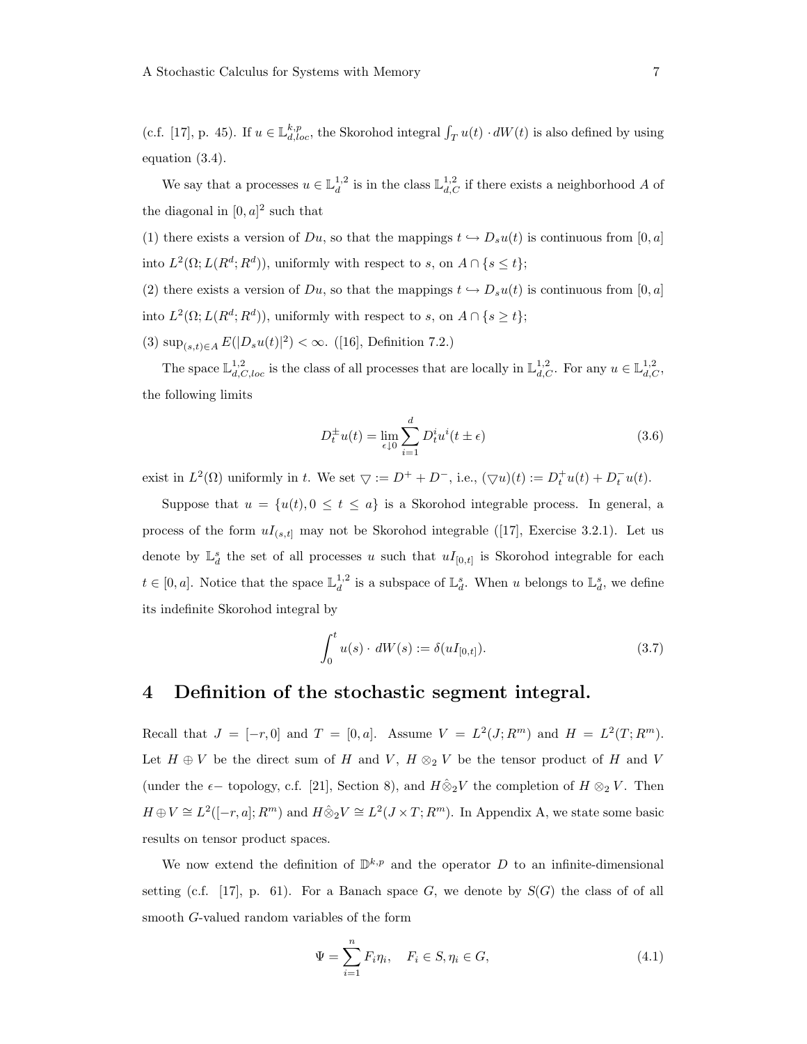(c.f. [17], p. 45). If $u \in \mathbb{L}^{k,p}_{d,loc}$, the Skorohod integral $\int_T u(t) \cdot dW(t)$ is also defined by using equation (3.4).

We say that a processes $u \in \mathbb{L}^{1,2}_d$ is in the class $\mathbb{L}^{1,2}_{d,C}$ if there exists a neighborhood $A$ of the diagonal in $[0,a]^2$ such that

(1) there exists a version of $Du$, so that the mappings $t \hookrightarrow D_s u(t)$ is continuous from $[0,a]$ into $L^2(\Omega; L(R^d; R^d))$, uniformly with respect to $s$, on $A \cap \{s \le t\}$;

(2) there exists a version of $Du$, so that the mappings $t \hookrightarrow D_s u(t)$ is continuous from $[0,a]$ into $L^2(\Omega; L(R^d; R^d))$, uniformly with respect to $s$, on $A \cap \{s \ge t\}$;

(3) $\sup_{(s,t)\in A} E(|D_s u(t)|^2) < \infty$. ([16], Definition 7.2.)

The space $\mathbb{L}^{1,2}_{d,C,loc}$ is the class of all processes that are locally in $\mathbb{L}^{1,2}_{d,C}$. For any $u \in \mathbb{L}^{1,2}_{d,C}$, the following limits

$$D^{\pm}_t u(t) = \lim_{\epsilon \downarrow 0} \sum_{i=1}^d D^i_t u^i(t \pm \epsilon) \tag{3.6}$$

exist in $L^2(\Omega)$ uniformly in $t$. We set $\bigtriangledown := D^+ + D^-$, i.e., $(\bigtriangledown u)(t) := D^+_t u(t) + D^-_t u(t)$.

Suppose that $u = \{u(t), 0 \le t \le a\}$ is a Skorohod integrable process. In general, a process of the form $uI_{(s,t]}$ may not be Skorohod integrable ([17], Exercise 3.2.1). Let us denote by $\mathbb{L}^s_d$ the set of all processes $u$ such that $uI_{[0,t]}$ is Skorohod integrable for each $t \in [0,a]$. Notice that the space $\mathbb{L}^{1,2}_d$ is a subspace of $\mathbb{L}^s_d$. When $u$ belongs to $\mathbb{L}^s_d$, we define its indefinite Skorohod integral by

$$\int_0^t u(s) \cdot dW(s) := \delta(uI_{[0,t]}). \tag{3.7}$$

# 4 Definition of the stochastic segment integral.

Recall that $J = [-r, 0]$ and $T = [0,a]$. Assume $V = L^2(J; R^m)$ and $H = L^2(T; R^m)$. Let $H \oplus V$ be the direct sum of $H$ and $V$, $H \otimes_2 V$ be the tensor product of $H$ and $V$ (under the $\epsilon-$ topology, c.f. [21], Section 8), and $H \hat{\otimes}_2 V$ the completion of $H \otimes_2 V$. Then $H \oplus V \cong L^2([-r,a]; R^m)$ and $H \hat{\otimes}_2 V \cong L^2(J \times T; R^m)$. In Appendix A, we state some basic results on tensor product spaces.

We now extend the definition of $\mathbb{D}^{k,p}$ and the operator $D$ to an infinite-dimensional setting (c.f. [17], p. 61). For a Banach space $G$, we denote by $S(G)$ the class of of all smooth $G$-valued random variables of the form

$$\Psi = \sum_{i=1}^n F_i \eta_i, \quad F_i \in S, \eta_i \in G, \tag{4.1}$$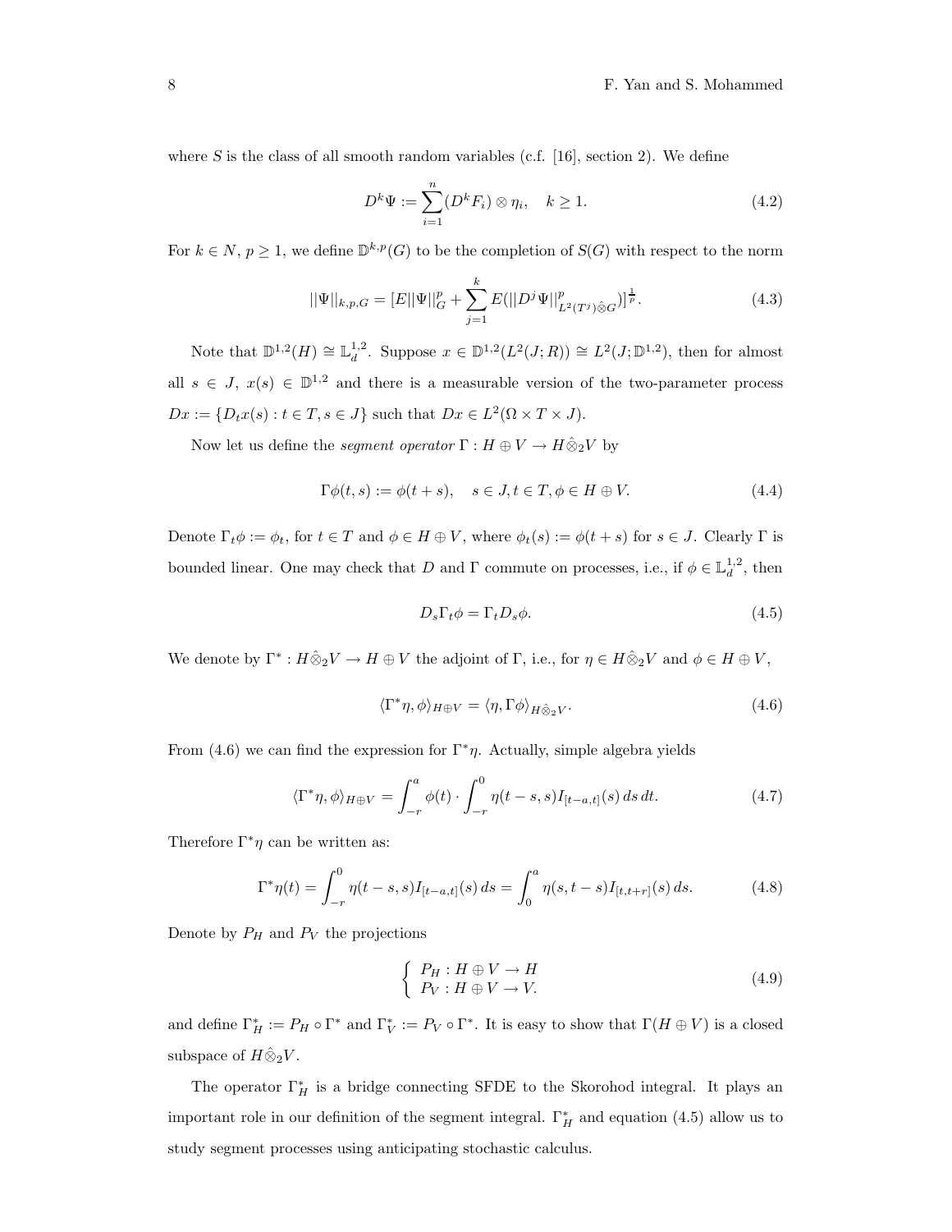where $S$ is the class of all smooth random variables (c.f. [16], section 2). We define

$$D^k\Psi := \sum_{i=1}^{n}(D^k F_i) \otimes \eta_i, \quad k \geq 1. \tag{4.2}$$

For $k \in N$, $p \geq 1$, we define $\mathbb{D}^{k,p}(G)$ to be the completion of $S(G)$ with respect to the norm

$$||\Psi||_{k,p,G} = [E||\Psi||_G^p + \sum_{j=1}^{k} E(||D^j\Psi||^p_{L^2(T^j)\hat{\otimes}G})]^{\frac{1}{p}}. \tag{4.3}$$

Note that $\mathbb{D}^{1,2}(H) \cong \mathbb{L}_d^{1,2}$. Suppose $x \in \mathbb{D}^{1,2}(L^2(J;R)) \cong L^2(J;\mathbb{D}^{1,2})$, then for almost all $s \in J$, $x(s) \in \mathbb{D}^{1,2}$ and there is a measurable version of the two-parameter process $Dx := \{D_t x(s) : t \in T, s \in J\}$ such that $Dx \in L^2(\Omega \times T \times J)$.

Now let us define the *segment operator* $\Gamma : H \oplus V \to H\hat{\otimes}_2 V$ by

$$\Gamma\phi(t,s) := \phi(t+s), \quad s \in J, t \in T, \phi \in H \oplus V. \tag{4.4}$$

Denote $\Gamma_t\phi := \phi_t$, for $t \in T$ and $\phi \in H \oplus V$, where $\phi_t(s) := \phi(t+s)$ for $s \in J$. Clearly $\Gamma$ is bounded linear. One may check that $D$ and $\Gamma$ commute on processes, i.e., if $\phi \in \mathbb{L}_d^{1,2}$, then

$$D_s\Gamma_t\phi = \Gamma_t D_s\phi. \tag{4.5}$$

We denote by $\Gamma^* : H\hat{\otimes}_2 V \to H \oplus V$ the adjoint of $\Gamma$, i.e., for $\eta \in H\hat{\otimes}_2 V$ and $\phi \in H \oplus V$,

$$\langle \Gamma^*\eta, \phi\rangle_{H\oplus V} = \langle \eta, \Gamma\phi\rangle_{H\hat{\otimes}_2 V}. \tag{4.6}$$

From (4.6) we can find the expression for $\Gamma^*\eta$. Actually, simple algebra yields

$$\langle \Gamma^*\eta, \phi\rangle_{H\oplus V} = \int_{-r}^{a} \phi(t) \cdot \int_{-r}^{0} \eta(t-s,s) I_{[t-a,t]}(s)\, ds\, dt. \tag{4.7}$$

Therefore $\Gamma^*\eta$ can be written as:

$$\Gamma^*\eta(t) = \int_{-r}^{0} \eta(t-s,s) I_{[t-a,t]}(s)\, ds = \int_{0}^{a} \eta(s,t-s) I_{[t,t+r]}(s)\, ds. \tag{4.8}$$

Denote by $P_H$ and $P_V$ the projections

$$\begin{cases} P_H : H \oplus V \to H \\ P_V : H \oplus V \to V. \end{cases} \tag{4.9}$$

and define $\Gamma_H^* := P_H \circ \Gamma^*$ and $\Gamma_V^* := P_V \circ \Gamma^*$. It is easy to show that $\Gamma(H \oplus V)$ is a closed subspace of $H\hat{\otimes}_2 V$.

The operator $\Gamma_H^*$ is a bridge connecting SFDE to the Skorohod integral. It plays an important role in our definition of the segment integral. $\Gamma_H^*$ and equation (4.5) allow us to study segment processes using anticipating stochastic calculus.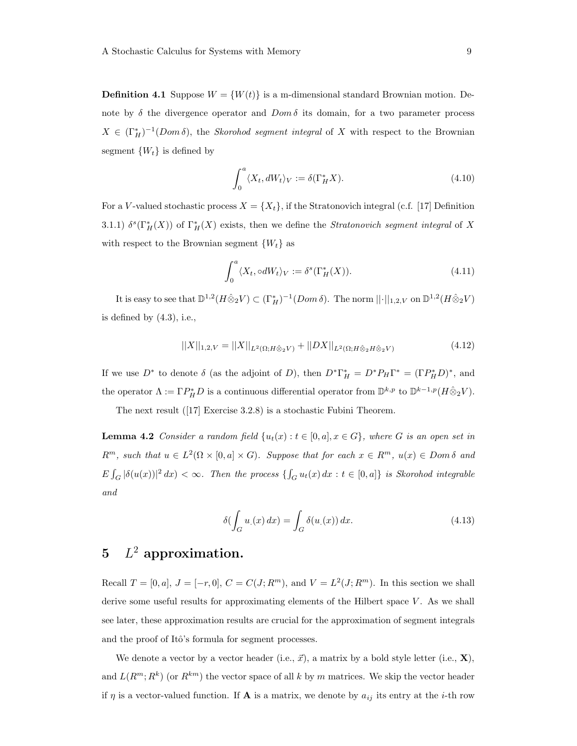**Definition 4.1** Suppose $W = \{W(t)\}$ is a m-dimensional standard Brownian motion. Denote by $\delta$ the divergence operator and $Dom\,\delta$ its domain, for a two parameter process $X \in (\Gamma_H^*)^{-1}(Dom\,\delta)$, the *Skorohod segment integral* of $X$ with respect to the Brownian segment $\{W_t\}$ is defined by

$$\int_0^a \langle X_t, dW_t\rangle_V := \delta(\Gamma_H^* X). \tag{4.10}$$

For a $V$-valued stochastic process $X = \{X_t\}$, if the Stratonovich integral (c.f. [17] Definition 3.1.1) $\delta^s(\Gamma_H^*(X))$ of $\Gamma_H^*(X)$ exists, then we define the *Stratonovich segment integral* of $X$ with respect to the Brownian segment $\{W_t\}$ as

$$\int_0^a \langle X_t, \circ dW_t\rangle_V := \delta^s(\Gamma_H^*(X)). \tag{4.11}$$

It is easy to see that $\mathbb{D}^{1,2}(H\hat{\otimes}_2 V) \subset (\Gamma_H^*)^{-1}(Dom\,\delta)$. The norm $||\cdot||_{1,2,V}$ on $\mathbb{D}^{1,2}(H\hat{\otimes}_2 V)$ is defined by (4.3), i.e.,

$$||X||_{1,2,V} = ||X||_{L^2(\Omega;H\hat{\otimes}_2 V)} + ||DX||_{L^2(\Omega;H\hat{\otimes}_2 H\hat{\otimes}_2 V)} \tag{4.12}$$

If we use $D^*$ to denote $\delta$ (as the adjoint of $D$), then $D^*\Gamma_H^* = D^* P_H \Gamma^* = (\Gamma P_H^* D)^*$, and the operator $\Lambda := \Gamma P_H^* D$ is a continuous differential operator from $\mathbb{D}^{k,p}$ to $\mathbb{D}^{k-1,p}(H\hat{\otimes}_2 V)$.

The next result ([17] Exercise 3.2.8) is a stochastic Fubini Theorem.

**Lemma 4.2** *Consider a random field $\{u_t(x) : t \in [0,a], x \in G\}$, where $G$ is an open set in $R^m$, such that $u \in L^2(\Omega \times [0,a] \times G)$. Suppose that for each $x \in R^m$, $u(x) \in Dom\,\delta$ and $E\int_G |\delta(u(x))|^2\,dx) < \infty$. Then the process $\{\int_G u_t(x)\,dx : t \in [0,a]\}$ is Skorohod integrable and*

$$\delta(\int_G u_\cdot(x)\,dx) = \int_G \delta(u_\cdot(x))\,dx. \tag{4.13}$$

# 5 $L^2$ approximation.

Recall $T = [0,a]$, $J = [-r,0]$, $C = C(J;R^m)$, and $V = L^2(J;R^m)$. In this section we shall derive some useful results for approximating elements of the Hilbert space $V$. As we shall see later, these approximation results are crucial for the approximation of segment integrals and the proof of Itô's formula for segment processes.

We denote a vector by a vector header (i.e., $\vec{x}$), a matrix by a bold style letter (i.e., $\mathbf{X}$), and $L(R^m;R^k)$ (or $R^{km}$) the vector space of all $k$ by $m$ matrices. We skip the vector header if $\eta$ is a vector-valued function. If $\mathbf{A}$ is a matrix, we denote by $a_{ij}$ its entry at the $i$-th row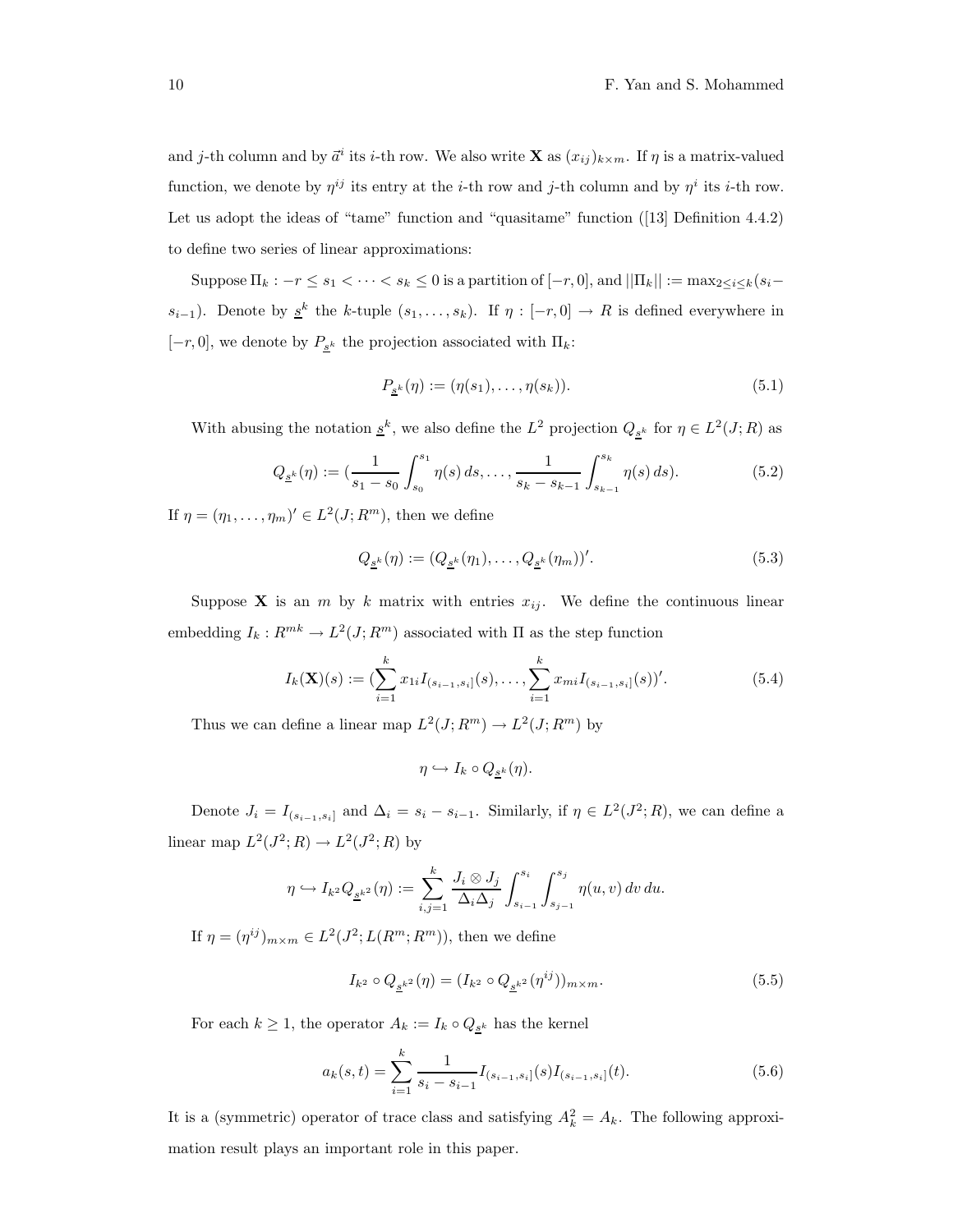and $j$-th column and by $\vec{a}^i$ its $i$-th row. We also write $\mathbf{X}$ as $(x_{ij})_{k\times m}$. If $\eta$ is a matrix-valued function, we denote by $\eta^{ij}$ its entry at the $i$-th row and $j$-th column and by $\eta^i$ its $i$-th row. Let us adopt the ideas of "tame" function and "quasitame" function ([13] Definition 4.4.2) to define two series of linear approximations:

Suppose $\Pi_k : -r \le s_1 < \cdots < s_k \le 0$ is a partition of $[-r, 0]$, and $||\Pi_k|| := \max_{2\le i\le k}(s_i - s_{i-1})$. Denote by $\underline{s}^k$ the $k$-tuple $(s_1, \ldots, s_k)$. If $\eta : [-r, 0] \to R$ is defined everywhere in $[-r, 0]$, we denote by $P_{\underline{s}^k}$ the projection associated with $\Pi_k$:

$$P_{\underline{s}^k}(\eta) := (\eta(s_1), \ldots, \eta(s_k)). \tag{5.1}$$

With abusing the notation $\underline{s}^k$, we also define the $L^2$ projection $Q_{\underline{s}^k}$ for $\eta \in L^2(J; R)$ as

$$Q_{\underline{s}^k}(\eta) := \left(\frac{1}{s_1 - s_0}\int_{s_0}^{s_1} \eta(s)\, ds, \ldots, \frac{1}{s_k - s_{k-1}}\int_{s_{k-1}}^{s_k} \eta(s)\, ds\right). \tag{5.2}$$

If $\eta = (\eta_1, \ldots, \eta_m)' \in L^2(J; R^m)$, then we define

$$Q_{\underline{s}^k}(\eta) := (Q_{\underline{s}^k}(\eta_1), \ldots, Q_{\underline{s}^k}(\eta_m))'. \tag{5.3}$$

Suppose $\mathbf{X}$ is an $m$ by $k$ matrix with entries $x_{ij}$. We define the continuous linear embedding $I_k : R^{mk} \to L^2(J; R^m)$ associated with $\Pi$ as the step function

$$I_k(\mathbf{X})(s) := \left(\sum_{i=1}^k x_{1i} I_{(s_{i-1}, s_i]}(s), \ldots, \sum_{i=1}^k x_{mi} I_{(s_{i-1}, s_i]}(s)\right)'. \tag{5.4}$$

Thus we can define a linear map $L^2(J; R^m) \to L^2(J; R^m)$ by

$$\eta \hookrightarrow I_k \circ Q_{\underline{s}^k}(\eta).$$

Denote $J_i = I_{(s_{i-1}, s_i]}$ and $\Delta_i = s_i - s_{i-1}$. Similarly, if $\eta \in L^2(J^2; R)$, we can define a linear map $L^2(J^2; R) \to L^2(J^2; R)$ by

$$\eta \hookrightarrow I_{k^2} Q_{\underline{s}^{k^2}}(\eta) := \sum_{i,j=1}^k \frac{J_i \otimes J_j}{\Delta_i \Delta_j} \int_{s_{i-1}}^{s_i} \int_{s_{j-1}}^{s_j} \eta(u, v)\, dv\, du.$$

If $\eta = (\eta^{ij})_{m\times m} \in L^2(J^2; L(R^m; R^m))$, then we define

$$I_{k^2} \circ Q_{\underline{s}^{k^2}}(\eta) = (I_{k^2} \circ Q_{\underline{s}^{k^2}}(\eta^{ij}))_{m\times m}. \tag{5.5}$$

For each $k \ge 1$, the operator $A_k := I_k \circ Q_{\underline{s}^k}$ has the kernel

$$a_k(s, t) = \sum_{i=1}^k \frac{1}{s_i - s_{i-1}} I_{(s_{i-1}, s_i]}(s) I_{(s_{i-1}, s_i]}(t). \tag{5.6}$$

It is a (symmetric) operator of trace class and satisfying $A_k^2 = A_k$. The following approximation result plays an important role in this paper.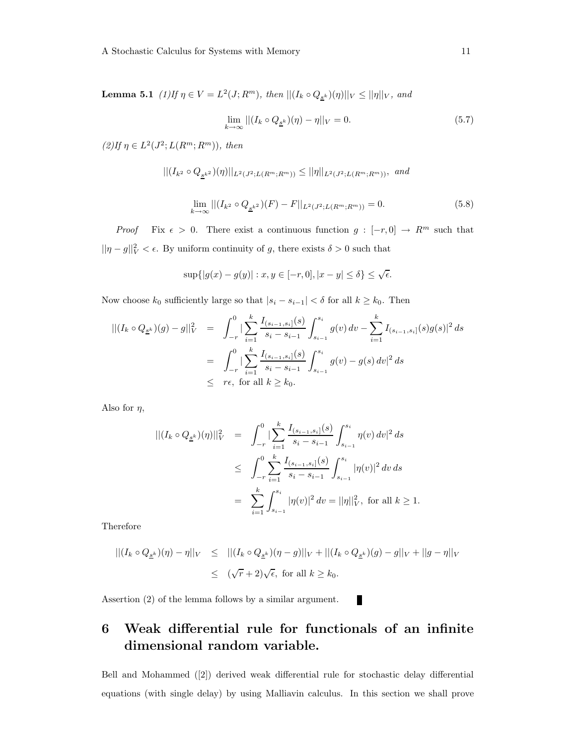**Lemma 5.1** *(1)If $\eta \in V = L^2(J; R^m)$, then $||(I_k \circ Q_{\underline{s}^k})(\eta)||_V \leq ||\eta||_V$, and*

$$\lim_{k\to\infty} ||(I_k \circ Q_{\underline{s}^k})(\eta) - \eta||_V = 0. \tag{5.7}$$

*(2)If $\eta \in L^2(J^2; L(R^m; R^m))$, then*

$$||(I_{k^2} \circ Q_{\underline{s}^{k^2}})(\eta)||_{L^2(J^2;L(R^m;R^m))} \leq ||\eta||_{L^2(J^2;L(R^m;R^m))}, \text{ and}$$

$$\lim_{k\to\infty} ||(I_{k^2} \circ Q_{\underline{s}^{k^2}})(F) - F||_{L^2(J^2;L(R^m;R^m))} = 0. \tag{5.8}$$

*Proof* Fix $\epsilon > 0$. There exist a continuous function $g : [-r, 0] \to R^m$ such that $||\eta - g||_V^2 < \epsilon$. By uniform continuity of $g$, there exists $\delta > 0$ such that

$$\sup\{|g(x) - g(y)| : x, y \in [-r, 0], |x - y| \leq \delta\} \leq \sqrt{\epsilon}.$$

Now choose $k_0$ sufficiently large so that $|s_i - s_{i-1}| < \delta$ for all $k \geq k_0$. Then

$$\begin{aligned}
||(I_k \circ Q_{\underline{s}^k})(g) - g||_V^2 &= \int_{-r}^0 |\sum_{i=1}^k \frac{I_{(s_{i-1},s_i]}(s)}{s_i - s_{i-1}} \int_{s_{i-1}}^{s_i} g(v)\, dv - \sum_{i=1}^k I_{(s_{i-1},s_i]}(s) g(s)|^2\, ds \\
&= \int_{-r}^0 |\sum_{i=1}^k \frac{I_{(s_{i-1},s_i]}(s)}{s_i - s_{i-1}} \int_{s_{i-1}}^{s_i} g(v) - g(s)\, dv|^2\, ds \\
&\leq r\epsilon, \text{ for all } k \geq k_0.
\end{aligned}$$

Also for $\eta$,

$$\begin{aligned}
||(I_k \circ Q_{\underline{s}^k})(\eta)||_V^2 &= \int_{-r}^0 |\sum_{i=1}^k \frac{I_{(s_{i-1},s_i]}(s)}{s_i - s_{i-1}} \int_{s_{i-1}}^{s_i} \eta(v)\, dv|^2\, ds \\
&\leq \int_{-r}^0 \sum_{i=1}^k \frac{I_{(s_{i-1},s_i]}(s)}{s_i - s_{i-1}} \int_{s_{i-1}}^{s_i} |\eta(v)|^2\, dv\, ds \\
&= \sum_{i=1}^k \int_{s_{i-1}}^{s_i} |\eta(v)|^2\, dv = ||\eta||_V^2, \text{ for all } k \geq 1.
\end{aligned}$$

Therefore

$$\begin{aligned}
||(I_k \circ Q_{\underline{s}^k})(\eta) - \eta||_V &\leq ||(I_k \circ Q_{\underline{s}^k})(\eta - g)||_V + ||(I_k \circ Q_{\underline{s}^k})(g) - g||_V + ||g - \eta||_V \\
&\leq (\sqrt{r} + 2)\sqrt{\epsilon}, \text{ for all } k \geq k_0.
\end{aligned}$$

Assertion (2) of the lemma follows by a similar argument. ∎

# 6 Weak differential rule for functionals of an infinite dimensional random variable.

Bell and Mohammed ([2]) derived weak differential rule for stochastic delay differential equations (with single delay) by using Malliavin calculus. In this section we shall prove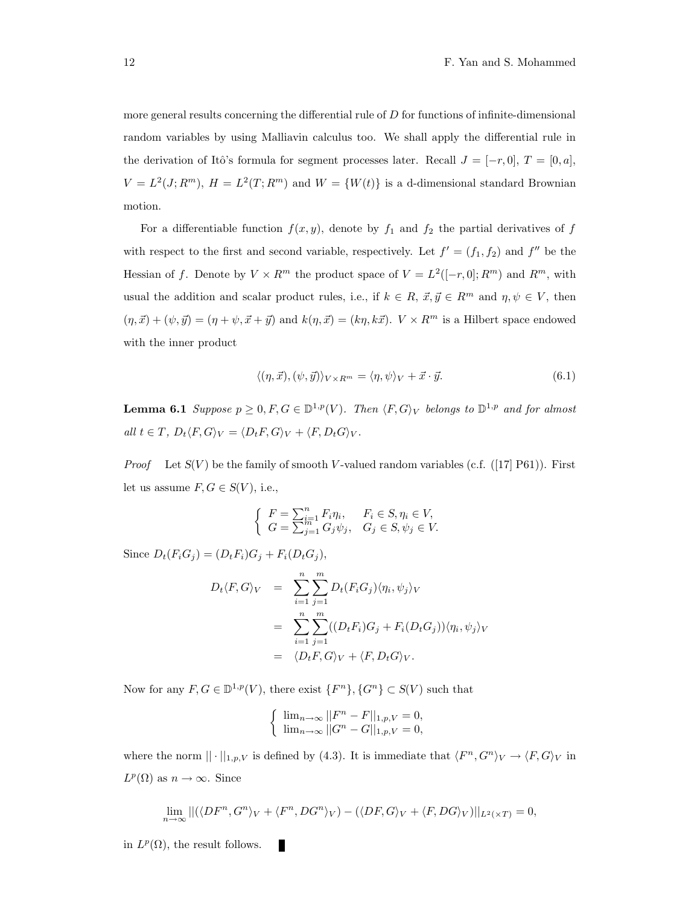more general results concerning the differential rule of $D$ for functions of infinite-dimensional random variables by using Malliavin calculus too. We shall apply the differential rule in the derivation of Itô's formula for segment processes later. Recall $J = [-r, 0]$, $T = [0, a]$, $V = L^2(J; R^m)$, $H = L^2(T; R^m)$ and $W = \{W(t)\}$ is a d-dimensional standard Brownian motion.

For a differentiable function $f(x, y)$, denote by $f_1$ and $f_2$ the partial derivatives of $f$ with respect to the first and second variable, respectively. Let $f' = (f_1, f_2)$ and $f''$ be the Hessian of $f$. Denote by $V \times R^m$ the product space of $V = L^2([-r, 0]; R^m)$ and $R^m$, with usual the addition and scalar product rules, i.e., if $k \in R$, $\vec{x}, \vec{y} \in R^m$ and $\eta, \psi \in V$, then $(\eta, \vec{x}) + (\psi, \vec{y}) = (\eta + \psi, \vec{x} + \vec{y})$ and $k(\eta, \vec{x}) = (k\eta, k\vec{x})$. $V \times R^m$ is a Hilbert space endowed with the inner product

$$\langle (\eta, \vec{x}), (\psi, \vec{y}) \rangle_{V \times R^m} = \langle \eta, \psi \rangle_V + \vec{x} \cdot \vec{y}. \tag{6.1}$$

**Lemma 6.1** *Suppose $p \geq 0, F, G \in \mathbb{D}^{1,p}(V)$. Then $\langle F, G \rangle_V$ belongs to $\mathbb{D}^{1,p}$ and for almost all $t \in T$, $D_t \langle F, G \rangle_V = \langle D_t F, G \rangle_V + \langle F, D_t G \rangle_V$.*

*Proof* Let $S(V)$ be the family of smooth $V$-valued random variables (c.f. ([17] P61)). First let us assume $F, G \in S(V)$, i.e.,

$$\begin{cases} F = \sum_{i=1}^{n} F_i \eta_i, & F_i \in S, \eta_i \in V, \\ G = \sum_{j=1}^{m} G_j \psi_j, & G_j \in S, \psi_j \in V. \end{cases}$$

Since $D_t(F_i G_j) = (D_t F_i) G_j + F_i (D_t G_j)$,

$$\begin{aligned} D_t \langle F, G \rangle_V &= \sum_{i=1}^{n} \sum_{j=1}^{m} D_t(F_i G_j) \langle \eta_i, \psi_j \rangle_V \\ &= \sum_{i=1}^{n} \sum_{j=1}^{m} ((D_t F_i) G_j + F_i (D_t G_j)) \langle \eta_i, \psi_j \rangle_V \\ &= \langle D_t F, G \rangle_V + \langle F, D_t G \rangle_V. \end{aligned}$$

Now for any $F, G \in \mathbb{D}^{1,p}(V)$, there exist $\{F^n\}, \{G^n\} \subset S(V)$ such that

$$\begin{cases} \lim_{n \to \infty} ||F^n - F||_{1,p,V} = 0, \\ \lim_{n \to \infty} ||G^n - G||_{1,p,V} = 0, \end{cases}$$

where the norm $|| \cdot ||_{1,p,V}$ is defined by (4.3). It is immediate that $\langle F^n, G^n \rangle_V \to \langle F, G \rangle_V$ in $L^p(\Omega)$ as $n \to \infty$. Since

$$\lim_{n \to \infty} ||(\langle DF^n, G^n \rangle_V + \langle F^n, DG^n \rangle_V) - (\langle DF, G \rangle_V + \langle F, DG \rangle_V)||_{L^2(\times T)} = 0,$$

in $L^p(\Omega)$, the result follows. ■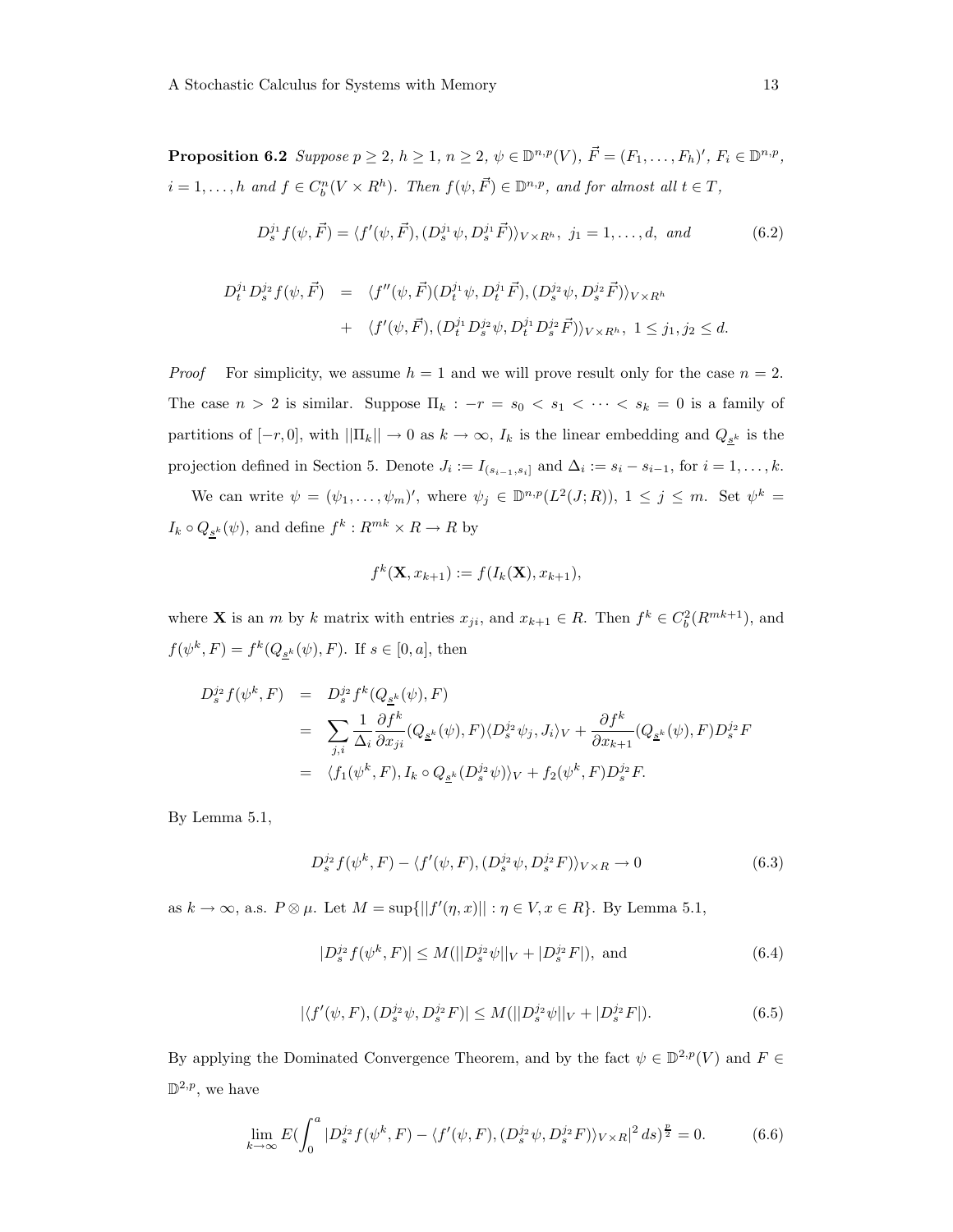**Proposition 6.2** *Suppose $p \geq 2$, $h \geq 1$, $n \geq 2$, $\psi \in \mathbb{D}^{n,p}(V)$, $\vec{F} = (F_1, \ldots, F_h)'$, $F_i \in \mathbb{D}^{n,p}$, $i = 1, \ldots, h$ and $f \in C_b^n(V \times R^h)$. Then $f(\psi, \vec{F}) \in \mathbb{D}^{n,p}$, and for almost all $t \in T$,*

$$D_s^{j_1} f(\psi, \vec{F}) = \langle f'(\psi, \vec{F}), (D_s^{j_1}\psi, D_s^{j_1}\vec{F})\rangle_{V\times R^h},\ j_1 = 1, \ldots, d, \text{ and} \tag{6.2}$$

$$\begin{aligned} D_t^{j_1} D_s^{j_2} f(\psi, \vec{F}) &= \langle f''(\psi, \vec{F})(D_t^{j_1}\psi, D_t^{j_1}\vec{F}), (D_s^{j_2}\psi, D_s^{j_2}\vec{F})\rangle_{V\times R^h} \\ &+ \langle f'(\psi, \vec{F}), (D_t^{j_1}D_s^{j_2}\psi, D_t^{j_1}D_s^{j_2}\vec{F})\rangle_{V\times R^h},\ 1 \leq j_1, j_2 \leq d. \end{aligned}$$

*Proof* For simplicity, we assume $h = 1$ and we will prove result only for the case $n = 2$. The case $n > 2$ is similar. Suppose $\Pi_k : -r = s_0 < s_1 < \cdots < s_k = 0$ is a family of partitions of $[-r, 0]$, with $||\Pi_k|| \to 0$ as $k \to \infty$, $I_k$ is the linear embedding and $Q_{\underline{s}^k}$ is the projection defined in Section 5. Denote $J_i := I_{(s_{i-1}, s_i]}$ and $\Delta_i := s_i - s_{i-1}$, for $i = 1, \ldots, k$.

We can write $\psi = (\psi_1, \ldots, \psi_m)'$, where $\psi_j \in \mathbb{D}^{n,p}(L^2(J; R))$, $1 \leq j \leq m$. Set $\psi^k = I_k \circ Q_{\underline{s}^k}(\psi)$, and define $f^k : R^{mk} \times R \to R$ by

$$f^k(\mathbf{X}, x_{k+1}) := f(I_k(\mathbf{X}), x_{k+1}),$$

where $\mathbf{X}$ is an $m$ by $k$ matrix with entries $x_{ji}$, and $x_{k+1} \in R$. Then $f^k \in C_b^2(R^{mk+1})$, and $f(\psi^k, F) = f^k(Q_{\underline{s}^k}(\psi), F)$. If $s \in [0, a]$, then

$$\begin{aligned} D_s^{j_2} f(\psi^k, F) &= D_s^{j_2} f^k(Q_{\underline{s}^k}(\psi), F) \\ &= \sum_{j,i} \frac{1}{\Delta_i}\frac{\partial f^k}{\partial x_{ji}}(Q_{\underline{s}^k}(\psi), F)\langle D_s^{j_2}\psi_j, J_i\rangle_V + \frac{\partial f^k}{\partial x_{k+1}}(Q_{\underline{s}^k}(\psi), F) D_s^{j_2} F \\ &= \langle f_1(\psi^k, F), I_k \circ Q_{\underline{s}^k}(D_s^{j_2}\psi)\rangle_V + f_2(\psi^k, F) D_s^{j_2} F. \end{aligned}$$

By Lemma 5.1,

$$D_s^{j_2} f(\psi^k, F) - \langle f'(\psi, F), (D_s^{j_2}\psi, D_s^{j_2}F)\rangle_{V\times R} \to 0 \tag{6.3}$$

as $k \to \infty$, a.s. $P \otimes \mu$. Let $M = \sup\{||f'(\eta, x)|| : \eta \in V, x \in R\}$. By Lemma 5.1,

$$|D_s^{j_2} f(\psi^k, F)| \leq M(||D_s^{j_2}\psi||_V + |D_s^{j_2}F|), \text{ and} \tag{6.4}$$

$$|\langle f'(\psi, F), (D_s^{j_2}\psi, D_s^{j_2}F)| \leq M(||D_s^{j_2}\psi||_V + |D_s^{j_2}F|). \tag{6.5}$$

By applying the Dominated Convergence Theorem, and by the fact $\psi \in \mathbb{D}^{2,p}(V)$ and $F \in \mathbb{D}^{2,p}$, we have

$$\lim_{k\to\infty} E(\int_0^a |D_s^{j_2} f(\psi^k, F) - \langle f'(\psi, F), (D_s^{j_2}\psi, D_s^{j_2}F)\rangle_{V\times R}|^2\, ds)^{\frac{p}{2}} = 0. \tag{6.6}$$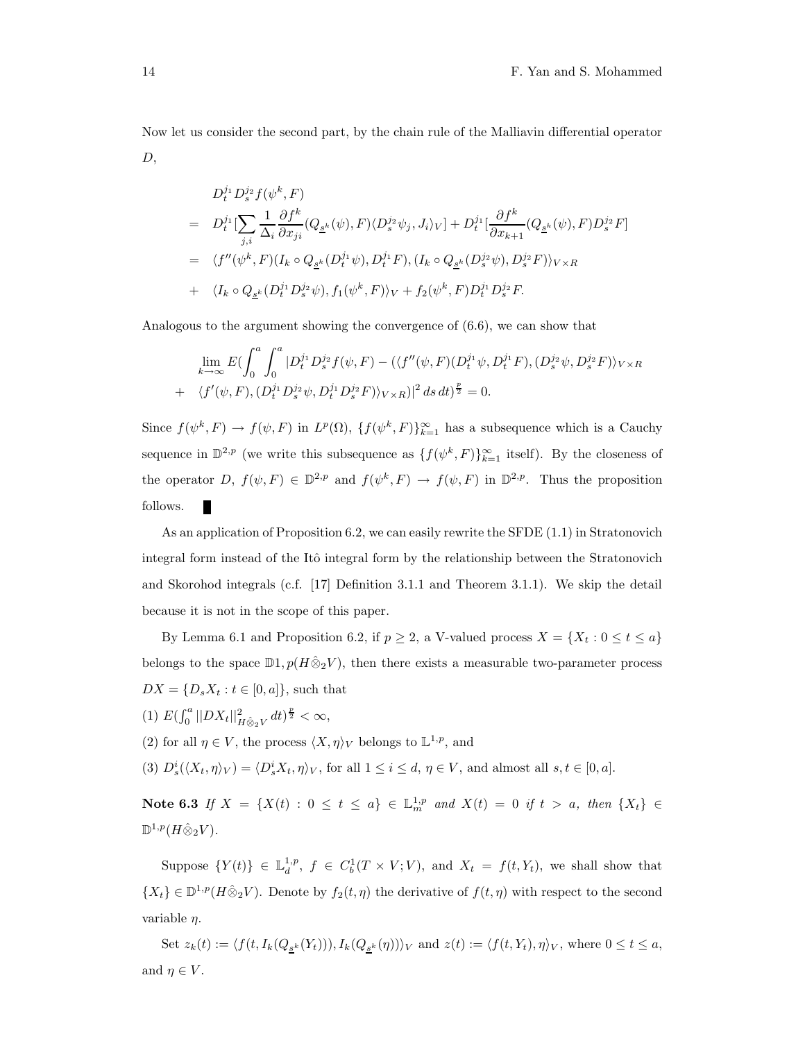Now let us consider the second part, by the chain rule of the Malliavin differential operator $D$,

$$
\begin{aligned}
& D_t^{j_1} D_s^{j_2} f(\psi^k, F) \\
= \quad & D_t^{j_1}[\sum_{j,i} \frac{1}{\Delta_i} \frac{\partial f^k}{\partial x_{ji}}(Q_{\underline{s}^k}(\psi), F)\langle D_s^{j_2}\psi_j, J_i\rangle_V] + D_t^{j_1}[\frac{\partial f^k}{\partial x_{k+1}}(Q_{\underline{s}^k}(\psi), F) D_s^{j_2} F] \\
= \quad & \langle f''(\psi^k, F)(I_k \circ Q_{\underline{s}^k}(D_t^{j_1}\psi), D_t^{j_1}F), (I_k \circ Q_{\underline{s}^k}(D_s^{j_2}\psi), D_s^{j_2}F)\rangle_{V\times R} \\
+ \quad & \langle I_k \circ Q_{\underline{s}^k}(D_t^{j_1} D_s^{j_2}\psi), f_1(\psi^k, F)\rangle_V + f_2(\psi^k, F) D_t^{j_1} D_s^{j_2} F.
\end{aligned}
$$

Analogous to the argument showing the convergence of (6.6), we can show that

$$
\begin{aligned}
& \lim_{k\to\infty} E(\int_0^a \int_0^a |D_t^{j_1} D_s^{j_2} f(\psi, F) - (\langle f''(\psi, F)(D_t^{j_1}\psi, D_t^{j_1}F), (D_s^{j_2}\psi, D_s^{j_2}F)\rangle_{V\times R} \\
+ \quad & \langle f'(\psi, F), (D_t^{j_1} D_s^{j_2}\psi, D_t^{j_1} D_s^{j_2} F)\rangle_{V\times R})|^2 \, ds \, dt)^{\frac{p}{2}} = 0.
\end{aligned}
$$

Since $f(\psi^k, F) \to f(\psi, F)$ in $L^p(\Omega)$, $\{f(\psi^k, F)\}_{k=1}^\infty$ has a subsequence which is a Cauchy sequence in $\mathbb{D}^{2,p}$ (we write this subsequence as $\{f(\psi^k, F)\}_{k=1}^\infty$ itself). By the closeness of the operator $D$, $f(\psi, F) \in \mathbb{D}^{2,p}$ and $f(\psi^k, F) \to f(\psi, F)$ in $\mathbb{D}^{2,p}$. Thus the proposition follows. ∎

As an application of Proposition 6.2, we can easily rewrite the SFDE (1.1) in Stratonovich integral form instead of the Itô integral form by the relationship between the Stratonovich and Skorohod integrals (c.f. [17] Definition 3.1.1 and Theorem 3.1.1). We skip the detail because it is not in the scope of this paper.

By Lemma 6.1 and Proposition 6.2, if $p \geq 2$, a V-valued process $X = \{X_t : 0 \leq t \leq a\}$ belongs to the space $\mathbb{D}1, p(H\hat{\otimes}_2 V)$, then there exists a measurable two-parameter process $DX = \{D_s X_t : t \in [0, a]\}$, such that

(1) $E(\int_0^a ||DX_t||^2_{H\hat{\otimes}_2 V} \, dt)^{\frac{p}{2}} < \infty$,

(2) for all $\eta \in V$, the process $\langle X, \eta\rangle_V$ belongs to $\mathbb{L}^{1,p}$, and

(3) $D_s^i(\langle X_t, \eta\rangle_V) = \langle D_s^i X_t, \eta\rangle_V$, for all $1 \leq i \leq d$, $\eta \in V$, and almost all $s, t \in [0, a]$.

**Note 6.3** *If $X = \{X(t) : 0 \leq t \leq a\} \in \mathbb{L}_m^{1,p}$ and $X(t) = 0$ if $t > a$, then $\{X_t\} \in \mathbb{D}^{1,p}(H\hat{\otimes}_2 V)$.*

Suppose $\{Y(t)\} \in \mathbb{L}_d^{1,p}$, $f \in C_b^1(T \times V; V)$, and $X_t = f(t, Y_t)$, we shall show that $\{X_t\} \in \mathbb{D}^{1,p}(H\hat{\otimes}_2 V)$. Denote by $f_2(t, \eta)$ the derivative of $f(t, \eta)$ with respect to the second variable $\eta$.

Set $z_k(t) := \langle f(t, I_k(Q_{\underline{s}^k}(Y_t))), I_k(Q_{\underline{s}^k}(\eta))\rangle_V$ and $z(t) := \langle f(t, Y_t), \eta\rangle_V$, where $0 \leq t \leq a$, and $\eta \in V$.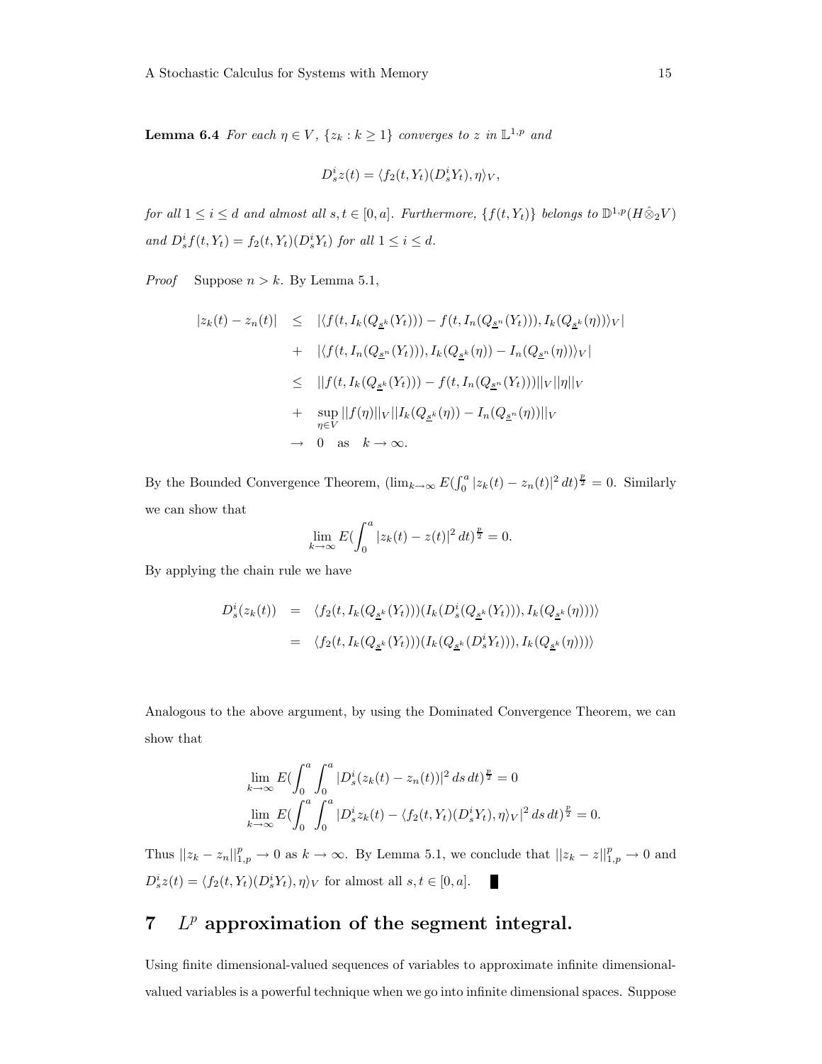**Lemma 6.4** *For each $\eta \in V$, $\{z_k : k \geq 1\}$ converges to $z$ in $\mathbb{L}^{1,p}$ and*

$$D_s^i z(t) = \langle f_2(t, Y_t)(D_s^i Y_t), \eta \rangle_V,$$

*for all $1 \leq i \leq d$ and almost all $s, t \in [0, a]$. Furthermore, $\{f(t, Y_t)\}$ belongs to $\mathbb{D}^{1,p}(H \hat{\otimes}_2 V)$ and $D_s^i f(t, Y_t) = f_2(t, Y_t)(D_s^i Y_t)$ for all $1 \leq i \leq d$.*

*Proof* Suppose $n > k$. By Lemma 5.1,

$$\begin{aligned}
|z_k(t) - z_n(t)| &\leq |\langle f(t, I_k(Q_{\underline{s}^k}(Y_t))) - f(t, I_n(Q_{\underline{s}^n}(Y_t))), I_k(Q_{\underline{s}^k}(\eta))\rangle_V| \\
&+ |\langle f(t, I_n(Q_{\underline{s}^n}(Y_t))), I_k(Q_{\underline{s}^k}(\eta)) - I_n(Q_{\underline{s}^n}(\eta))\rangle_V| \\
&\leq ||f(t, I_k(Q_{\underline{s}^k}(Y_t))) - f(t, I_n(Q_{\underline{s}^n}(Y_t)))||_V ||\eta||_V \\
&+ \sup_{\eta \in V} ||f(\eta)||_V ||I_k(Q_{\underline{s}^k}(\eta)) - I_n(Q_{\underline{s}^n}(\eta))||_V \\
&\to 0 \quad \text{as} \quad k \to \infty.
\end{aligned}$$

By the Bounded Convergence Theorem, $(\lim_{k\to\infty} E(\int_0^a |z_k(t) - z_n(t)|^2 \, dt)^{\frac{p}{2}} = 0$. Similarly we can show that

$$\lim_{k\to\infty} E(\int_0^a |z_k(t) - z(t)|^2 \, dt)^{\frac{p}{2}} = 0.$$

By applying the chain rule we have

$$\begin{aligned}
D_s^i(z_k(t)) &= \langle f_2(t, I_k(Q_{\underline{s}^k}(Y_t)))(I_k(D_s^i(Q_{\underline{s}^k}(Y_t))), I_k(Q_{\underline{s}^k}(\eta)))\rangle \\
&= \langle f_2(t, I_k(Q_{\underline{s}^k}(Y_t)))(I_k(Q_{\underline{s}^k}(D_s^i Y_t))), I_k(Q_{\underline{s}^k}(\eta)))\rangle
\end{aligned}$$

Analogous to the above argument, by using the Dominated Convergence Theorem, we can show that

$$\begin{aligned}
&\lim_{k\to\infty} E(\int_0^a \int_0^a |D_s^i(z_k(t) - z_n(t))|^2 \, ds \, dt)^{\frac{p}{2}} = 0 \\
&\lim_{k\to\infty} E(\int_0^a \int_0^a |D_s^i z_k(t) - \langle f_2(t, Y_t)(D_s^i Y_t), \eta\rangle_V|^2 \, ds \, dt)^{\frac{p}{2}} = 0.
\end{aligned}$$

Thus $||z_k - z_n||_{1,p}^p \to 0$ as $k \to \infty$. By Lemma 5.1, we conclude that $||z_k - z||_{1,p}^p \to 0$ and $D_s^i z(t) = \langle f_2(t, Y_t)(D_s^i Y_t), \eta\rangle_V$ for almost all $s, t \in [0, a]$. ∎

## 7 $L^p$ approximation of the segment integral.

Using finite dimensional-valued sequences of variables to approximate infinite dimensional-valued variables is a powerful technique when we go into infinite dimensional spaces. Suppose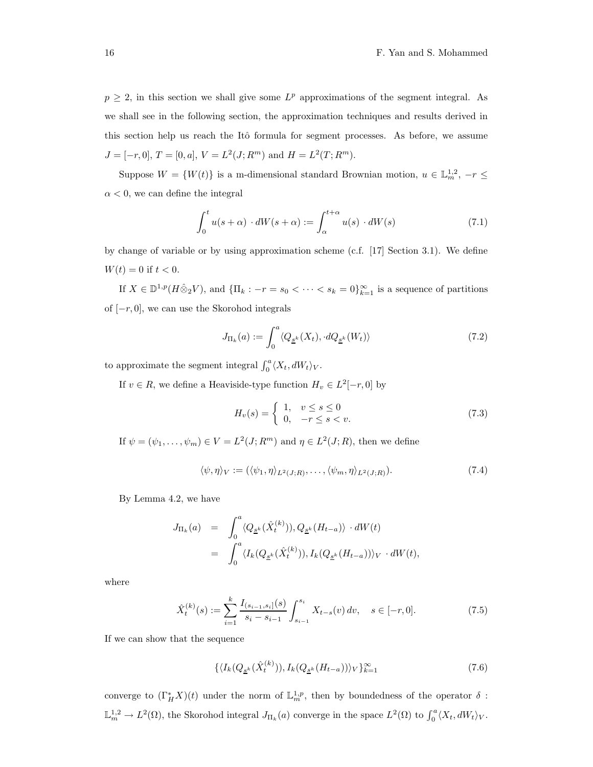$p \geq 2$, in this section we shall give some $L^p$ approximations of the segment integral. As we shall see in the following section, the approximation techniques and results derived in this section help us reach the Itô formula for segment processes. As before, we assume $J = [-r, 0]$, $T = [0, a]$, $V = L^2(J; R^m)$ and $H = L^2(T; R^m)$.

Suppose $W = \{W(t)\}$ is a m-dimensional standard Brownian motion, $u \in \mathbb{L}^{1,2}_m$, $-r \leq \alpha < 0$, we can define the integral

$$\int_0^t u(s+\alpha) \cdot dW(s+\alpha) := \int_\alpha^{t+\alpha} u(s) \cdot dW(s) \tag{7.1}$$

by change of variable or by using approximation scheme (c.f. [17] Section 3.1). We define $W(t) = 0$ if $t < 0$.

If $X \in \mathbb{D}^{1,p}(H \hat{\otimes}_2 V)$, and $\{\Pi_k : -r = s_0 < \cdots < s_k = 0\}_{k=1}^\infty$ is a sequence of partitions of $[-r, 0]$, we can use the Skorohod integrals

$$J_{\Pi_k}(a) := \int_0^a \langle Q_{\underline{s}^k}(X_t), \cdot dQ_{\underline{s}^k}(W_t)\rangle \tag{7.2}$$

to approximate the segment integral $\int_0^a \langle X_t, dW_t \rangle_V$.

If $v \in R$, we define a Heaviside-type function $H_v \in L^2[-r, 0]$ by

$$H_v(s) = \begin{cases} 1, & v \leq s \leq 0 \\ 0, & -r \leq s < v. \end{cases} \tag{7.3}$$

If $\psi = (\psi_1, \ldots, \psi_m) \in V = L^2(J; R^m)$ and $\eta \in L^2(J; R)$, then we define

$$\langle \psi, \eta \rangle_V := (\langle \psi_1, \eta \rangle_{L^2(J;R)}, \ldots, \langle \psi_m, \eta \rangle_{L^2(J;R)}). \tag{7.4}$$

By Lemma 4.2, we have

$$\begin{aligned} J_{\Pi_k}(a) &= \int_0^a \langle Q_{\underline{s}^k}(\hat{X}_t^{(k)})), Q_{\underline{s}^k}(H_{t-a})\rangle \cdot dW(t) \\ &= \int_0^a \langle I_k(Q_{\underline{s}^k}(\hat{X}_t^{(k)})), I_k(Q_{\underline{s}^k}(H_{t-a}))\rangle_V \cdot dW(t), \end{aligned}$$

where

$$\hat{X}_t^{(k)}(s) := \sum_{i=1}^k \frac{I_{(s_{i-1}, s_i]}(s)}{s_i - s_{i-1}} \int_{s_{i-1}}^{s_i} X_{t-s}(v)\, dv, \quad s \in [-r, 0]. \tag{7.5}$$

If we can show that the sequence

$$\{\langle I_k(Q_{\underline{s}^k}(\hat{X}_t^{(k)})), I_k(Q_{\underline{s}^k}(H_{t-a}))\rangle_V\}_{k=1}^\infty \tag{7.6}$$

converge to $(\Gamma_H^* X)(t)$ under the norm of $\mathbb{L}^{1,p}_m$, then by boundedness of the operator $\delta : \mathbb{L}^{1,2}_m \to L^2(\Omega)$, the Skorohod integral $J_{\Pi_k}(a)$ converge in the space $L^2(\Omega)$ to $\int_0^a \langle X_t, dW_t \rangle_V$.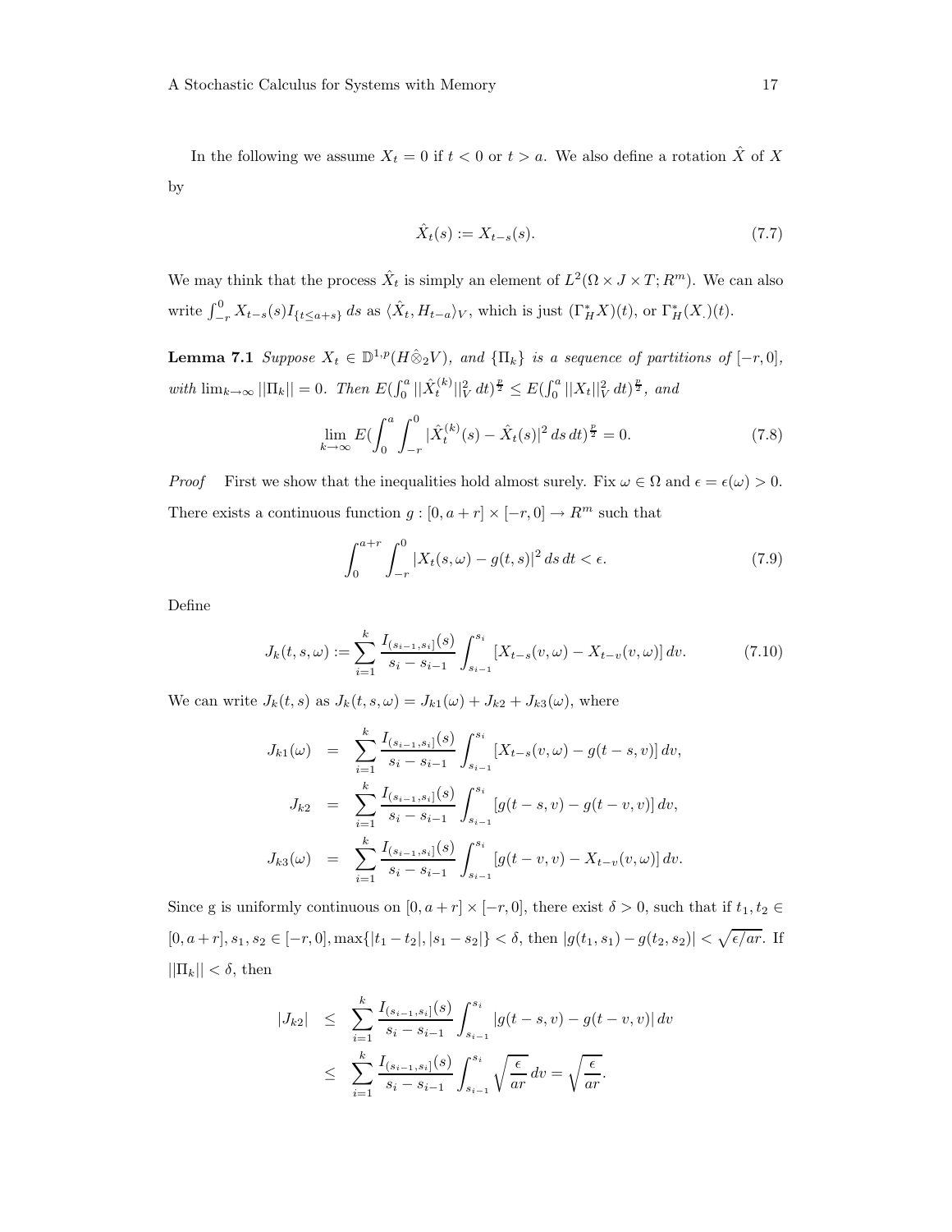In the following we assume $X_t = 0$ if $t < 0$ or $t > a$. We also define a rotation $\hat{X}$ of $X$ by

$$\hat{X}_t(s) := X_{t-s}(s). \tag{7.7}$$

We may think that the process $\hat{X}_t$ is simply an element of $L^2(\Omega \times J \times T; R^m)$. We can also write $\int_{-r}^{0} X_{t-s}(s) I_{\{t \leq a+s\}} \, ds$ as $\langle \hat{X}_t, H_{t-a} \rangle_V$, which is just $(\Gamma_H^* X)(t)$, or $\Gamma_H^*(X_\cdot)(t)$.

**Lemma 7.1** *Suppose $X_t \in \mathbb{D}^{1,p}(H \hat{\otimes}_2 V)$, and $\{\Pi_k\}$ is a sequence of partitions of $[-r, 0]$, with $\lim_{k\to\infty} ||\Pi_k|| = 0$. Then $E(\int_0^a ||\hat{X}_t^{(k)}||_V^2 \, dt)^{\frac{p}{2}} \leq E(\int_0^a ||X_t||_V^2 \, dt)^{\frac{p}{2}}$, and*

$$\lim_{k\to\infty} E(\int_0^a \int_{-r}^0 |\hat{X}_t^{(k)}(s) - \hat{X}_t(s)|^2 \, ds \, dt)^{\frac{p}{2}} = 0. \tag{7.8}$$

*Proof* First we show that the inequalities hold almost surely. Fix $\omega \in \Omega$ and $\epsilon = \epsilon(\omega) > 0$. There exists a continuous function $g : [0, a+r] \times [-r, 0] \to R^m$ such that

$$\int_0^{a+r} \int_{-r}^0 |X_t(s, \omega) - g(t, s)|^2 \, ds \, dt < \epsilon. \tag{7.9}$$

Define

$$J_k(t, s, \omega) := \sum_{i=1}^{k} \frac{I_{(s_{i-1}, s_i]}(s)}{s_i - s_{i-1}} \int_{s_{i-1}}^{s_i} [X_{t-s}(v, \omega) - X_{t-v}(v, \omega)] \, dv. \tag{7.10}$$

We can write $J_k(t, s)$ as $J_k(t, s, \omega) = J_{k1}(\omega) + J_{k2} + J_{k3}(\omega)$, where

$$\begin{aligned}
J_{k1}(\omega) &= \sum_{i=1}^{k} \frac{I_{(s_{i-1}, s_i]}(s)}{s_i - s_{i-1}} \int_{s_{i-1}}^{s_i} [X_{t-s}(v, \omega) - g(t-s, v)] \, dv, \\
J_{k2} &= \sum_{i=1}^{k} \frac{I_{(s_{i-1}, s_i]}(s)}{s_i - s_{i-1}} \int_{s_{i-1}}^{s_i} [g(t-s, v) - g(t-v, v)] \, dv, \\
J_{k3}(\omega) &= \sum_{i=1}^{k} \frac{I_{(s_{i-1}, s_i]}(s)}{s_i - s_{i-1}} \int_{s_{i-1}}^{s_i} [g(t-v, v) - X_{t-v}(v, \omega)] \, dv.
\end{aligned}$$

Since g is uniformly continuous on $[0, a+r] \times [-r, 0]$, there exist $\delta > 0$, such that if $t_1, t_2 \in [0, a+r], s_1, s_2 \in [-r, 0], \max\{|t_1 - t_2|, |s_1 - s_2|\} < \delta$, then $|g(t_1, s_1) - g(t_2, s_2)| < \sqrt{\epsilon/ar}$. If $||\Pi_k|| < \delta$, then

$$\begin{aligned}
|J_{k2}| &\leq \sum_{i=1}^{k} \frac{I_{(s_{i-1}, s_i]}(s)}{s_i - s_{i-1}} \int_{s_{i-1}}^{s_i} |g(t-s, v) - g(t-v, v)| \, dv \\
&\leq \sum_{i=1}^{k} \frac{I_{(s_{i-1}, s_i]}(s)}{s_i - s_{i-1}} \int_{s_{i-1}}^{s_i} \sqrt{\frac{\epsilon}{ar}} \, dv = \sqrt{\frac{\epsilon}{ar}}.
\end{aligned}$$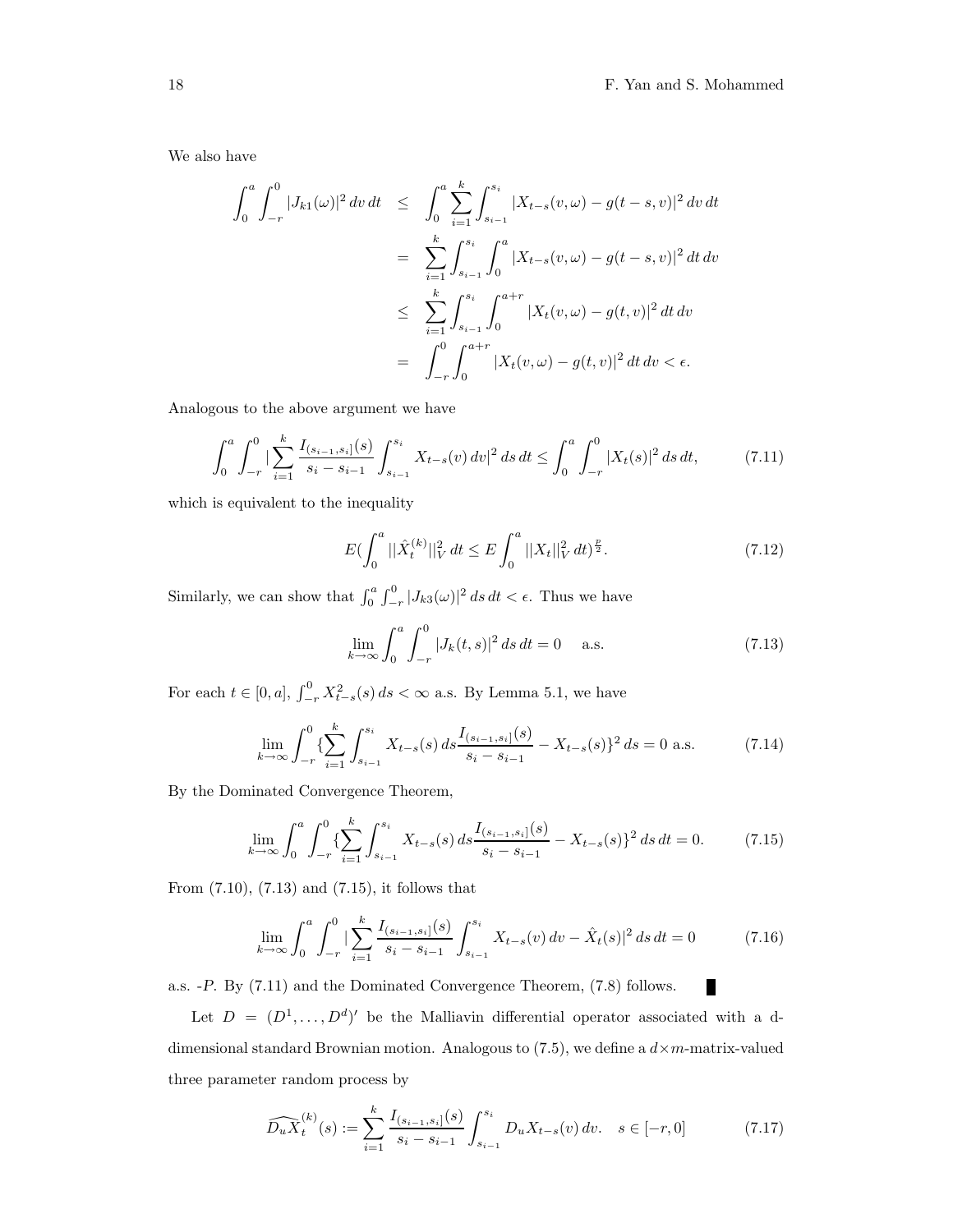We also have

$$
\begin{aligned}
\int_0^a \int_{-r}^0 |J_{k1}(\omega)|^2 \, dv \, dt &\leq \int_0^a \sum_{i=1}^k \int_{s_{i-1}}^{s_i} |X_{t-s}(v,\omega) - g(t-s,v)|^2 \, dv \, dt \\
&= \sum_{i=1}^k \int_{s_{i-1}}^{s_i} \int_0^a |X_{t-s}(v,\omega) - g(t-s,v)|^2 \, dt \, dv \\
&\leq \sum_{i=1}^k \int_{s_{i-1}}^{s_i} \int_0^{a+r} |X_t(v,\omega) - g(t,v)|^2 \, dt \, dv \\
&= \int_{-r}^0 \int_0^{a+r} |X_t(v,\omega) - g(t,v)|^2 \, dt \, dv < \epsilon.
\end{aligned}
$$

Analogous to the above argument we have

$$
\int_0^a \int_{-r}^0 |\sum_{i=1}^k \frac{I_{(s_{i-1},s_i]}(s)}{s_i - s_{i-1}} \int_{s_{i-1}}^{s_i} X_{t-s}(v) \, dv|^2 \, ds \, dt \leq \int_0^a \int_{-r}^0 |X_t(s)|^2 \, ds \, dt, \tag{7.11}
$$

which is equivalent to the inequality

$$
E(\int_0^a ||\hat{X}_t^{(k)}||_V^2 \, dt \leq E \int_0^a ||X_t||_V^2 \, dt)^{\frac{p}{2}}. \tag{7.12}
$$

Similarly, we can show that $\int_0^a \int_{-r}^0 |J_{k3}(\omega)|^2 \, ds \, dt < \epsilon$. Thus we have

$$
\lim_{k \to \infty} \int_0^a \int_{-r}^0 |J_k(t,s)|^2 \, ds \, dt = 0 \quad \text{ a.s.} \tag{7.13}
$$

For each $t \in [0,a]$, $\int_{-r}^0 X_{t-s}^2(s) \, ds < \infty$ a.s. By Lemma 5.1, we have

$$
\lim_{k \to \infty} \int_{-r}^0 \{\sum_{i=1}^k \int_{s_{i-1}}^{s_i} X_{t-s}(s) \, ds \frac{I_{(s_{i-1},s_i]}(s)}{s_i - s_{i-1}} - X_{t-s}(s)\}^2 \, ds = 0 \text{ a.s.} \tag{7.14}
$$

By the Dominated Convergence Theorem,

$$
\lim_{k \to \infty} \int_0^a \int_{-r}^0 \{\sum_{i=1}^k \int_{s_{i-1}}^{s_i} X_{t-s}(s) \, ds \frac{I_{(s_{i-1},s_i]}(s)}{s_i - s_{i-1}} - X_{t-s}(s)\}^2 \, ds \, dt = 0. \tag{7.15}
$$

From (7.10), (7.13) and (7.15), it follows that

$$
\lim_{k \to \infty} \int_0^a \int_{-r}^0 |\sum_{i=1}^k \frac{I_{(s_{i-1},s_i]}(s)}{s_i - s_{i-1}} \int_{s_{i-1}}^{s_i} X_{t-s}(v) \, dv - \hat{X}_t(s)|^2 \, ds \, dt = 0 \tag{7.16}
$$

a.s. -$P$. By (7.11) and the Dominated Convergence Theorem, (7.8) follows. ∎

Let $D = (D^1, \ldots, D^d)'$ be the Malliavin differential operator associated with a d-dimensional standard Brownian motion. Analogous to (7.5), we define a $d \times m$-matrix-valued three parameter random process by

$$
\widehat{D_u X}_t^{(k)}(s) := \sum_{i=1}^k \frac{I_{(s_{i-1},s_i]}(s)}{s_i - s_{i-1}} \int_{s_{i-1}}^{s_i} D_u X_{t-s}(v) \, dv. \quad s \in [-r, 0] \tag{7.17}
$$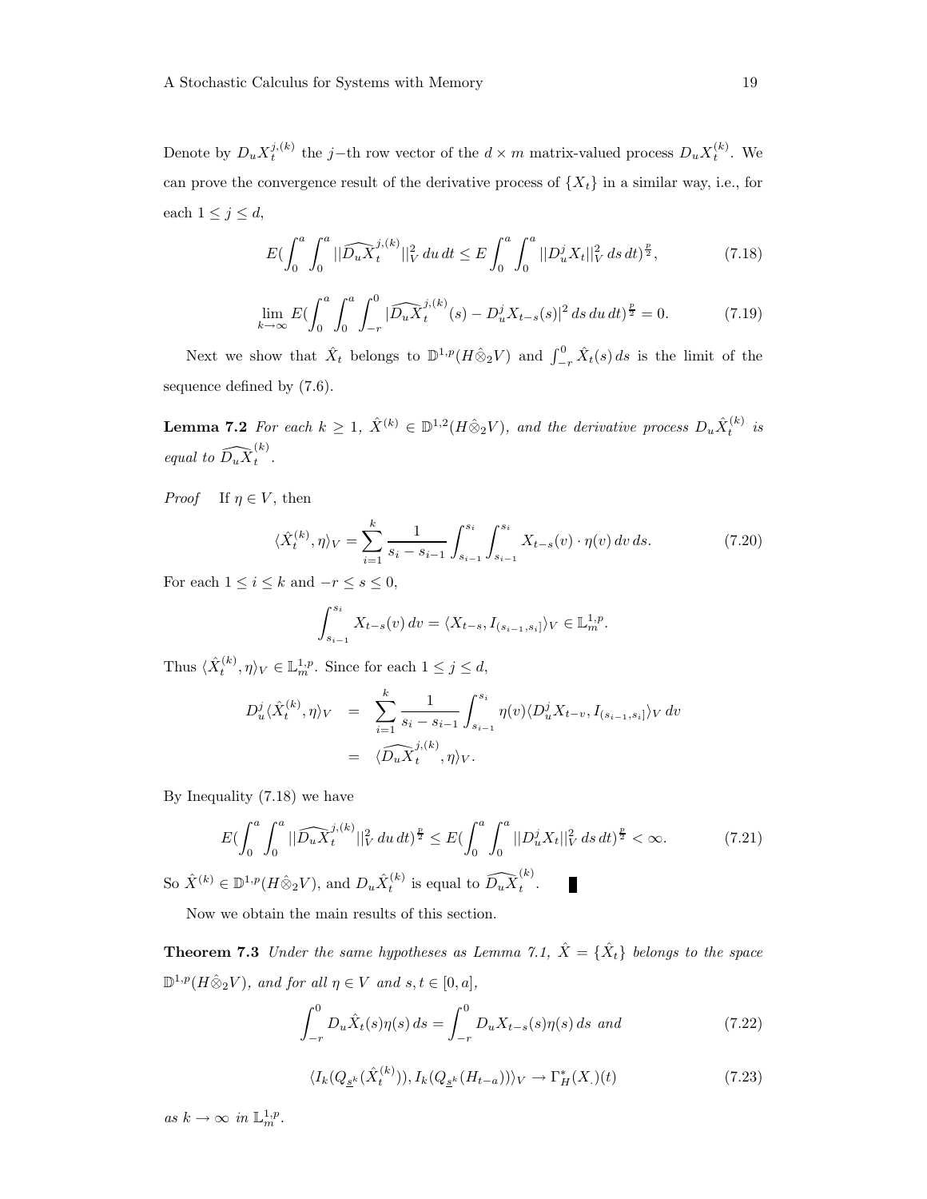Denote by $D_u X_t^{j,(k)}$ the $j$−th row vector of the $d \times m$ matrix-valued process $D_u X_t^{(k)}$. We can prove the convergence result of the derivative process of $\{X_t\}$ in a similar way, i.e., for each $1 \leq j \leq d$,

$$E(\int_0^a \int_0^a ||\widehat{D_u X}_t^{j,(k)}||_V^2 \, du \, dt \leq E \int_0^a \int_0^a ||D_u^j X_t||_V^2 \, ds \, dt)^{\frac{p}{2}}, \tag{7.18}$$

$$\lim_{k\to\infty} E(\int_0^a \int_0^a \int_{-r}^0 |\widehat{D_u X}_t^{j,(k)}(s) - D_u^j X_{t-s}(s)|^2 \, ds \, du \, dt)^{\frac{p}{2}} = 0. \tag{7.19}$$

Next we show that $\hat{X}_t$ belongs to $\mathbb{D}^{1,p}(H \hat{\otimes}_2 V)$ and $\int_{-r}^0 \hat{X}_t(s) \, ds$ is the limit of the sequence defined by (7.6).

**Lemma 7.2** *For each $k \geq 1$, $\hat{X}^{(k)} \in \mathbb{D}^{1,2}(H \hat{\otimes}_2 V)$, and the derivative process $D_u \hat{X}_t^{(k)}$ is equal to $\widehat{D_u X}_t^{(k)}$.*

*Proof* If $\eta \in V$, then

$$\langle \hat{X}_t^{(k)}, \eta \rangle_V = \sum_{i=1}^k \frac{1}{s_i - s_{i-1}} \int_{s_{i-1}}^{s_i} \int_{s_{i-1}}^{s_i} X_{t-s}(v) \cdot \eta(v) \, dv \, ds. \tag{7.20}$$

For each $1 \leq i \leq k$ and $-r \leq s \leq 0$,

$$\int_{s_{i-1}}^{s_i} X_{t-s}(v) \, dv = \langle X_{t-s}, I_{(s_{i-1}, s_i]} \rangle_V \in \mathbb{L}_m^{1,p}.$$

Thus $\langle \hat{X}_t^{(k)}, \eta \rangle_V \in \mathbb{L}_m^{1,p}$. Since for each $1 \leq j \leq d$,

$$\begin{aligned} D_u^j \langle \hat{X}_t^{(k)}, \eta \rangle_V &= \sum_{i=1}^k \frac{1}{s_i - s_{i-1}} \int_{s_{i-1}}^{s_i} \eta(v) \langle D_u^j X_{t-v}, I_{(s_{i-1}, s_i]} \rangle_V \, dv \\ &= \langle \widehat{D_u X}_t^{j,(k)}, \eta \rangle_V. \end{aligned}$$

By Inequality (7.18) we have

$$E(\int_0^a \int_0^a ||\widehat{D_u X}_t^{j,(k)}||_V^2 \, du \, dt)^{\frac{p}{2}} \leq E(\int_0^a \int_0^a ||D_u^j X_t||_V^2 \, ds \, dt)^{\frac{p}{2}} < \infty. \tag{7.21}$$

So $\hat{X}^{(k)} \in \mathbb{D}^{1,p}(H \hat{\otimes}_2 V)$, and $D_u \hat{X}_t^{(k)}$ is equal to $\widehat{D_u X}_t^{(k)}$. ∎

Now we obtain the main results of this section.

**Theorem 7.3** *Under the same hypotheses as Lemma 7.1, $\hat{X} = \{\hat{X}_t\}$ belongs to the space $\mathbb{D}^{1,p}(H \hat{\otimes}_2 V)$, and for all $\eta \in V$ and $s, t \in [0, a]$,*

$$\int_{-r}^0 D_u \hat{X}_t(s) \eta(s) \, ds = \int_{-r}^0 D_u X_{t-s}(s) \eta(s) \, ds \ \text{and} \tag{7.22}$$

$$\langle I_k(Q_{\underline{s}^k}(\hat{X}_t^{(k)})), I_k(Q_{\underline{s}^k}(H_{t-a})) \rangle_V \to \Gamma_H^*(X_.)(t) \tag{7.23}$$

*as $k \to \infty$ in $\mathbb{L}_m^{1,p}$.*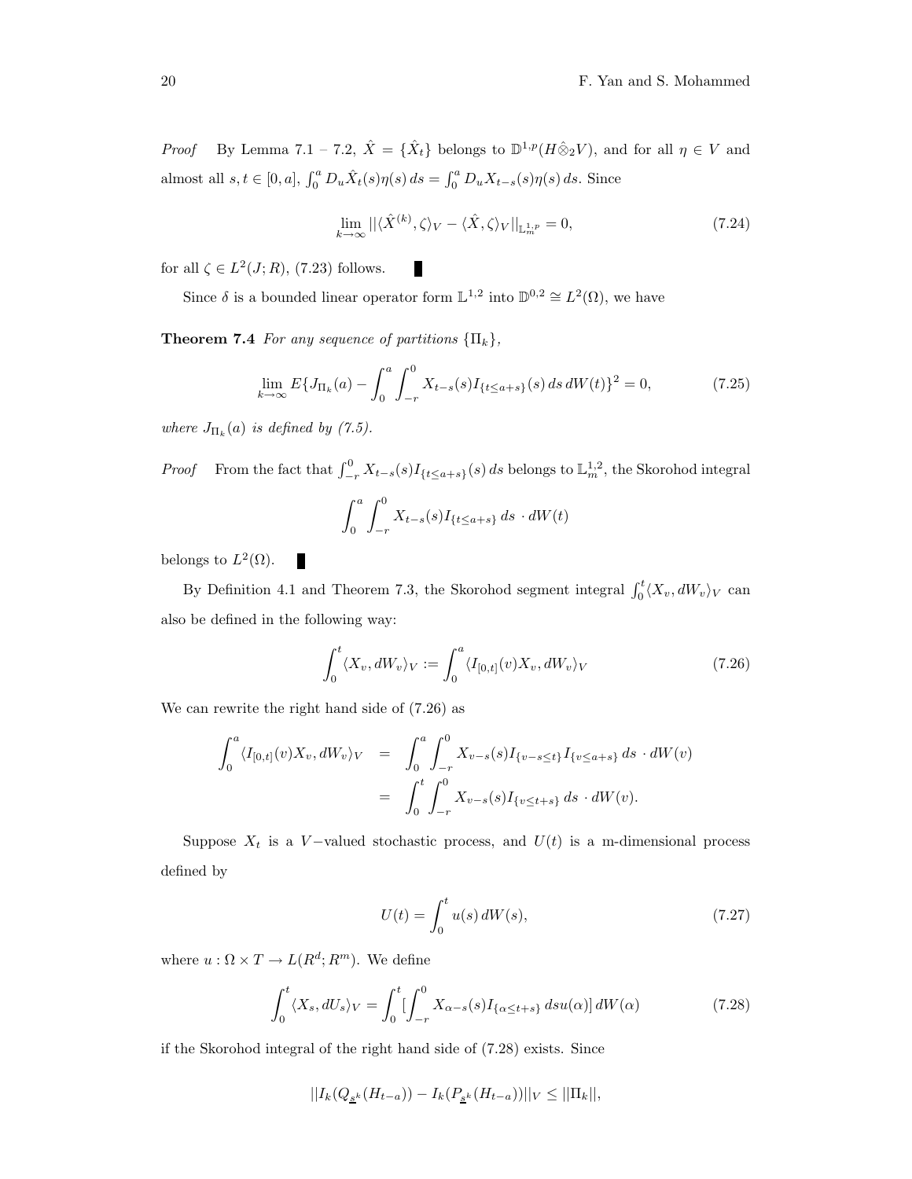*Proof* By Lemma 7.1 – 7.2, $\hat{X} = \{\hat{X}_t\}$ belongs to $\mathbb{D}^{1,p}(H\hat{\otimes}_2 V)$, and for all $\eta \in V$ and almost all $s, t \in [0, a]$, $\int_0^a D_u \hat{X}_t(s)\eta(s)\, ds = \int_0^a D_u X_{t-s}(s)\eta(s)\, ds$. Since

$$\lim_{k\to\infty} ||\langle \hat{X}^{(k)}, \zeta\rangle_V - \langle \hat{X}, \zeta\rangle_V||_{\mathbb{L}^{1,p}_m} = 0, \tag{7.24}$$

for all $\zeta \in L^2(J; R)$, (7.23) follows. ∎

Since $\delta$ is a bounded linear operator form $\mathbb{L}^{1,2}$ into $\mathbb{D}^{0,2} \cong L^2(\Omega)$, we have

**Theorem 7.4** *For any sequence of partitions $\{\Pi_k\}$,*

$$\lim_{k\to\infty} E\{J_{\Pi_k}(a) - \int_0^a \int_{-r}^0 X_{t-s}(s) I_{\{t\leq a+s\}}(s)\, ds\, dW(t)\}^2 = 0, \tag{7.25}$$

*where $J_{\Pi_k}(a)$ is defined by (7.5).*

*Proof* From the fact that $\int_{-r}^0 X_{t-s}(s) I_{\{t\leq a+s\}}(s)\, ds$ belongs to $\mathbb{L}^{1,2}_m$, the Skorohod integral

$$\int_0^a \int_{-r}^0 X_{t-s}(s) I_{\{t\leq a+s\}}\, ds \,\cdot dW(t)$$

belongs to $L^2(\Omega)$. ∎

By Definition 4.1 and Theorem 7.3, the Skorohod segment integral $\int_0^t \langle X_v, dW_v\rangle_V$ can also be defined in the following way:

$$\int_0^t \langle X_v, dW_v\rangle_V := \int_0^a \langle I_{[0,t]}(v) X_v, dW_v\rangle_V \tag{7.26}$$

We can rewrite the right hand side of (7.26) as

$$\begin{aligned}
\int_0^a \langle I_{[0,t]}(v) X_v, dW_v\rangle_V &= \int_0^a \int_{-r}^0 X_{v-s}(s) I_{\{v-s\leq t\}} I_{\{v\leq a+s\}}\, ds \,\cdot dW(v) \\
&= \int_0^t \int_{-r}^0 X_{v-s}(s) I_{\{v\leq t+s\}}\, ds \,\cdot dW(v).
\end{aligned}$$

Suppose $X_t$ is a $V-$valued stochastic process, and $U(t)$ is a m-dimensional process defined by

$$U(t) = \int_0^t u(s)\, dW(s), \tag{7.27}$$

where $u : \Omega \times T \to L(R^d; R^m)$. We define

$$\int_0^t \langle X_s, dU_s\rangle_V = \int_0^t [\int_{-r}^0 X_{\alpha-s}(s) I_{\{\alpha\leq t+s\}}\, ds u(\alpha)]\, dW(\alpha) \tag{7.28}$$

if the Skorohod integral of the right hand side of (7.28) exists. Since

$$||I_k(Q_{\underline{s}^k}(H_{t-a})) - I_k(P_{\underline{s}^k}(H_{t-a}))||_V \leq ||\Pi_k||,$$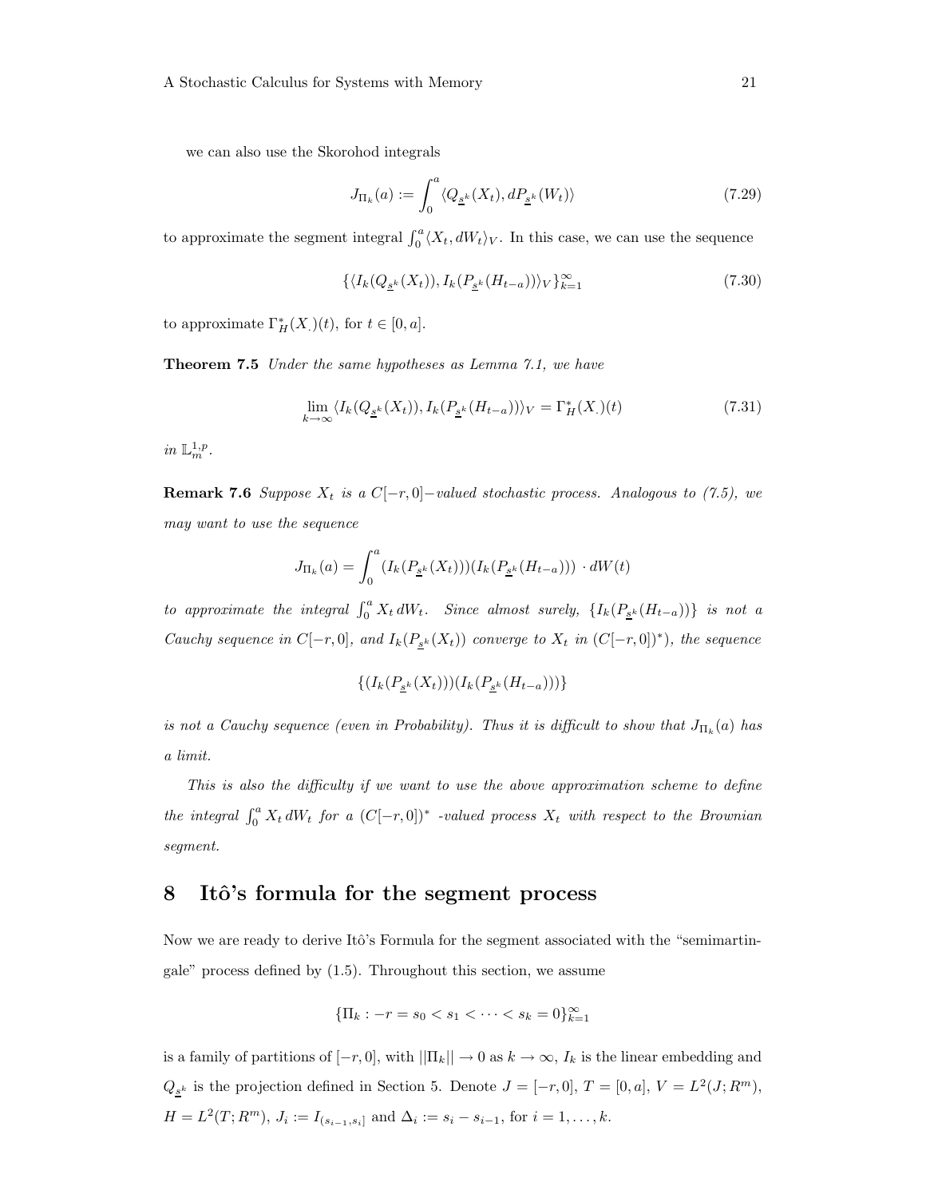we can also use the Skorohod integrals

$$J_{\Pi_k}(a) := \int_0^a \langle Q_{\underline{s}^k}(X_t), dP_{\underline{s}^k}(W_t)\rangle \tag{7.29}$$

to approximate the segment integral $\int_0^a \langle X_t, dW_t\rangle_V$. In this case, we can use the sequence

$$\{\langle I_k(Q_{\underline{s}^k}(X_t)), I_k(P_{\underline{s}^k}(H_{t-a}))\rangle_V\}_{k=1}^{\infty} \tag{7.30}$$

to approximate $\Gamma_H^*(X_\cdot)(t)$, for $t \in [0, a]$.

**Theorem 7.5** *Under the same hypotheses as Lemma 7.1, we have*

$$\lim_{k\to\infty} \langle I_k(Q_{\underline{s}^k}(X_t)), I_k(P_{\underline{s}^k}(H_{t-a}))\rangle_V = \Gamma_H^*(X_\cdot)(t) \tag{7.31}$$

*in* $\mathbb{L}_m^{1,p}$.

**Remark 7.6** *Suppose $X_t$ is a $C[-r,0]-$valued stochastic process. Analogous to (7.5), we may want to use the sequence*

$$J_{\Pi_k}(a) = \int_0^a (I_k(P_{\underline{s}^k}(X_t)))(I_k(P_{\underline{s}^k}(H_{t-a}))) \cdot dW(t)$$

*to approximate the integral $\int_0^a X_t\, dW_t$. Since almost surely, $\{I_k(P_{\underline{s}}(H_{t-a}))\}$ is not a Cauchy sequence in $C[-r,0]$, and $I_k(P_{\underline{s}^k}(X_t))$ converge to $X_t$ in $(C[-r,0])^*$), the sequence*

$$\{(I_k(P_{\underline{s}^k}(X_t)))(I_k(P_{\underline{s}^k}(H_{t-a})))\}$$

*is not a Cauchy sequence (even in Probability). Thus it is difficult to show that $J_{\Pi_k}(a)$ has a limit.*

*This is also the difficulty if we want to use the above approximation scheme to define the integral $\int_0^a X_t\, dW_t$ for a $(C[-r,0])^*$ -valued process $X_t$ with respect to the Brownian segment.*

## 8 Itô's formula for the segment process

Now we are ready to derive Itô's Formula for the segment associated with the "semimartingale" process defined by (1.5). Throughout this section, we assume

$$\{\Pi_k : -r = s_0 < s_1 < \cdots < s_k = 0\}_{k=1}^{\infty}$$

is a family of partitions of $[-r, 0]$, with $||\Pi_k|| \to 0$ as $k \to \infty$, $I_k$ is the linear embedding and $Q_{\underline{s}^k}$ is the projection defined in Section 5. Denote $J = [-r, 0]$, $T = [0, a]$, $V = L^2(J; R^m)$, $H = L^2(T; R^m)$, $J_i := I_{(s_{i-1}, s_i]}$ and $\Delta_i := s_i - s_{i-1}$, for $i = 1, \ldots, k$.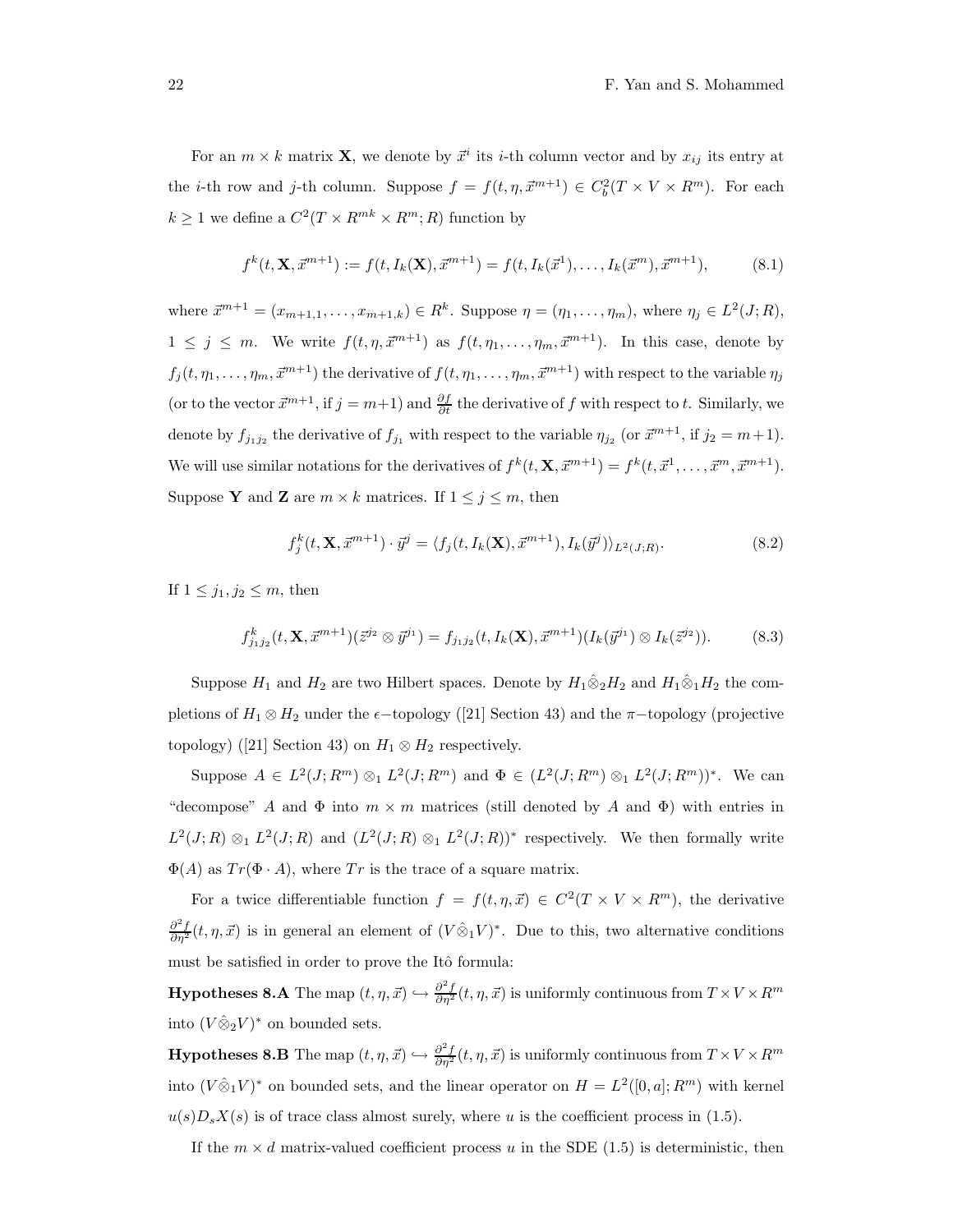For an $m \times k$ matrix $\mathbf{X}$, we denote by $\vec{x}^i$ its $i$-th column vector and by $x_{ij}$ its entry at the $i$-th row and $j$-th column. Suppose $f = f(t, \eta, \vec{x}^{m+1}) \in C_b^2(T \times V \times R^m)$. For each $k \geq 1$ we define a $C^2(T \times R^{mk} \times R^m; R)$ function by

$$f^k(t, \mathbf{X}, \vec{x}^{m+1}) := f(t, I_k(\mathbf{X}), \vec{x}^{m+1}) = f(t, I_k(\vec{x}^1), \ldots, I_k(\vec{x}^m), \vec{x}^{m+1}), \tag{8.1}$$

where $\vec{x}^{m+1} = (x_{m+1,1}, \ldots, x_{m+1,k}) \in R^k$. Suppose $\eta = (\eta_1, \ldots, \eta_m)$, where $\eta_j \in L^2(J; R)$, $1 \leq j \leq m$. We write $f(t, \eta, \vec{x}^{m+1})$ as $f(t, \eta_1, \ldots, \eta_m, \vec{x}^{m+1})$. In this case, denote by $f_j(t, \eta_1, \ldots, \eta_m, \vec{x}^{m+1})$ the derivative of $f(t, \eta_1, \ldots, \eta_m, \vec{x}^{m+1})$ with respect to the variable $\eta_j$ (or to the vector $\vec{x}^{m+1}$, if $j = m+1$) and $\frac{\partial f}{\partial t}$ the derivative of $f$ with respect to $t$. Similarly, we denote by $f_{j_1 j_2}$ the derivative of $f_{j_1}$ with respect to the variable $\eta_{j_2}$ (or $\vec{x}^{m+1}$, if $j_2 = m+1$). We will use similar notations for the derivatives of $f^k(t, \mathbf{X}, \vec{x}^{m+1}) = f^k(t, \vec{x}^1, \ldots, \vec{x}^m, \vec{x}^{m+1})$. Suppose $\mathbf{Y}$ and $\mathbf{Z}$ are $m \times k$ matrices. If $1 \leq j \leq m$, then

$$f_j^k(t, \mathbf{X}, \vec{x}^{m+1}) \cdot \vec{y}^j = \langle f_j(t, I_k(\mathbf{X}), \vec{x}^{m+1}), I_k(\vec{y}^j) \rangle_{L^2(J;R)}. \tag{8.2}$$

If $1 \leq j_1, j_2 \leq m$, then

$$f_{j_1 j_2}^k(t, \mathbf{X}, \vec{x}^{m+1})(\vec{z}^{j_2} \otimes \vec{y}^{j_1}) = f_{j_1 j_2}(t, I_k(\mathbf{X}), \vec{x}^{m+1})(I_k(\vec{y}^{j_1}) \otimes I_k(\vec{z}^{j_2})). \tag{8.3}$$

Suppose $H_1$ and $H_2$ are two Hilbert spaces. Denote by $H_1 \hat{\otimes}_2 H_2$ and $H_1 \hat{\otimes}_1 H_2$ the completions of $H_1 \otimes H_2$ under the $\epsilon-$topology ([21] Section 43) and the $\pi-$topology (projective topology) ([21] Section 43) on $H_1 \otimes H_2$ respectively.

Suppose $A \in L^2(J; R^m) \otimes_1 L^2(J; R^m)$ and $\Phi \in (L^2(J; R^m) \otimes_1 L^2(J; R^m))^*$. We can "decompose" $A$ and $\Phi$ into $m \times m$ matrices (still denoted by $A$ and $\Phi$) with entries in $L^2(J; R) \otimes_1 L^2(J; R)$ and $(L^2(J; R) \otimes_1 L^2(J; R))^*$ respectively. We then formally write $\Phi(A)$ as $Tr(\Phi \cdot A)$, where $Tr$ is the trace of a square matrix.

For a twice differentiable function $f = f(t, \eta, \vec{x}) \in C^2(T \times V \times R^m)$, the derivative $\frac{\partial^2 f}{\partial \eta^2}(t, \eta, \vec{x})$ is in general an element of $(V \hat{\otimes}_1 V)^*$. Due to this, two alternative conditions must be satisfied in order to prove the Itô formula:

**Hypotheses 8.A** The map $(t, \eta, \vec{x}) \hookrightarrow \frac{\partial^2 f}{\partial \eta^2}(t, \eta, \vec{x})$ is uniformly continuous from $T \times V \times R^m$ into $(V \hat{\otimes}_2 V)^*$ on bounded sets.

**Hypotheses 8.B** The map $(t, \eta, \vec{x}) \hookrightarrow \frac{\partial^2 f}{\partial \eta^2}(t, \eta, \vec{x})$ is uniformly continuous from $T \times V \times R^m$ into $(V \hat{\otimes}_1 V)^*$ on bounded sets, and the linear operator on $H = L^2([0, a]; R^m)$ with kernel $u(s) D_s X(s)$ is of trace class almost surely, where $u$ is the coefficient process in (1.5).

If the $m \times d$ matrix-valued coefficient process $u$ in the SDE (1.5) is deterministic, then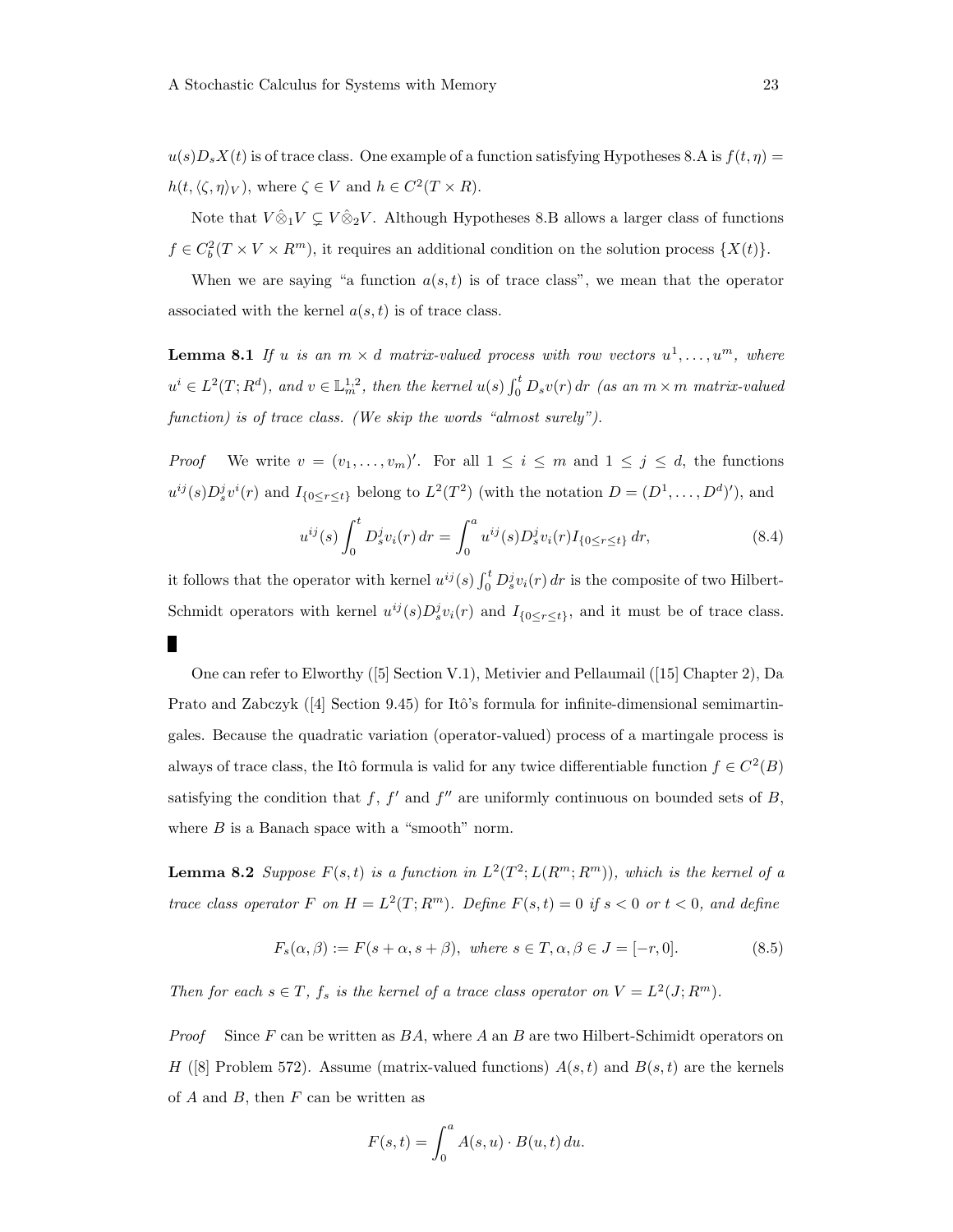$u(s)D_sX(t)$ is of trace class. One example of a function satisfying Hypotheses 8.A is $f(t,\eta) = h(t, \langle \zeta, \eta \rangle_V)$, where $\zeta \in V$ and $h \in C^2(T \times R)$.

Note that $V \hat{\otimes}_1 V \subsetneq V \hat{\otimes}_2 V$. Although Hypotheses 8.B allows a larger class of functions $f \in C_b^2(T \times V \times R^m)$, it requires an additional condition on the solution process $\{X(t)\}$.

When we are saying "a function $a(s,t)$ is of trace class", we mean that the operator associated with the kernel $a(s,t)$ is of trace class.

**Lemma 8.1** *If $u$ is an $m \times d$ matrix-valued process with row vectors $u^1, \ldots, u^m$, where $u^i \in L^2(T; R^d)$, and $v \in \mathbb{L}_m^{1,2}$, then the kernel $u(s)\int_0^t D_s v(r)\, dr$ (as an $m \times m$ matrix-valued function) is of trace class. (We skip the words "almost surely").*

*Proof* We write $v = (v_1, \ldots, v_m)'$. For all $1 \leq i \leq m$ and $1 \leq j \leq d$, the functions $u^{ij}(s)D_s^j v^i(r)$ and $I_{\{0 \leq r \leq t\}}$ belong to $L^2(T^2)$ (with the notation $D = (D^1, \ldots, D^d)'$), and

$$u^{ij}(s) \int_0^t D_s^j v_i(r)\, dr = \int_0^a u^{ij}(s) D_s^j v_i(r) I_{\{0 \leq r \leq t\}}\, dr, \tag{8.4}$$

it follows that the operator with kernel $u^{ij}(s)\int_0^t D_s^j v_i(r)\, dr$ is the composite of two Hilbert-Schmidt operators with kernel $u^{ij}(s)D_s^j v_i(r)$ and $I_{\{0 \leq r \leq t\}}$, and it must be of trace class. ∎

One can refer to Elworthy ([5] Section V.1), Metivier and Pellaumail ([15] Chapter 2), Da Prato and Zabczyk ([4] Section 9.45) for Itô's formula for infinite-dimensional semimartingales. Because the quadratic variation (operator-valued) process of a martingale process is always of trace class, the Itô formula is valid for any twice differentiable function $f \in C^2(B)$ satisfying the condition that $f$, $f'$ and $f''$ are uniformly continuous on bounded sets of $B$, where $B$ is a Banach space with a "smooth" norm.

**Lemma 8.2** *Suppose $F(s,t)$ is a function in $L^2(T^2; L(R^m; R^m))$, which is the kernel of a trace class operator $F$ on $H = L^2(T; R^m)$. Define $F(s,t) = 0$ if $s < 0$ or $t < 0$, and define*

$$F_s(\alpha, \beta) := F(s + \alpha, s + \beta), \text{ where } s \in T, \alpha, \beta \in J = [-r, 0]. \tag{8.5}$$

*Then for each $s \in T$, $f_s$ is the kernel of a trace class operator on $V = L^2(J; R^m)$.*

*Proof* Since $F$ can be written as $BA$, where $A$ an $B$ are two Hilbert-Schmidt operators on $H$ ([8] Problem 572). Assume (matrix-valued functions) $A(s,t)$ and $B(s,t)$ are the kernels of $A$ and $B$, then $F$ can be written as

$$F(s,t) = \int_0^a A(s,u) \cdot B(u,t)\, du.$$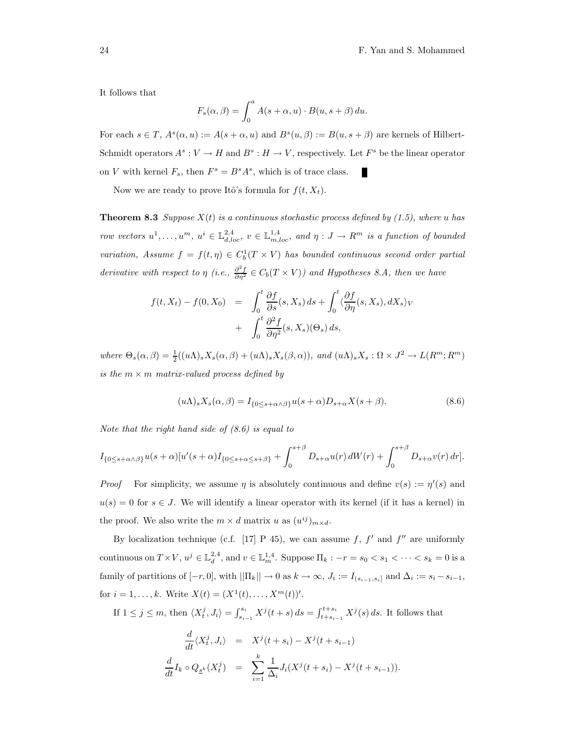It follows that

$$F_s(\alpha,\beta) = \int_0^a A(s+\alpha, u)\cdot B(u, s+\beta)\, du.$$

For each $s \in T$, $A^s(\alpha, u) := A(s+\alpha, u)$ and $B^s(u,\beta) := B(u, s+\beta)$ are kernels of Hilbert-Schmidt operators $A^s : V \to H$ and $B^s : H \to V$, respectively. Let $F^s$ be the linear operator on $V$ with kernel $F_s$, then $F^s = B^s A^s$, which is of trace class. ∎

Now we are ready to prove Itô's formula for $f(t, X_t)$.

**Theorem 8.3** *Suppose $X(t)$ is a continuous stochastic process defined by (1.5), where $u$ has row vectors $u^1, \ldots, u^m$, $u^i \in \mathbb{L}^{2,4}_{d,loc}$, $v \in \mathbb{L}^{1,4}_{m,loc}$, and $\eta : J \to R^m$ is a function of bounded variation, Assume $f = f(t,\eta) \in C^1_b(T \times V)$ has bounded continuous second order partial derivative with respect to $\eta$ (i.e., $\frac{\partial^2 f}{\partial \eta^2} \in C_b(T\times V)$) and Hypotheses 8.A, then we have*

$$\begin{aligned} f(t,X_t) - f(0,X_0) &= \int_0^t \frac{\partial f}{\partial s}(s,X_s)\, ds + \int_0^t \langle \frac{\partial f}{\partial \eta}(s,X_s), dX_s\rangle_V \\ &+ \int_0^t \frac{\partial^2 f}{\partial \eta^2}(s,X_s)(\Theta_s)\, ds, \end{aligned}$$

*where $\Theta_s(\alpha,\beta) = \frac{1}{2}((u\Lambda)_s X_s(\alpha,\beta) + (u\Lambda)_s X_s(\beta,\alpha))$, and $(u\Lambda)_s X_s : \Omega \times J^2 \to L(R^m; R^m)$ is the $m\times m$ matrix-valued process defined by*

$$(u\Lambda)_s X_s(\alpha,\beta) = I_{\{0\le s+\alpha\wedge\beta\}} u(s+\alpha) D_{s+\alpha} X(s+\beta). \tag{8.6}$$

*Note that the right hand side of (8.6) is equal to*

$$I_{\{0\le s+\alpha\wedge\beta\}} u(s+\alpha)[u'(s+\alpha) I_{\{0\le s+\alpha\le s+\beta\}} + \int_0^{s+\beta} D_{s+\alpha} u(r)\, dW(r) + \int_0^{s+\beta} D_{s+\alpha} v(r)\, dr].$$

*Proof* For simplicity, we assume $\eta$ is absolutely continuous and define $v(s) := \eta'(s)$ and $u(s) = 0$ for $s \in J$. We will identify a linear operator with its kernel (if it has a kernel) in the proof. We also write the $m\times d$ matrix $u$ as $(u^{ij})_{m\times d}$.

By localization technique (c.f. [17] P 45), we can assume $f$, $f'$ and $f''$ are uniformly continuous on $T\times V$, $u^j \in \mathbb{L}^{2,4}_d$, and $v \in \mathbb{L}^{1,4}_m$. Suppose $\Pi_k : -r = s_0 < s_1 < \cdots < s_k = 0$ is a family of partitions of $[-r, 0]$, with $||\Pi_k|| \to 0$ as $k \to \infty$, $J_i := I_{(s_{i-1}, s_i]}$ and $\Delta_i := s_i - s_{i-1}$, for $i = 1, \ldots, k$. Write $X(t) = (X^1(t), \ldots, X^m(t))'$.

If $1 \le j \le m$, then $\langle X^j_t, J_i\rangle = \int_{s_{i-1}}^{s_i} X^j(t+s)\, ds = \int_{t+s_{i-1}}^{t+s_i} X^j(s)\, ds$. It follows that

$$\begin{aligned} \frac{d}{dt}\langle X^j_t, J_i\rangle &= X^j(t+s_i) - X^j(t+s_{i-1}) \\ \frac{d}{dt} I_k \circ Q_{\underline{s}^k}(X^j_t) &= \sum_{i=1}^k \frac{1}{\Delta_i} J_i (X^j(t+s_i) - X^j(t+s_{i-1})). \end{aligned}$$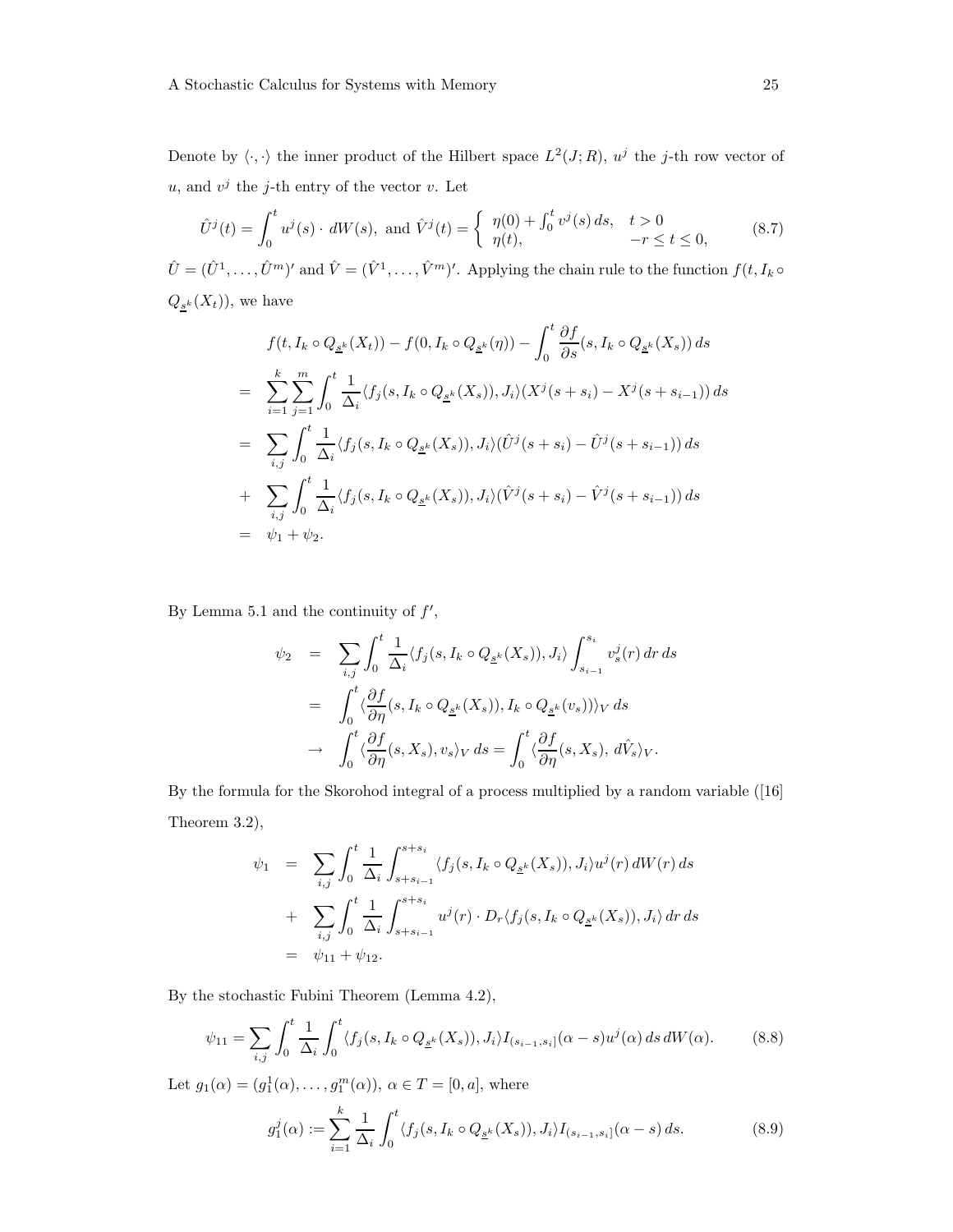Denote by $\langle \cdot, \cdot \rangle$ the inner product of the Hilbert space $L^2(J; R)$, $u^j$ the $j$-th row vector of $u$, and $v^j$ the $j$-th entry of the vector $v$. Let

$$\hat{U}^j(t) = \int_0^t u^j(s) \cdot dW(s), \text{ and } \hat{V}^j(t) = \begin{cases} \eta(0) + \int_0^t v^j(s)\, ds, & t > 0 \\ \eta(t), & -r \le t \le 0, \end{cases} \tag{8.7}$$

$\hat{U} = (\hat{U}^1, \dots, \hat{U}^m)'$ and $\hat{V} = (\hat{V}^1, \dots, \hat{V}^m)'$. Applying the chain rule to the function $f(t, I_k \circ Q_{\underline{s}^k}(X_t))$, we have

$$\begin{aligned}
& f(t, I_k \circ Q_{\underline{s}^k}(X_t)) - f(0, I_k \circ Q_{\underline{s}^k}(\eta)) - \int_0^t \frac{\partial f}{\partial s}(s, I_k \circ Q_{\underline{s}^k}(X_s))\, ds \\
= \ & \sum_{i=1}^k \sum_{j=1}^m \int_0^t \frac{1}{\Delta_i} \langle f_j(s, I_k \circ Q_{\underline{s}^k}(X_s)), J_i \rangle (X^j(s+s_i) - X^j(s+s_{i-1}))\, ds \\
= \ & \sum_{i,j} \int_0^t \frac{1}{\Delta_i} \langle f_j(s, I_k \circ Q_{\underline{s}^k}(X_s)), J_i \rangle (\hat{U}^j(s+s_i) - \hat{U}^j(s+s_{i-1}))\, ds \\
+ \ & \sum_{i,j} \int_0^t \frac{1}{\Delta_i} \langle f_j(s, I_k \circ Q_{\underline{s}^k}(X_s)), J_i \rangle (\hat{V}^j(s+s_i) - \hat{V}^j(s+s_{i-1}))\, ds \\
= \ & \psi_1 + \psi_2.
\end{aligned}$$

By Lemma 5.1 and the continuity of $f'$,

$$\begin{aligned}
\psi_2 &= \sum_{i,j} \int_0^t \frac{1}{\Delta_i} \langle f_j(s, I_k \circ Q_{\underline{s}^k}(X_s)), J_i \rangle \int_{s_{i-1}}^{s_i} v_s^j(r)\, dr\, ds \\
&= \int_0^t \langle \frac{\partial f}{\partial \eta}(s, I_k \circ Q_{\underline{s}^k}(X_s)), I_k \circ Q_{\underline{s}^k}(v_s)) \rangle_V\, ds \\
&\to \int_0^t \langle \frac{\partial f}{\partial \eta}(s, X_s), v_s \rangle_V\, ds = \int_0^t \langle \frac{\partial f}{\partial \eta}(s, X_s),\, d\hat{V}_s \rangle_V.
\end{aligned}$$

By the formula for the Skorohod integral of a process multiplied by a random variable ([16] Theorem 3.2),

$$\begin{aligned}
\psi_1 &= \sum_{i,j} \int_0^t \frac{1}{\Delta_i} \int_{s+s_{i-1}}^{s+s_i} \langle f_j(s, I_k \circ Q_{\underline{s}^k}(X_s)), J_i \rangle u^j(r)\, dW(r)\, ds \\
&+ \sum_{i,j} \int_0^t \frac{1}{\Delta_i} \int_{s+s_{i-1}}^{s+s_i} u^j(r) \cdot D_r \langle f_j(s, I_k \circ Q_{\underline{s}^k}(X_s)), J_i \rangle\, dr\, ds \\
&= \psi_{11} + \psi_{12}.
\end{aligned}$$

By the stochastic Fubini Theorem (Lemma 4.2),

$$\psi_{11} = \sum_{i,j} \int_0^t \frac{1}{\Delta_i} \int_0^t \langle f_j(s, I_k \circ Q_{\underline{s}^k}(X_s)), J_i \rangle I_{(s_{i-1}, s_i]}(\alpha - s) u^j(\alpha)\, ds\, dW(\alpha). \tag{8.8}$$

Let $g_1(\alpha) = (g_1^1(\alpha), \dots, g_1^m(\alpha))$, $\alpha \in T = [0, a]$, where

$$g_1^j(\alpha) := \sum_{i=1}^k \frac{1}{\Delta_i} \int_0^t \langle f_j(s, I_k \circ Q_{\underline{s}^k}(X_s)), J_i \rangle I_{(s_{i-1}, s_i]}(\alpha - s)\, ds. \tag{8.9}$$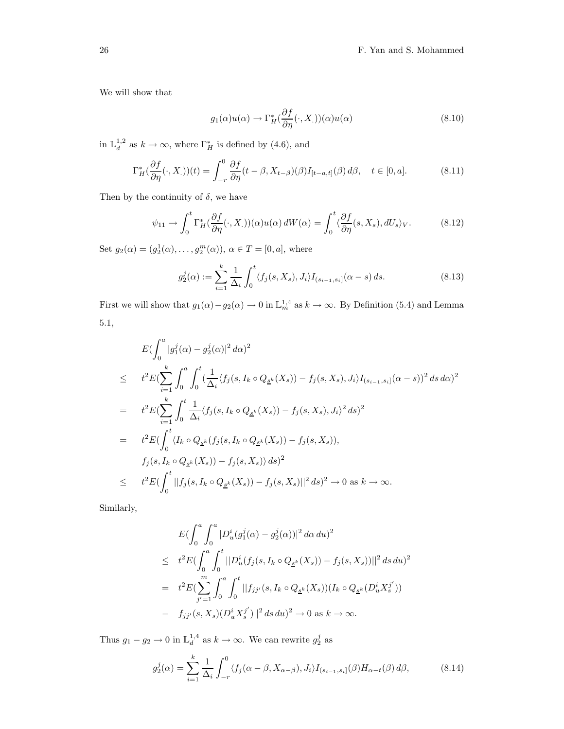We will show that

$$g_1(\alpha)u(\alpha) \to \Gamma_H^*(\frac{\partial f}{\partial \eta}(\cdot, X_.))(\alpha)u(\alpha) \tag{8.10}$$

in $\mathbb{L}_d^{1,2}$ as $k \to \infty$, where $\Gamma_H^*$ is defined by (4.6), and

$$\Gamma_H^*(\frac{\partial f}{\partial \eta}(\cdot, X_.))(t) = \int_{-r}^0 \frac{\partial f}{\partial \eta}(t-\beta, X_{t-\beta})(\beta) I_{[t-a,t]}(\beta)\, d\beta, \quad t \in [0,a]. \tag{8.11}$$

Then by the continuity of $\delta$, we have

$$\psi_{11} \to \int_0^t \Gamma_H^*(\frac{\partial f}{\partial \eta}(\cdot, X_.))(\alpha)u(\alpha)\, dW(\alpha) = \int_0^t \langle \frac{\partial f}{\partial \eta}(s, X_s), dU_s \rangle_V. \tag{8.12}$$

Set $g_2(\alpha) = (g_2^1(\alpha), \ldots, g_2^m(\alpha))$, $\alpha \in T = [0,a]$, where

$$g_2^j(\alpha) := \sum_{i=1}^k \frac{1}{\Delta_i} \int_0^t \langle f_j(s, X_s), J_i \rangle I_{(s_{i-1}, s_i]}(\alpha - s)\, ds. \tag{8.13}$$

First we will show that $g_1(\alpha) - g_2(\alpha) \to 0$ in $\mathbb{L}_m^{1,4}$ as $k \to \infty$. By Definition (5.4) and Lemma 5.1,

$$\begin{aligned}
& E(\int_0^a |g_1^j(\alpha) - g_2^j(\alpha)|^2\, d\alpha)^2 \\
\leq \quad & t^2 E(\sum_{i=1}^k \int_0^a \int_0^t (\frac{1}{\Delta_i} \langle f_j(s, I_k \circ Q_{\underline{s}^k}(X_s)) - f_j(s, X_s), J_i \rangle I_{(s_{i-1}, s_i]}(\alpha - s))^2\, ds\, d\alpha)^2 \\
= \quad & t^2 E(\sum_{i=1}^k \int_0^t \frac{1}{\Delta_i} \langle f_j(s, I_k \circ Q_{\underline{s}^k}(X_s)) - f_j(s, X_s), J_i \rangle^2\, ds)^2 \\
= \quad & t^2 E(\int_0^t \langle I_k \circ Q_{\underline{s}^k}(f_j(s, I_k \circ Q_{\underline{s}^k}(X_s)) - f_j(s, X_s)), \\
& f_j(s, I_k \circ Q_{\underline{s}^k}(X_s)) - f_j(s, X_s) \rangle\, ds)^2 \\
\leq \quad & t^2 E(\int_0^t ||f_j(s, I_k \circ Q_{\underline{s}^k}(X_s)) - f_j(s, X_s)||^2\, ds)^2 \to 0 \text{ as } k \to \infty.
\end{aligned}$$

Similarly,

$$\begin{aligned}
& E(\int_0^a \int_0^a |D_u^i(g_1^j(\alpha) - g_2^j(\alpha))|^2\, d\alpha\, du)^2 \\
\leq \quad & t^2 E(\int_0^a \int_0^t ||D_u^i(f_j(s, I_k \circ Q_{\underline{s}^k}(X_s)) - f_j(s, X_s))||^2\, ds\, du)^2 \\
= \quad & t^2 E(\sum_{j'=1}^m \int_0^a \int_0^t ||f_{jj'}(s, I_k \circ Q_{\underline{s}^k}(X_s))(I_k \circ Q_{\underline{s}^k}(D_u^i X_s^{j'})) \\
- \quad & f_{jj'}(s, X_s)(D_u^i X_s^{j'})||^2\, ds\, du)^2 \to 0 \text{ as } k \to \infty.
\end{aligned}$$

Thus $g_1 - g_2 \to 0$ in $\mathbb{L}_d^{1,4}$ as $k \to \infty$. We can rewrite $g_2^j$ as

$$g_2^j(\alpha) = \sum_{i=1}^k \frac{1}{\Delta_i} \int_{-r}^0 \langle f_j(\alpha - \beta, X_{\alpha-\beta}), J_i \rangle I_{(s_{i-1}, s_i]}(\beta) H_{\alpha-t}(\beta)\, d\beta, \tag{8.14}$$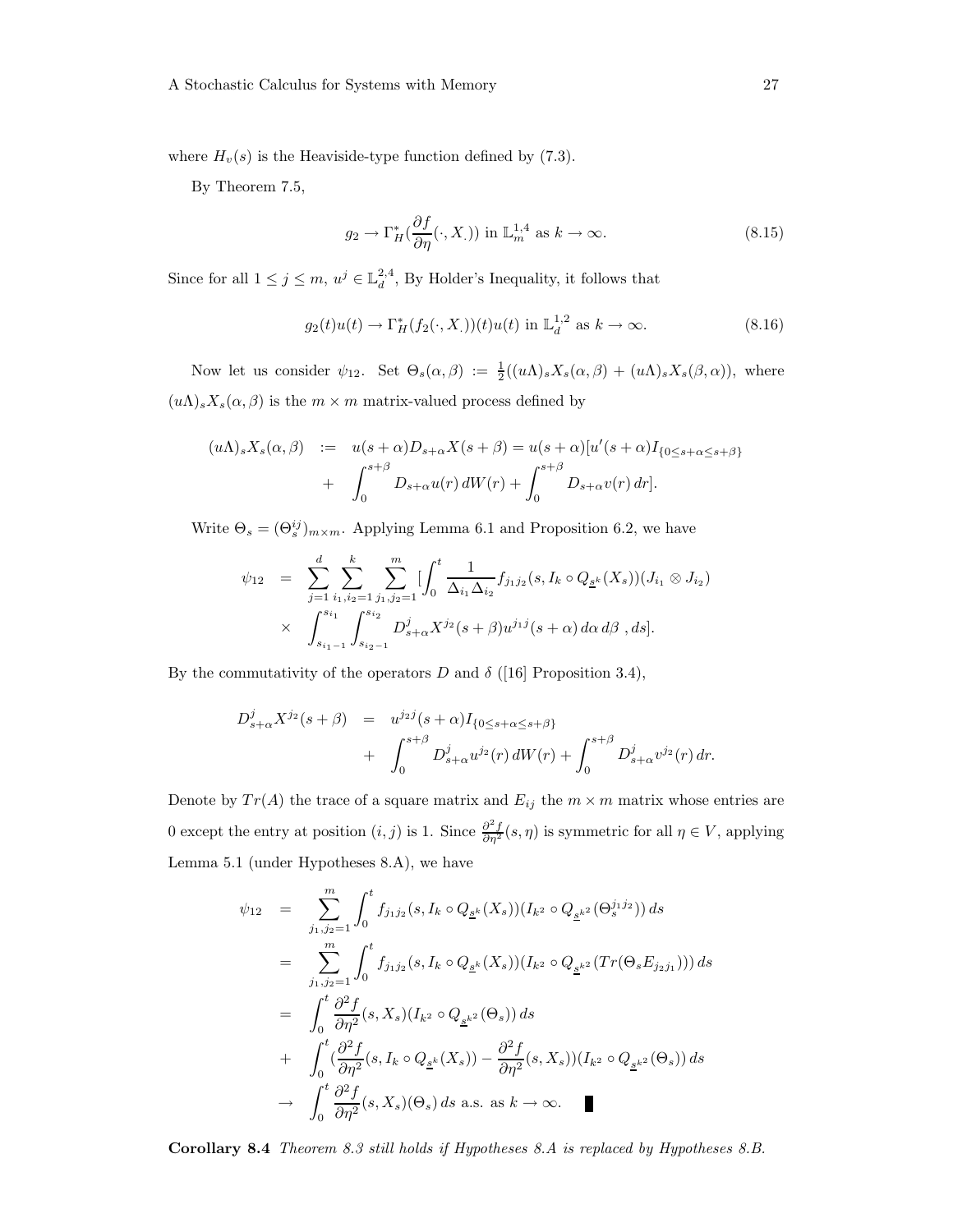where $H_v(s)$ is the Heaviside-type function defined by (7.3).

By Theorem 7.5,

$$g_2 \to \Gamma_H^*(\frac{\partial f}{\partial \eta}(\cdot, X_.)) \text{ in } \mathbb{L}_m^{1,4} \text{ as } k \to \infty. \tag{8.15}$$

Since for all $1 \leq j \leq m$, $u^j \in \mathbb{L}_d^{2,4}$, By Holder's Inequality, it follows that

$$g_2(t)u(t) \to \Gamma_H^*(f_2(\cdot, X_.))(t)u(t) \text{ in } \mathbb{L}_d^{1,2} \text{ as } k \to \infty. \tag{8.16}$$

Now let us consider $\psi_{12}$. Set $\Theta_s(\alpha, \beta) := \frac{1}{2}((u\Lambda)_s X_s(\alpha, \beta) + (u\Lambda)_s X_s(\beta, \alpha))$, where $(u\Lambda)_s X_s(\alpha, \beta)$ is the $m \times m$ matrix-valued process defined by

$$\begin{aligned}
(u\Lambda)_s X_s(\alpha, \beta) &:= u(s+\alpha) D_{s+\alpha} X(s+\beta) = u(s+\alpha)[u'(s+\alpha) I_{\{0 \leq s+\alpha \leq s+\beta\}} \\
&+ \int_0^{s+\beta} D_{s+\alpha} u(r)\, dW(r) + \int_0^{s+\beta} D_{s+\alpha} v(r)\, dr].
\end{aligned}$$

Write $\Theta_s = (\Theta_s^{ij})_{m \times m}$. Applying Lemma 6.1 and Proposition 6.2, we have

$$\begin{aligned}
\psi_{12} &= \sum_{j=1}^{d} \sum_{i_1, i_2 = 1}^{k} \sum_{j_1, j_2 = 1}^{m} [\int_0^t \frac{1}{\Delta_{i_1} \Delta_{i_2}} f_{j_1 j_2}(s, I_k \circ Q_{\underline{s}^k}(X_s))(J_{i_1} \otimes J_{i_2}) \\
&\times \int_{s_{i_1 - 1}}^{s_{i_1}} \int_{s_{i_2 - 1}}^{s_{i_2}} D_{s+\alpha}^j X^{j_2}(s+\beta) u^{j_1 j}(s+\alpha)\, d\alpha\, d\beta \ , ds].
\end{aligned}$$

By the commutativity of the operators $D$ and $\delta$ ([16] Proposition 3.4),

$$\begin{aligned}
D_{s+\alpha}^j X^{j_2}(s+\beta) &= u^{j_2 j}(s+\alpha) I_{\{0 \leq s+\alpha \leq s+\beta\}} \\
&+ \int_0^{s+\beta} D_{s+\alpha}^j u^{j_2}(r)\, dW(r) + \int_0^{s+\beta} D_{s+\alpha}^j v^{j_2}(r)\, dr.
\end{aligned}$$

Denote by $Tr(A)$ the trace of a square matrix and $E_{ij}$ the $m \times m$ matrix whose entries are 0 except the entry at position $(i,j)$ is 1. Since $\frac{\partial^2 f}{\partial \eta^2}(s, \eta)$ is symmetric for all $\eta \in V$, applying Lemma 5.1 (under Hypotheses 8.A), we have

$$\begin{aligned}
\psi_{12} &= \sum_{j_1, j_2 = 1}^{m} \int_0^t f_{j_1 j_2}(s, I_k \circ Q_{\underline{s}^k}(X_s))(I_{k^2} \circ Q_{\underline{s}^{k^2}}(\Theta_s^{j_1 j_2}))\, ds \\
&= \sum_{j_1, j_2 = 1}^{m} \int_0^t f_{j_1 j_2}(s, I_k \circ Q_{\underline{s}^k}(X_s))(I_{k^2} \circ Q_{\underline{s}^{k^2}}(Tr(\Theta_s E_{j_2 j_1})))\, ds \\
&= \int_0^t \frac{\partial^2 f}{\partial \eta^2}(s, X_s)(I_{k^2} \circ Q_{\underline{s}^{k^2}}(\Theta_s))\, ds \\
&+ \int_0^t (\frac{\partial^2 f}{\partial \eta^2}(s, I_k \circ Q_{\underline{s}^k}(X_s)) - \frac{\partial^2 f}{\partial \eta^2}(s, X_s))(I_{k^2} \circ Q_{\underline{s}^{k^2}}(\Theta_s))\, ds \\
&\to \int_0^t \frac{\partial^2 f}{\partial \eta^2}(s, X_s)(\Theta_s)\, ds \text{ a.s. as } k \to \infty. \quad \blacksquare
\end{aligned}$$

**Corollary 8.4** *Theorem 8.3 still holds if Hypotheses 8.A is replaced by Hypotheses 8.B.*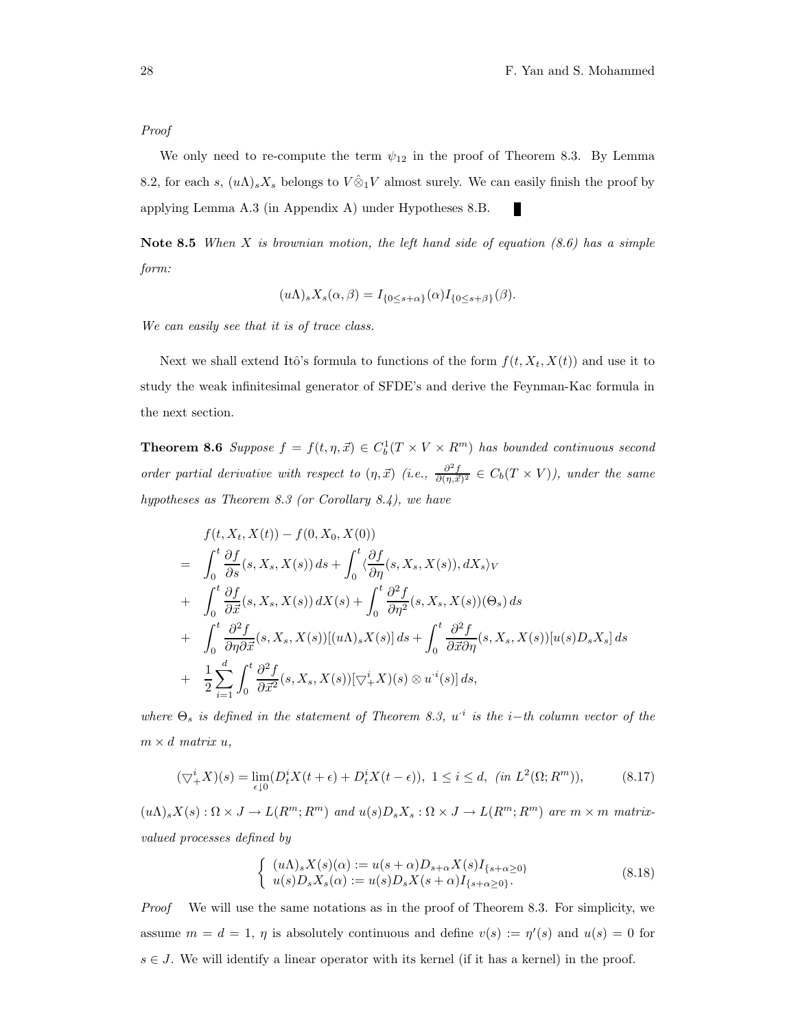*Proof*

We only need to re-compute the term $\psi_{12}$ in the proof of Theorem 8.3. By Lemma 8.2, for each $s$, $(u\Lambda)_s X_s$ belongs to $V\hat{\otimes}_1 V$ almost surely. We can easily finish the proof by applying Lemma A.3 (in Appendix A) under Hypotheses 8.B. ∎

**Note 8.5** *When $X$ is brownian motion, the left hand side of equation (8.6) has a simple form:*

$$(u\Lambda)_s X_s(\alpha, \beta) = I_{\{0\leq s+\alpha\}}(\alpha) I_{\{0\leq s+\beta\}}(\beta).$$

*We can easily see that it is of trace class.*

Next we shall extend Itô's formula to functions of the form $f(t, X_t, X(t))$ and use it to study the weak infinitesimal generator of SFDE's and derive the Feynman-Kac formula in the next section.

**Theorem 8.6** *Suppose $f = f(t, \eta, \vec{x}) \in C_b^1(T \times V \times R^m)$ has bounded continuous second order partial derivative with respect to $(\eta, \vec{x})$ (i.e., $\frac{\partial^2 f}{\partial(\eta,\vec{x})^2} \in C_b(T \times V)$), under the same hypotheses as Theorem 8.3 (or Corollary 8.4), we have*

$$\begin{aligned}
& f(t, X_t, X(t)) - f(0, X_0, X(0)) \\
= & \int_0^t \frac{\partial f}{\partial s}(s, X_s, X(s))\, ds + \int_0^t \langle \frac{\partial f}{\partial \eta}(s, X_s, X(s)), dX_s\rangle_V \\
+ & \int_0^t \frac{\partial f}{\partial \vec{x}}(s, X_s, X(s))\, dX(s) + \int_0^t \frac{\partial^2 f}{\partial \eta^2}(s, X_s, X(s))(\Theta_s)\, ds \\
+ & \int_0^t \frac{\partial^2 f}{\partial \eta \partial \vec{x}}(s, X_s, X(s))[(u\Lambda)_s X(s)]\, ds + \int_0^t \frac{\partial^2 f}{\partial \vec{x} \partial \eta}(s, X_s, X(s))[u(s) D_s X_s]\, ds \\
+ & \frac{1}{2}\sum_{i=1}^d \int_0^t \frac{\partial^2 f}{\partial \vec{x}^2}(s, X_s, X(s))[\bigtriangledown_+^i X)(s) \otimes u^{\cdot i}(s)]\, ds,
\end{aligned}$$

*where $\Theta_s$ is defined in the statement of Theorem 8.3, $u^{\cdot i}$ is the $i-$th column vector of the $m \times d$ matrix $u$,*

$$(\bigtriangledown_+^i X)(s) = \lim_{\epsilon \downarrow 0}(D_t^i X(t+\epsilon) + D_t^i X(t-\epsilon)),\ 1 \leq i \leq d,\ (in\ L^2(\Omega; R^m)), \tag{8.17}$$

*$(u\Lambda)_s X(s) : \Omega \times J \to L(R^m; R^m)$ and $u(s) D_s X_s : \Omega \times J \to L(R^m; R^m)$ are $m \times m$ matrix-valued processes defined by*

$$\left\{ \begin{array}{l} (u\Lambda)_s X(s)(\alpha) := u(s+\alpha) D_{s+\alpha} X(s) I_{\{s+\alpha\geq 0\}} \\ u(s) D_s X_s(\alpha) := u(s) D_s X(s+\alpha) I_{\{s+\alpha \geq 0\}}. \end{array} \right. \tag{8.18}$$

*Proof* We will use the same notations as in the proof of Theorem 8.3. For simplicity, we assume $m = d = 1$, $\eta$ is absolutely continuous and define $v(s) := \eta'(s)$ and $u(s) = 0$ for $s \in J$. We will identify a linear operator with its kernel (if it has a kernel) in the proof.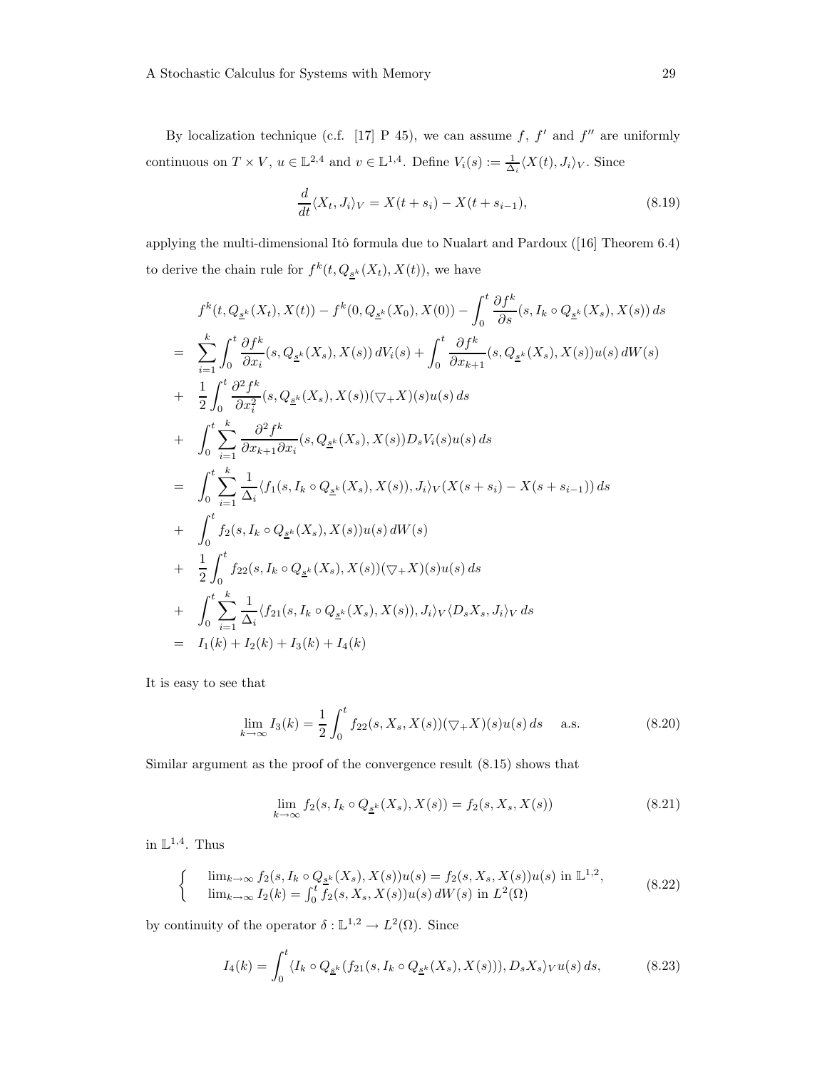By localization technique (c.f. [17] P 45), we can assume $f$, $f'$ and $f''$ are uniformly continuous on $T \times V$, $u \in \mathbb{L}^{2,4}$ and $v \in \mathbb{L}^{1,4}$. Define $V_i(s) := \frac{1}{\Delta_i}\langle X(t), J_i\rangle_V$. Since

$$\frac{d}{dt}\langle X_t, J_i\rangle_V = X(t+s_i) - X(t+s_{i-1}), \tag{8.19}$$

applying the multi-dimensional Itô formula due to Nualart and Pardoux ([16] Theorem 6.4) to derive the chain rule for $f^k(t, Q_{\underline{s}^k}(X_t), X(t))$, we have

$$\begin{aligned}
& f^k(t, Q_{\underline{s}^k}(X_t), X(t)) - f^k(0, Q_{\underline{s}^k}(X_0), X(0)) - \int_0^t \frac{\partial f^k}{\partial s}(s, I_k \circ Q_{\underline{s}^k}(X_s), X(s))\,ds \\
= \;& \sum_{i=1}^k \int_0^t \frac{\partial f^k}{\partial x_i}(s, Q_{\underline{s}^k}(X_s), X(s))\,dV_i(s) + \int_0^t \frac{\partial f^k}{\partial x_{k+1}}(s, Q_{\underline{s}^k}(X_s), X(s))u(s)\,dW(s) \\
+ \;& \frac{1}{2}\int_0^t \frac{\partial^2 f^k}{\partial x_i^2}(s, Q_{\underline{s}^k}(X_s), X(s))(\bigtriangledown_+ X)(s)u(s)\,ds \\
+ \;& \int_0^t \sum_{i=1}^k \frac{\partial^2 f^k}{\partial x_{k+1}\partial x_i}(s, Q_{\underline{s}^k}(X_s), X(s))D_s V_i(s)u(s)\,ds \\
= \;& \int_0^t \sum_{i=1}^k \frac{1}{\Delta_i}\langle f_1(s, I_k \circ Q_{\underline{s}^k}(X_s), X(s)), J_i\rangle_V (X(s+s_i) - X(s+s_{i-1}))\,ds \\
+ \;& \int_0^t f_2(s, I_k \circ Q_{\underline{s}^k}(X_s), X(s))u(s)\,dW(s) \\
+ \;& \frac{1}{2}\int_0^t f_{22}(s, I_k \circ Q_{\underline{s}^k}(X_s), X(s))(\bigtriangledown_+ X)(s)u(s)\,ds \\
+ \;& \int_0^t \sum_{i=1}^k \frac{1}{\Delta_i}\langle f_{21}(s, I_k \circ Q_{\underline{s}^k}(X_s), X(s)), J_i\rangle_V \langle D_s X_s, J_i\rangle_V\,ds \\
= \;& I_1(k) + I_2(k) + I_3(k) + I_4(k)
\end{aligned}$$

It is easy to see that

$$\lim_{k\to\infty} I_3(k) = \frac{1}{2}\int_0^t f_{22}(s, X_s, X(s))(\bigtriangledown_+ X)(s)u(s)\,ds \quad \text{a.s.} \tag{8.20}$$

Similar argument as the proof of the convergence result (8.15) shows that

$$\lim_{k\to\infty} f_2(s, I_k \circ Q_{\underline{s}^k}(X_s), X(s)) = f_2(s, X_s, X(s)) \tag{8.21}$$

in $\mathbb{L}^{1,4}$. Thus

$$\begin{cases}
\lim_{k\to\infty} f_2(s, I_k \circ Q_{\underline{s}^k}(X_s), X(s))u(s) = f_2(s, X_s, X(s))u(s) \text{ in } \mathbb{L}^{1,2}, \\
\lim_{k\to\infty} I_2(k) = \int_0^t f_2(s, X_s, X(s))u(s)\,dW(s) \text{ in } L^2(\Omega)
\end{cases} \tag{8.22}$$

by continuity of the operator $\delta : \mathbb{L}^{1,2} \to L^2(\Omega)$. Since

$$I_4(k) = \int_0^t \langle I_k \circ Q_{\underline{s}^k}(f_{21}(s, I_k \circ Q_{\underline{s}^k}(X_s), X(s))), D_s X_s\rangle_V u(s)\,ds, \tag{8.23}$$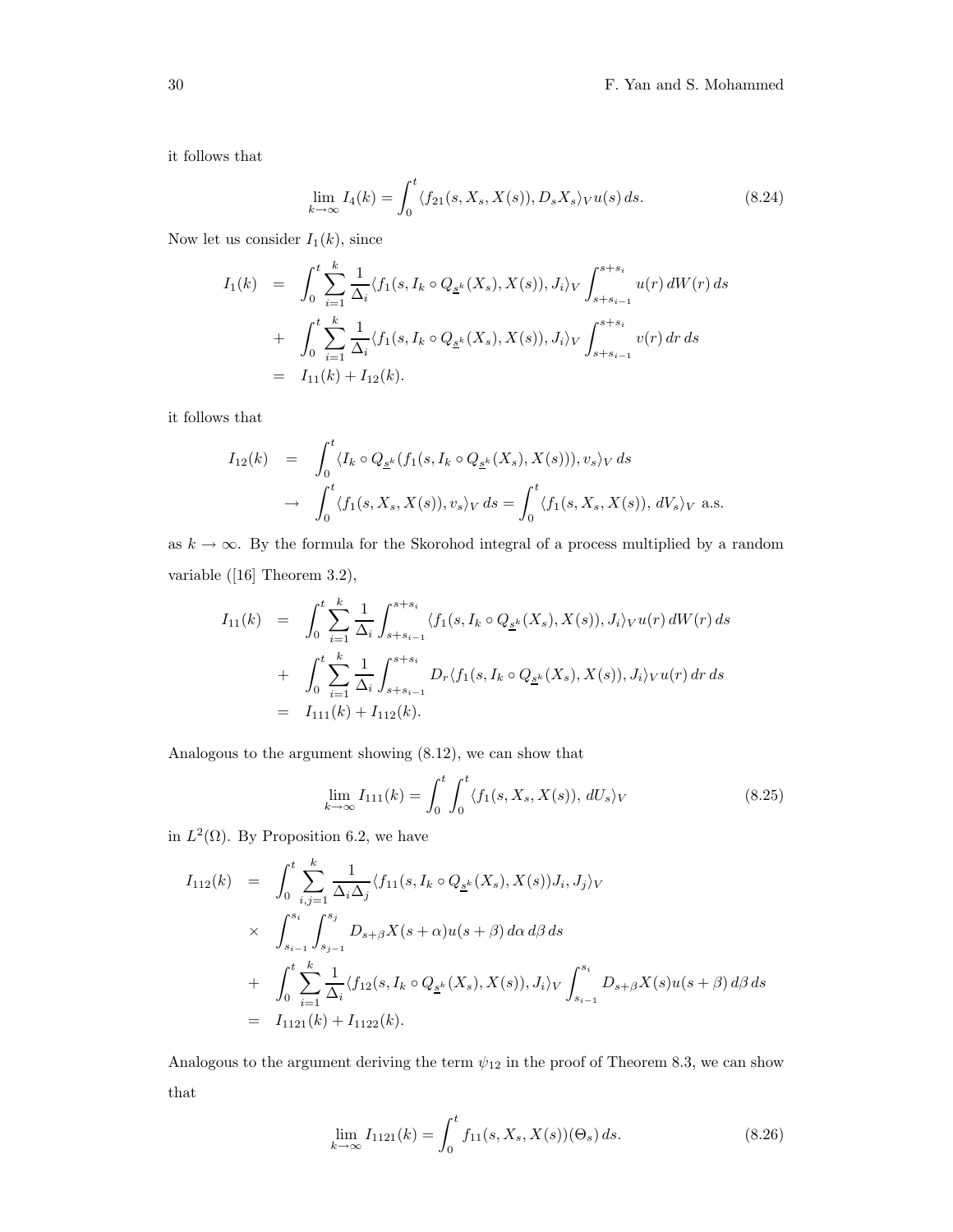it follows that

$$\lim_{k\to\infty} I_4(k) = \int_0^t \langle f_{21}(s, X_s, X(s)), D_s X_s \rangle_V u(s)\, ds. \tag{8.24}$$

Now let us consider $I_1(k)$, since

$$\begin{aligned}
I_1(k) &= \int_0^t \sum_{i=1}^k \frac{1}{\Delta_i} \langle f_1(s, I_k \circ Q_{\underline{s}^k}(X_s), X(s)), J_i \rangle_V \int_{s+s_{i-1}}^{s+s_i} u(r)\, dW(r)\, ds \\
&+ \int_0^t \sum_{i=1}^k \frac{1}{\Delta_i} \langle f_1(s, I_k \circ Q_{\underline{s}^k}(X_s), X(s)), J_i \rangle_V \int_{s+s_{i-1}}^{s+s_i} v(r)\, dr\, ds \\
&= I_{11}(k) + I_{12}(k).
\end{aligned}$$

it follows that

$$\begin{aligned}
I_{12}(k) &= \int_0^t \langle I_k \circ Q_{\underline{s}^k}(f_1(s, I_k \circ Q_{\underline{s}^k}(X_s), X(s))), v_s \rangle_V\, ds \\
&\to \int_0^t \langle f_1(s, X_s, X(s)), v_s \rangle_V\, ds = \int_0^t \langle f_1(s, X_s, X(s)),\, dV_s \rangle_V \text{ a.s.}
\end{aligned}$$

as $k \to \infty$. By the formula for the Skorohod integral of a process multiplied by a random variable ([16] Theorem 3.2),

$$\begin{aligned}
I_{11}(k) &= \int_0^t \sum_{i=1}^k \frac{1}{\Delta_i} \int_{s+s_{i-1}}^{s+s_i} \langle f_1(s, I_k \circ Q_{\underline{s}^k}(X_s), X(s)), J_i \rangle_V u(r)\, dW(r)\, ds \\
&+ \int_0^t \sum_{i=1}^k \frac{1}{\Delta_i} \int_{s+s_{i-1}}^{s+s_i} D_r \langle f_1(s, I_k \circ Q_{\underline{s}^k}(X_s), X(s)), J_i \rangle_V u(r)\, dr\, ds \\
&= I_{111}(k) + I_{112}(k).
\end{aligned}$$

Analogous to the argument showing (8.12), we can show that

$$\lim_{k\to\infty} I_{111}(k) = \int_0^t \int_0^t \langle f_1(s, X_s, X(s)),\, dU_s \rangle_V \tag{8.25}$$

in $L^2(\Omega)$. By Proposition 6.2, we have

$$\begin{aligned}
I_{112}(k) &= \int_0^t \sum_{i,j=1}^k \frac{1}{\Delta_i \Delta_j} \langle f_{11}(s, I_k \circ Q_{\underline{s}^k}(X_s), X(s)) J_i, J_j \rangle_V \\
&\times \int_{s_{i-1}}^{s_i} \int_{s_{j-1}}^{s_j} D_{s+\beta} X(s+\alpha) u(s+\beta)\, d\alpha\, d\beta\, ds \\
&+ \int_0^t \sum_{i=1}^k \frac{1}{\Delta_i} \langle f_{12}(s, I_k \circ Q_{\underline{s}^k}(X_s), X(s)), J_i \rangle_V \int_{s_{i-1}}^{s_i} D_{s+\beta} X(s) u(s+\beta)\, d\beta\, ds \\
&= I_{1121}(k) + I_{1122}(k).
\end{aligned}$$

Analogous to the argument deriving the term $\psi_{12}$ in the proof of Theorem 8.3, we can show that

$$\lim_{k\to\infty} I_{1121}(k) = \int_0^t f_{11}(s, X_s, X(s))(\Theta_s)\, ds. \tag{8.26}$$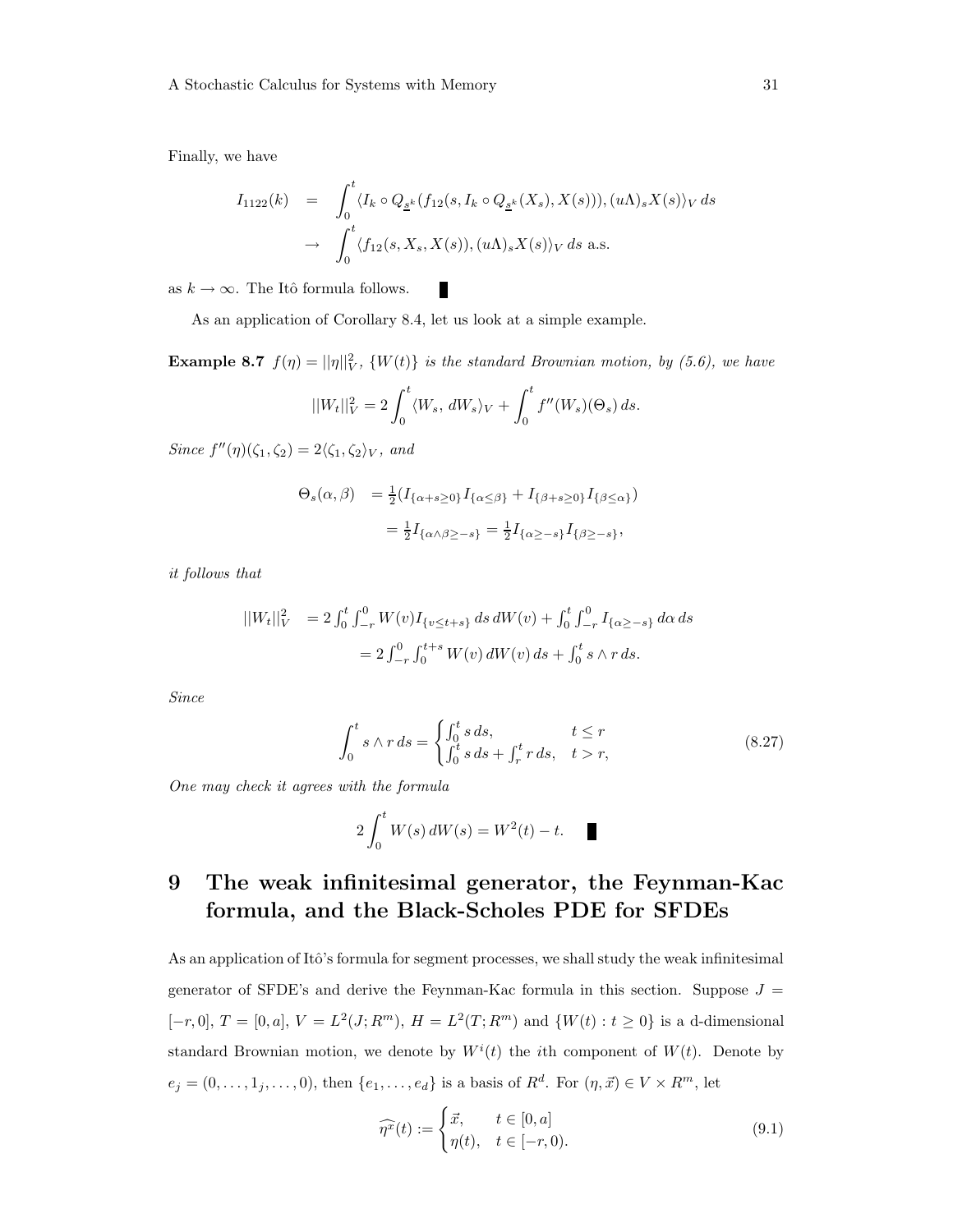Finally, we have

$$
\begin{aligned}
I_{1122}(k) &= \int_0^t \langle I_k \circ Q_{\underline{s}^k}(f_{12}(s, I_k \circ Q_{\underline{s}^k}(X_s), X(s))), (u\Lambda)_s X(s)\rangle_V \, ds \\
&\to \int_0^t \langle f_{12}(s, X_s, X(s)), (u\Lambda)_s X(s)\rangle_V \, ds \text{ a.s.}
\end{aligned}
$$

as $k \to \infty$. The Itô formula follows. ∎

As an application of Corollary 8.4, let us look at a simple example.

**Example 8.7** *$f(\eta) = ||\eta||_V^2$, $\{W(t)\}$ is the standard Brownian motion, by (5.6), we have*

$$
||W_t||_V^2 = 2\int_0^t \langle W_s, \, dW_s\rangle_V + \int_0^t f''(W_s)(\Theta_s)\, ds.
$$

*Since $f''(\eta)(\zeta_1, \zeta_2) = 2\langle \zeta_1, \zeta_2\rangle_V$, and*

$$
\begin{aligned}
\Theta_s(\alpha, \beta) &= \tfrac{1}{2}(I_{\{\alpha+s\geq 0\}} I_{\{\alpha\leq\beta\}} + I_{\{\beta+s\geq 0\}} I_{\{\beta\leq\alpha\}}) \\
&= \tfrac{1}{2} I_{\{\alpha\wedge\beta\geq -s\}} = \tfrac{1}{2} I_{\{\alpha\geq -s\}} I_{\{\beta\geq -s\}},
\end{aligned}
$$

*it follows that*

$$
\begin{aligned}
||W_t||_V^2 &= 2\int_0^t \int_{-r}^0 W(v) I_{\{v\leq t+s\}}\, ds\, dW(v) + \int_0^t \int_{-r}^0 I_{\{\alpha\geq -s\}}\, d\alpha\, ds \\
&= 2\int_{-r}^0 \int_0^{t+s} W(v)\, dW(v)\, ds + \int_0^t s\wedge r\, ds.
\end{aligned}
$$

*Since*

$$
\int_0^t s\wedge r\, ds = \begin{cases} \int_0^t s\, ds, & t\leq r \\ \int_0^t s\, ds + \int_r^t r\, ds, & t > r, \end{cases} \tag{8.27}
$$

*One may check it agrees with the formula*

$$
2\int_0^t W(s)\, dW(s) = W^2(t) - t. \quad ∎
$$

# 9 The weak infinitesimal generator, the Feynman-Kac formula, and the Black-Scholes PDE for SFDEs

As an application of Itô's formula for segment processes, we shall study the weak infinitesimal generator of SFDE's and derive the Feynman-Kac formula in this section. Suppose $J = [-r, 0]$, $T = [0, a]$, $V = L^2(J; R^m)$, $H = L^2(T; R^m)$ and $\{W(t) : t \geq 0\}$ is a d-dimensional standard Brownian motion, we denote by $W^i(t)$ the $i$th component of $W(t)$. Denote by $e_j = (0, \ldots, 1_j, \ldots, 0)$, then $\{e_1, \ldots, e_d\}$ is a basis of $R^d$. For $(\eta, \vec{x}) \in V \times R^m$, let

$$
\widehat{\eta^x}(t) := \begin{cases} \vec{x}, & t \in [0, a] \\ \eta(t), & t \in [-r, 0). \end{cases} \tag{9.1}
$$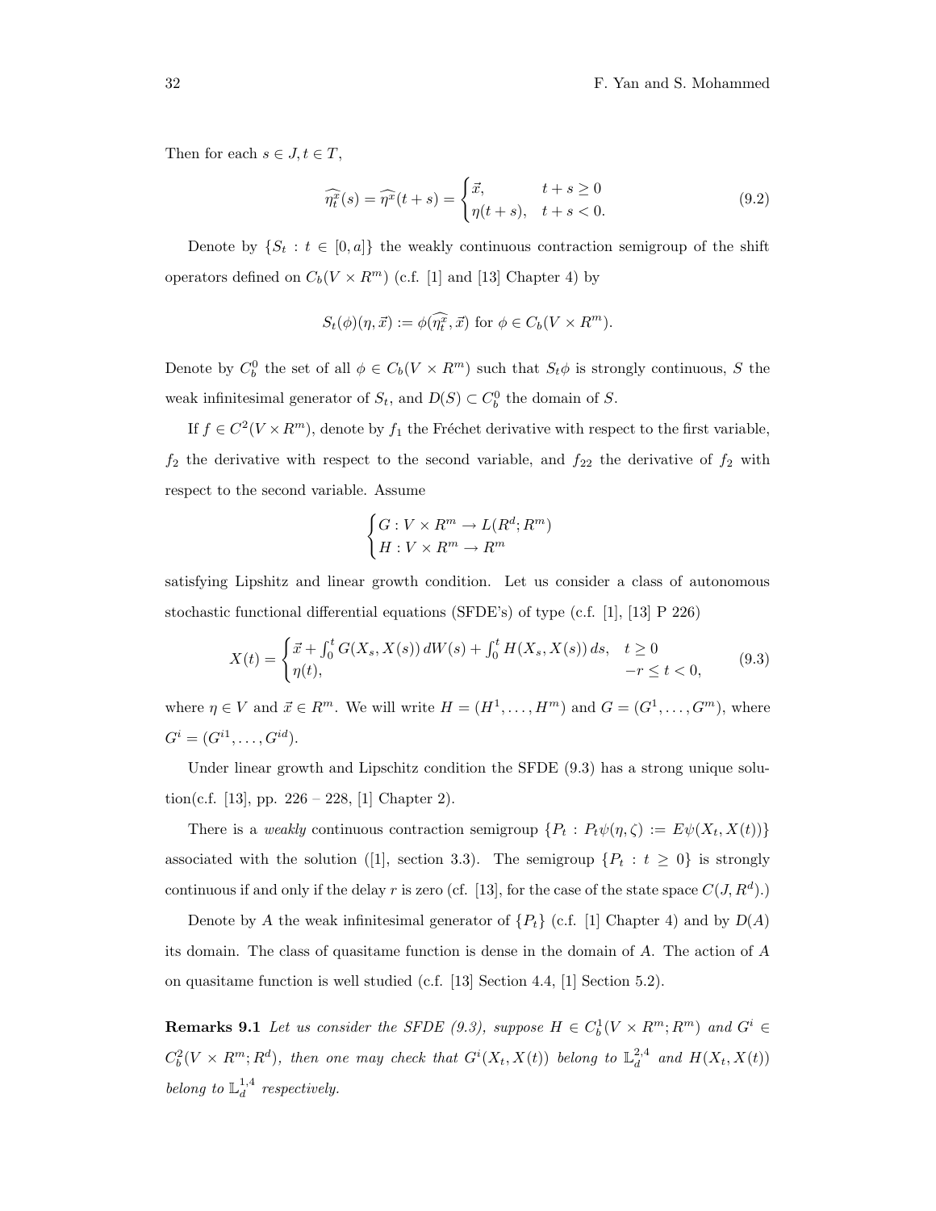Then for each $s \in J, t \in T$,

$$
\widehat{\eta^x_t}(s) = \widehat{\eta^x}(t+s) = \begin{cases} \vec{x}, & t+s \geq 0 \\ \eta(t+s), & t+s < 0. \end{cases} \tag{9.2}
$$

Denote by $\{S_t : t \in [0,a]\}$ the weakly continuous contraction semigroup of the shift operators defined on $C_b(V \times R^m)$ (c.f. [1] and [13] Chapter 4) by

$$
S_t(\phi)(\eta, \vec{x}) := \phi(\widehat{\eta^x_t}, \vec{x}) \text{ for } \phi \in C_b(V \times R^m).
$$

Denote by $C^0_b$ the set of all $\phi \in C_b(V \times R^m)$ such that $S_t\phi$ is strongly continuous, $S$ the weak infinitesimal generator of $S_t$, and $D(S) \subset C^0_b$ the domain of $S$.

If $f \in C^2(V \times R^m)$, denote by $f_1$ the Fréchet derivative with respect to the first variable, $f_2$ the derivative with respect to the second variable, and $f_{22}$ the derivative of $f_2$ with respect to the second variable. Assume

$$
\begin{cases} G : V \times R^m \to L(R^d; R^m) \\ H : V \times R^m \to R^m \end{cases}
$$

satisfying Lipshitz and linear growth condition. Let us consider a class of autonomous stochastic functional differential equations (SFDE's) of type (c.f. [1], [13] P 226)

$$
X(t) = \begin{cases} \vec{x} + \int_0^t G(X_s, X(s))\, dW(s) + \int_0^t H(X_s, X(s))\, ds, & t \geq 0 \\ \eta(t), & -r \leq t < 0, \end{cases} \tag{9.3}
$$

where $\eta \in V$ and $\vec{x} \in R^m$. We will write $H = (H^1, \ldots, H^m)$ and $G = (G^1, \ldots, G^m)$, where $G^i = (G^{i1}, \ldots, G^{id})$.

Under linear growth and Lipschitz condition the SFDE (9.3) has a strong unique solution(c.f. [13], pp. 226 – 228, [1] Chapter 2).

There is a *weakly* continuous contraction semigroup $\{P_t : P_t\psi(\eta, \zeta) := E\psi(X_t, X(t))\}$ associated with the solution ([1], section 3.3). The semigroup $\{P_t : t \geq 0\}$ is strongly continuous if and only if the delay $r$ is zero (cf. [13], for the case of the state space $C(J, R^d)$.)

Denote by $A$ the weak infinitesimal generator of $\{P_t\}$ (c.f. [1] Chapter 4) and by $D(A)$ its domain. The class of quasitame function is dense in the domain of $A$. The action of $A$ on quasitame function is well studied (c.f. [13] Section 4.4, [1] Section 5.2).

**Remarks 9.1** *Let us consider the SFDE (9.3), suppose $H \in C^1_b(V \times R^m; R^m)$ and $G^i \in C^2_b(V \times R^m; R^d)$, then one may check that $G^i(X_t, X(t))$ belong to $\mathbb{L}^{2,4}_d$ and $H(X_t, X(t))$ belong to $\mathbb{L}^{1,4}_d$ respectively.*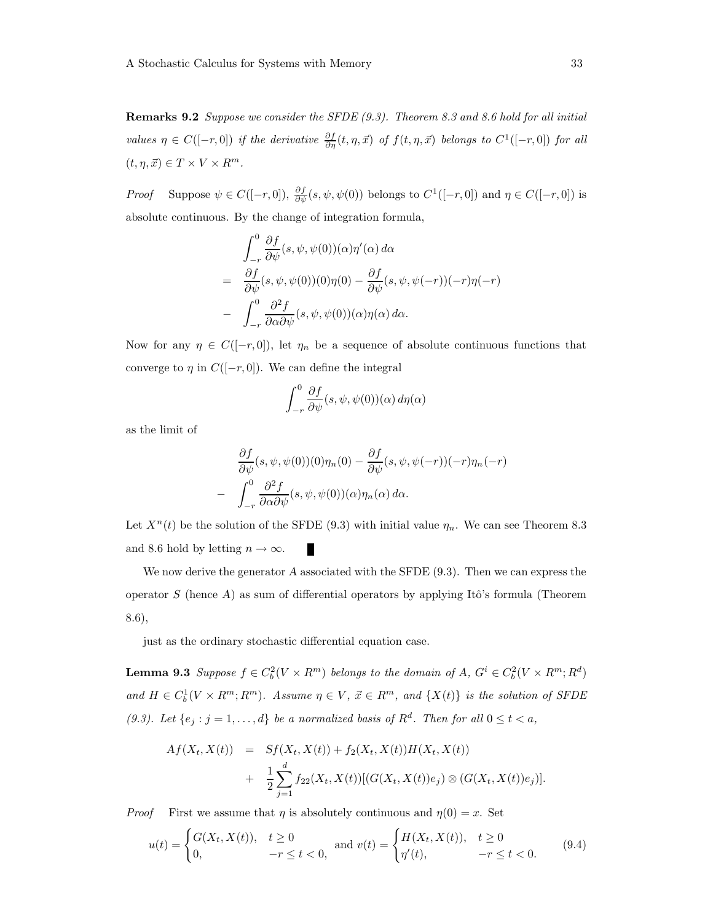**Remarks 9.2** *Suppose we consider the SFDE (9.3). Theorem 8.3 and 8.6 hold for all initial values $\eta \in C([-r,0])$ if the derivative $\frac{\partial f}{\partial \eta}(t,\eta,\vec{x})$ of $f(t,\eta,\vec{x})$ belongs to $C^1([-r,0])$ for all $(t,\eta,\vec{x}) \in T \times V \times R^m$.*

*Proof* Suppose $\psi \in C([-r,0])$, $\frac{\partial f}{\partial \psi}(s,\psi,\psi(0))$ belongs to $C^1([-r,0])$ and $\eta \in C([-r,0])$ is absolute continuous. By the change of integration formula,

$$
\begin{aligned}
& \int_{-r}^{0} \frac{\partial f}{\partial \psi}(s,\psi,\psi(0))(\alpha)\eta'(\alpha)\, d\alpha \\
= \; & \frac{\partial f}{\partial \psi}(s,\psi,\psi(0))(0)\eta(0) - \frac{\partial f}{\partial \psi}(s,\psi,\psi(-r))(-r)\eta(-r) \\
- \; & \int_{-r}^{0} \frac{\partial^2 f}{\partial \alpha \partial \psi}(s,\psi,\psi(0))(\alpha)\eta(\alpha)\, d\alpha.
\end{aligned}
$$

Now for any $\eta \in C([-r,0])$, let $\eta_n$ be a sequence of absolute continuous functions that converge to $\eta$ in $C([-r,0])$. We can define the integral

$$
\int_{-r}^{0} \frac{\partial f}{\partial \psi}(s,\psi,\psi(0))(\alpha)\, d\eta(\alpha)
$$

as the limit of

$$
\begin{aligned}
& \frac{\partial f}{\partial \psi}(s,\psi,\psi(0))(0)\eta_n(0) - \frac{\partial f}{\partial \psi}(s,\psi,\psi(-r))(-r)\eta_n(-r) \\
- \; & \int_{-r}^{0} \frac{\partial^2 f}{\partial \alpha \partial \psi}(s,\psi,\psi(0))(\alpha)\eta_n(\alpha)\, d\alpha.
\end{aligned}
$$

Let $X^n(t)$ be the solution of the SFDE (9.3) with initial value $\eta_n$. We can see Theorem 8.3 and 8.6 hold by letting $n \to \infty$. ∎

We now derive the generator $A$ associated with the SFDE (9.3). Then we can express the operator $S$ (hence $A$) as sum of differential operators by applying Itô's formula (Theorem 8.6),

just as the ordinary stochastic differential equation case.

**Lemma 9.3** *Suppose $f \in C_b^2(V \times R^m)$ belongs to the domain of $A$, $G^i \in C_b^2(V \times R^m; R^d)$ and $H \in C_b^1(V \times R^m; R^m)$. Assume $\eta \in V$, $\vec{x} \in R^m$, and $\{X(t)\}$ is the solution of SFDE (9.3). Let $\{e_j : j = 1, \ldots, d\}$ be a normalized basis of $R^d$. Then for all $0 \le t < a$,*

$$
\begin{aligned}
Af(X_t, X(t)) \;&=\; Sf(X_t, X(t)) + f_2(X_t, X(t))H(X_t, X(t)) \\
&+\; \frac{1}{2}\sum_{j=1}^{d} f_{22}(X_t, X(t))[(G(X_t, X(t))e_j) \otimes (G(X_t, X(t))e_j)].
\end{aligned}
$$

*Proof* First we assume that $\eta$ is absolutely continuous and $\eta(0) = x$. Set

$$
u(t) = \begin{cases} G(X_t, X(t)), & t \ge 0 \\ 0, & -r \le t < 0, \end{cases} \quad \text{and } v(t) = \begin{cases} H(X_t, X(t)), & t \ge 0 \\ \eta'(t), & -r \le t < 0. \end{cases} \tag{9.4}
$$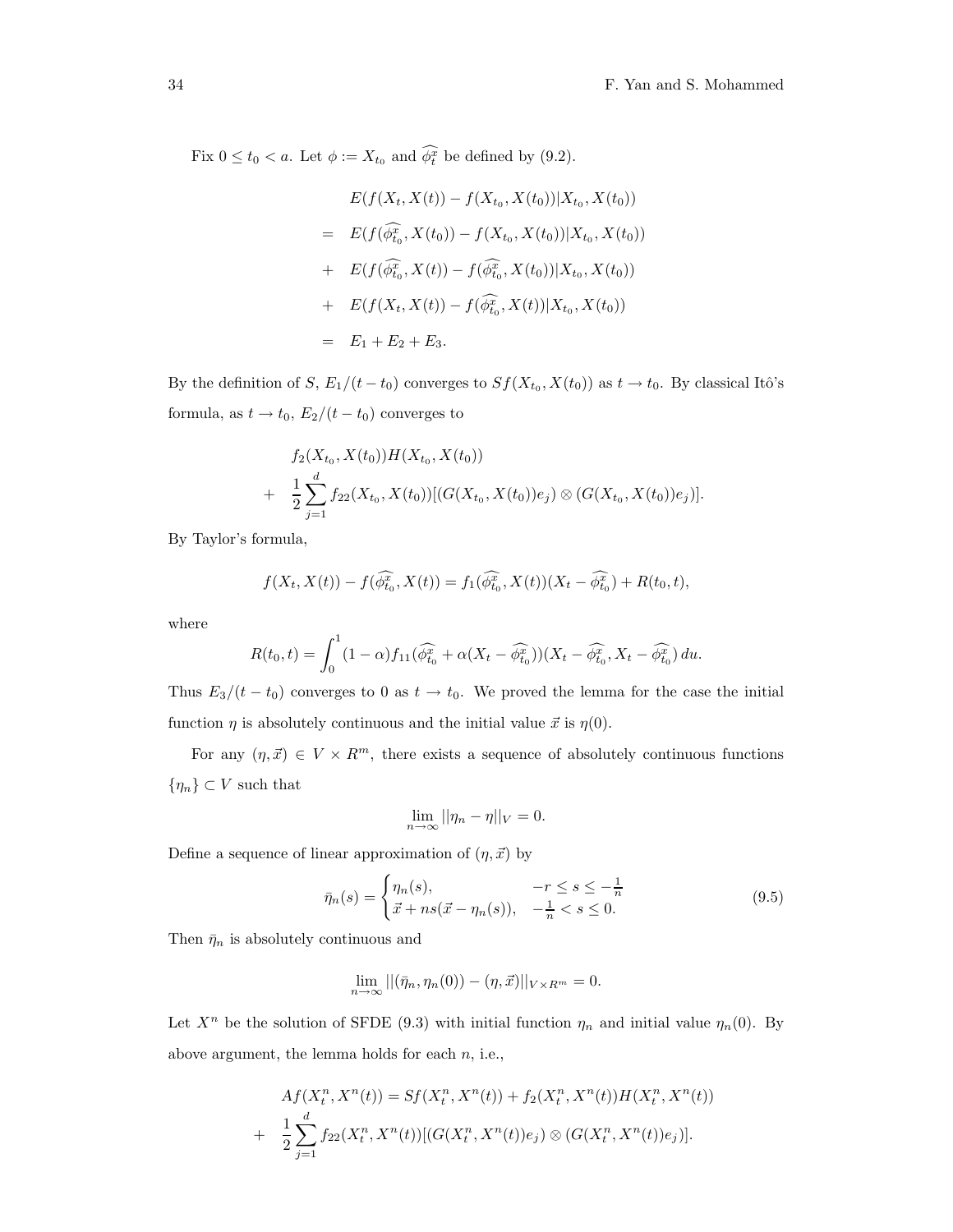Fix $0 \leq t_0 < a$. Let $\phi := X_{t_0}$ and $\widehat{\phi_t^x}$ be defined by (9.2).

$$
\begin{aligned}
& E(f(X_t, X(t)) - f(X_{t_0}, X(t_0))|X_{t_0}, X(t_0)) \\
= \quad & E(f(\widehat{\phi_{t_0}^x}, X(t_0)) - f(X_{t_0}, X(t_0))|X_{t_0}, X(t_0)) \\
+ \quad & E(f(\widehat{\phi_{t_0}^x}, X(t)) - f(\widehat{\phi_{t_0}^x}, X(t_0))|X_{t_0}, X(t_0)) \\
+ \quad & E(f(X_t, X(t)) - f(\widehat{\phi_{t_0}^x}, X(t))|X_{t_0}, X(t_0)) \\
= \quad & E_1 + E_2 + E_3.
\end{aligned}
$$

By the definition of $S$, $E_1/(t-t_0)$ converges to $Sf(X_{t_0}, X(t_0))$ as $t \to t_0$. By classical Itô's formula, as $t \to t_0$, $E_2/(t-t_0)$ converges to

$$
\begin{aligned}
& f_2(X_{t_0}, X(t_0))H(X_{t_0}, X(t_0)) \\
+ \quad & \frac{1}{2}\sum_{j=1}^{d} f_{22}(X_{t_0}, X(t_0))[(G(X_{t_0}, X(t_0))e_j) \otimes (G(X_{t_0}, X(t_0))e_j)].
\end{aligned}
$$

By Taylor's formula,

$$
f(X_t, X(t)) - f(\widehat{\phi_{t_0}^x}, X(t)) = f_1(\widehat{\phi_{t_0}^x}, X(t))(X_t - \widehat{\phi_{t_0}^x}) + R(t_0, t),
$$

where

$$
R(t_0, t) = \int_0^1 (1-\alpha) f_{11}(\widehat{\phi_{t_0}^x} + \alpha(X_t - \widehat{\phi_{t_0}^x}))(X_t - \widehat{\phi_{t_0}^x}, X_t - \widehat{\phi_{t_0}^x})\, du.
$$

Thus $E_3/(t-t_0)$ converges to 0 as $t \to t_0$. We proved the lemma for the case the initial function $\eta$ is absolutely continuous and the initial value $\vec{x}$ is $\eta(0)$.

For any $(\eta, \vec{x}) \in V \times R^m$, there exists a sequence of absolutely continuous functions $\{\eta_n\} \subset V$ such that

$$
\lim_{n \to \infty} ||\eta_n - \eta||_V = 0.
$$

Define a sequence of linear approximation of $(\eta, \vec{x})$ by

$$
\bar{\eta}_n(s) = \begin{cases} \eta_n(s), & -r \leq s \leq -\frac{1}{n} \\ \vec{x} + ns(\vec{x} - \eta_n(s)), & -\frac{1}{n} < s \leq 0. \end{cases} \tag{9.5}
$$

Then $\bar{\eta}_n$ is absolutely continuous and

$$
\lim_{n \to \infty} ||(\bar{\eta}_n, \eta_n(0)) - (\eta, \vec{x})||_{V \times R^m} = 0.
$$

Let $X^n$ be the solution of SFDE (9.3) with initial function $\eta_n$ and initial value $\eta_n(0)$. By above argument, the lemma holds for each $n$, i.e.,

$$
\begin{aligned}
& Af(X_t^n, X^n(t)) = Sf(X_t^n, X^n(t)) + f_2(X_t^n, X^n(t))H(X_t^n, X^n(t)) \\
+ \quad & \frac{1}{2}\sum_{j=1}^{d} f_{22}(X_t^n, X^n(t))[(G(X_t^n, X^n(t))e_j) \otimes (G(X_t^n, X^n(t))e_j)].
\end{aligned}
$$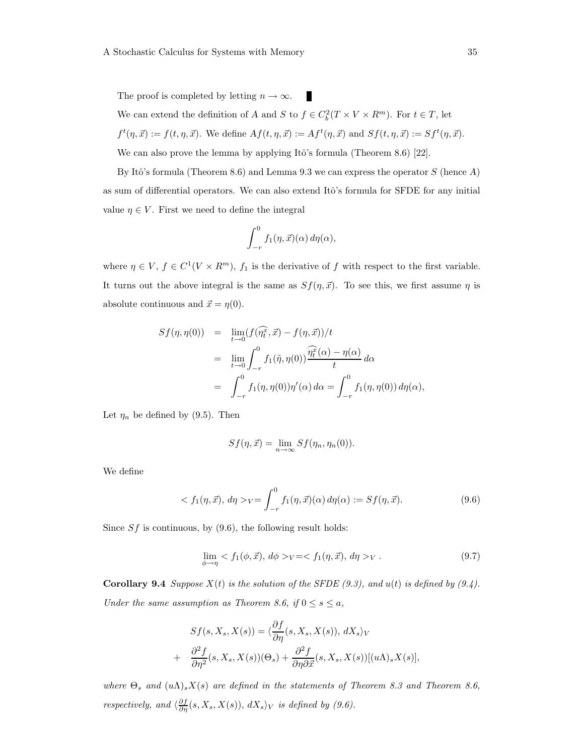The proof is completed by letting $n \to \infty$. ▮

We can extend the definition of $A$ and $S$ to $f \in C_b^2(T \times V \times R^m)$. For $t \in T$, let $f^t(\eta, \vec{x}) := f(t, \eta, \vec{x})$. We define $Af(t, \eta, \vec{x}) := Af^t(\eta, \vec{x})$ and $Sf(t, \eta, \vec{x}) := Sf^t(\eta, \vec{x})$.

We can also prove the lemma by applying Itô's formula (Theorem 8.6) [22].

By Itô's formula (Theorem 8.6) and Lemma 9.3 we can express the operator $S$ (hence $A$) as sum of differential operators. We can also extend Itô's formula for SFDE for any initial value $\eta \in V$. First we need to define the integral

$$\int_{-r}^{0} f_1(\eta, \vec{x})(\alpha)\, d\eta(\alpha),$$

where $\eta \in V$, $f \in C^1(V \times R^m)$, $f_1$ is the derivative of $f$ with respect to the first variable. It turns out the above integral is the same as $Sf(\eta, \vec{x})$. To see this, we first assume $\eta$ is absolute continuous and $\vec{x} = \eta(0)$.

$$\begin{aligned} Sf(\eta, \eta(0)) &= \lim_{t \to 0} (f(\widehat{\eta_t^x}, \vec{x}) - f(\eta, \vec{x}))/t \\ &= \lim_{t \to 0} \int_{-r}^{0} f_1(\tilde{\eta}, \eta(0)) \frac{\widehat{\eta_t^x}(\alpha) - \eta(\alpha)}{t}\, d\alpha \\ &= \int_{-r}^{0} f_1(\eta, \eta(0))\eta'(\alpha)\, d\alpha = \int_{-r}^{0} f_1(\eta, \eta(0))\, d\eta(\alpha), \end{aligned}$$

Let $\eta_n$ be defined by (9.5). Then

$$Sf(\eta, \vec{x}) = \lim_{n \to \infty} Sf(\eta_n, \eta_n(0)).$$

We define

$$< f_1(\eta, \vec{x}),\, d\eta >_V = \int_{-r}^{0} f_1(\eta, \vec{x})(\alpha)\, d\eta(\alpha) := Sf(\eta, \vec{x}). \tag{9.6}$$

Since $Sf$ is continuous, by (9.6), the following result holds:

$$\lim_{\phi \to \eta} < f_1(\phi, \vec{x}),\, d\phi >_V = < f_1(\eta, \vec{x}),\, d\eta >_V . \tag{9.7}$$

**Corollary 9.4** *Suppose $X(t)$ is the solution of the SFDE (9.3), and $u(t)$ is defined by (9.4). Under the same assumption as Theorem 8.6, if $0 \le s \le a$,*

$$\begin{aligned} &Sf(s, X_s, X(s)) = \langle \frac{\partial f}{\partial \eta}(s, X_s, X(s)),\, dX_s \rangle_V \\ + \quad &\frac{\partial^2 f}{\partial \eta^2}(s, X_s, X(s))(\Theta_s) + \frac{\partial^2 f}{\partial \eta \partial \vec{x}}(s, X_s, X(s))[(u\Lambda)_s X(s)], \end{aligned}$$

*where $\Theta_s$ and $(u\Lambda)_s X(s)$ are defined in the statements of Theorem 8.3 and Theorem 8.6, respectively, and $\langle \frac{\partial f}{\partial \eta}(s, X_s, X(s)),\, dX_s \rangle_V$ is defined by (9.6).*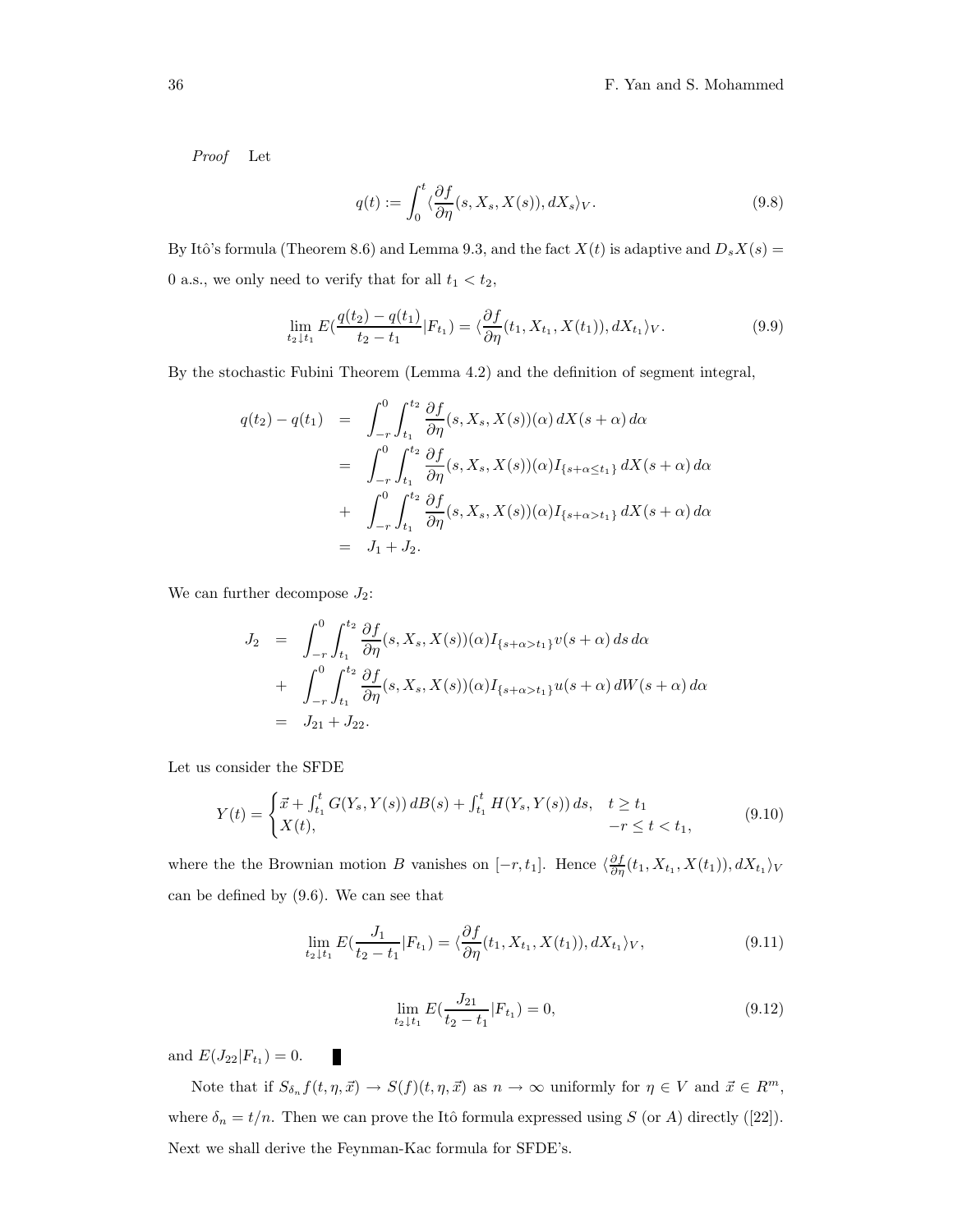*Proof* Let

$$q(t) := \int_0^t \langle \frac{\partial f}{\partial \eta}(s, X_s, X(s)), dX_s \rangle_V. \tag{9.8}$$

By Itô's formula (Theorem 8.6) and Lemma 9.3, and the fact $X(t)$ is adaptive and $D_s X(s) = 0$ a.s., we only need to verify that for all $t_1 < t_2$,

$$\lim_{t_2 \downarrow t_1} E(\frac{q(t_2) - q(t_1)}{t_2 - t_1} | F_{t_1}) = \langle \frac{\partial f}{\partial \eta}(t_1, X_{t_1}, X(t_1)), dX_{t_1} \rangle_V. \tag{9.9}$$

By the stochastic Fubini Theorem (Lemma 4.2) and the definition of segment integral,

$$\begin{aligned}
q(t_2) - q(t_1) &= \int_{-r}^0 \int_{t_1}^{t_2} \frac{\partial f}{\partial \eta}(s, X_s, X(s))(\alpha) \, dX(s+\alpha) \, d\alpha \\
&= \int_{-r}^0 \int_{t_1}^{t_2} \frac{\partial f}{\partial \eta}(s, X_s, X(s))(\alpha) I_{\{s+\alpha \le t_1\}} \, dX(s+\alpha) \, d\alpha \\
&+ \int_{-r}^0 \int_{t_1}^{t_2} \frac{\partial f}{\partial \eta}(s, X_s, X(s))(\alpha) I_{\{s+\alpha > t_1\}} \, dX(s+\alpha) \, d\alpha \\
&= J_1 + J_2.
\end{aligned}$$

We can further decompose $J_2$:

$$\begin{aligned}
J_2 &= \int_{-r}^0 \int_{t_1}^{t_2} \frac{\partial f}{\partial \eta}(s, X_s, X(s))(\alpha) I_{\{s+\alpha > t_1\}} v(s+\alpha) \, ds \, d\alpha \\
&+ \int_{-r}^0 \int_{t_1}^{t_2} \frac{\partial f}{\partial \eta}(s, X_s, X(s))(\alpha) I_{\{s+\alpha > t_1\}} u(s+\alpha) \, dW(s+\alpha) \, d\alpha \\
&= J_{21} + J_{22}.
\end{aligned}$$

Let us consider the SFDE

$$Y(t) = \begin{cases} \vec{x} + \int_{t_1}^t G(Y_s, Y(s)) \, dB(s) + \int_{t_1}^t H(Y_s, Y(s)) \, ds, & t \ge t_1 \\ X(t), & -r \le t < t_1, \end{cases} \tag{9.10}$$

where the the Brownian motion $B$ vanishes on $[-r, t_1]$. Hence $\langle \frac{\partial f}{\partial \eta}(t_1, X_{t_1}, X(t_1)), dX_{t_1} \rangle_V$ can be defined by (9.6). We can see that

$$\lim_{t_2 \downarrow t_1} E(\frac{J_1}{t_2 - t_1} | F_{t_1}) = \langle \frac{\partial f}{\partial \eta}(t_1, X_{t_1}, X(t_1)), dX_{t_1} \rangle_V, \tag{9.11}$$

$$\lim_{t_2 \downarrow t_1} E(\frac{J_{21}}{t_2 - t_1} | F_{t_1}) = 0, \tag{9.12}$$

and $E(J_{22} | F_{t_1}) = 0$. ∎

Note that if $S_{\delta_n} f(t, \eta, \vec{x}) \to S(f)(t, \eta, \vec{x})$ as $n \to \infty$ uniformly for $\eta \in V$ and $\vec{x} \in R^m$, where $\delta_n = t/n$. Then we can prove the Itô formula expressed using $S$ (or $A$) directly ([22]). Next we shall derive the Feynman-Kac formula for SFDE's.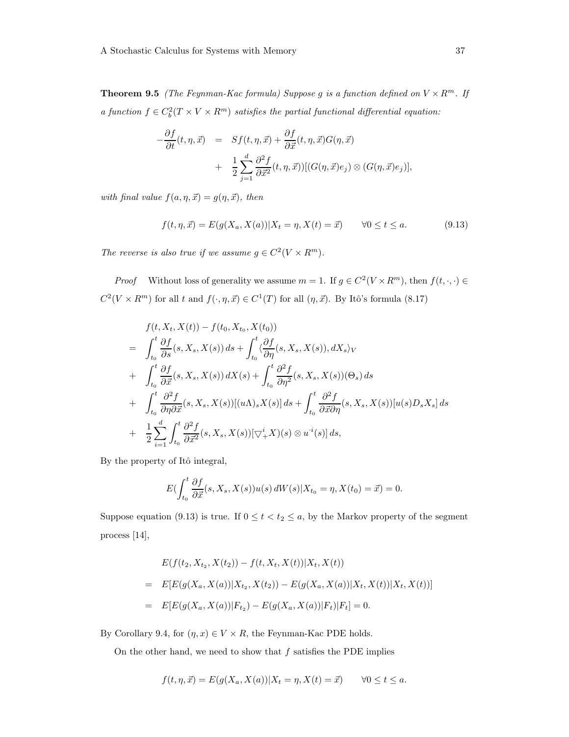**Theorem 9.5** *(The Feynman-Kac formula) Suppose $g$ is a function defined on $V \times R^m$. If a function $f \in C_b^2(T \times V \times R^m)$ satisfies the partial functional differential equation:*

$$
\begin{aligned}
-\frac{\partial f}{\partial t}(t, \eta, \vec{x}) &= Sf(t, \eta, \vec{x}) + \frac{\partial f}{\partial \vec{x}}(t, \eta, \vec{x}) G(\eta, \vec{x}) \\
&+ \frac{1}{2} \sum_{j=1}^{d} \frac{\partial^2 f}{\partial \vec{x}^2}(t, \eta, \vec{x}))[(G(\eta, \vec{x}) e_j) \otimes (G(\eta, \vec{x}) e_j)],
\end{aligned}
$$

*with final value $f(a, \eta, \vec{x}) = g(\eta, \vec{x})$, then*

$$
f(t, \eta, \vec{x}) = E(g(X_a, X(a)) | X_t = \eta, X(t) = \vec{x}) \qquad \forall 0 \leq t \leq a. \tag{9.13}
$$

*The reverse is also true if we assume $g \in C^2(V \times R^m)$.*

*Proof* Without loss of generality we assume $m = 1$. If $g \in C^2(V \times R^m)$, then $f(t, \cdot, \cdot) \in C^2(V \times R^m)$ for all $t$ and $f(\cdot, \eta, \vec{x}) \in C^1(T)$ for all $(\eta, \vec{x})$. By Itô's formula (8.17)

$$
\begin{aligned}
& f(t, X_t, X(t)) - f(t_0, X_{t_0}, X(t_0)) \\
= & \int_{t_0}^{t} \frac{\partial f}{\partial s}(s, X_s, X(s))\, ds + \int_{t_0}^{t} \langle \frac{\partial f}{\partial \eta}(s, X_s, X(s)), dX_s \rangle_V \\
+ & \int_{t_0}^{t} \frac{\partial f}{\partial \vec{x}}(s, X_s, X(s))\, dX(s) + \int_{t_0}^{t} \frac{\partial^2 f}{\partial \eta^2}(s, X_s, X(s))(\Theta_s)\, ds \\
+ & \int_{t_0}^{t} \frac{\partial^2 f}{\partial \eta \partial \vec{x}}(s, X_s, X(s))[(u\Lambda)_s X(s)]\, ds + \int_{t_0}^{t} \frac{\partial^2 f}{\partial \vec{x} \partial \eta}(s, X_s, X(s))[u(s) D_s X_s]\, ds \\
+ & \frac{1}{2} \sum_{i=1}^{d} \int_{t_0}^{t} \frac{\partial^2 f}{\partial \vec{x}^2}(s, X_s, X(s))[\bigtriangledown_+^i X)(s) \otimes u^{\cdot i}(s)]\, ds,
\end{aligned}
$$

By the property of Itô integral,

$$
E(\int_{t_0}^{t} \frac{\partial f}{\partial \vec{x}}(s, X_s, X(s)) u(s)\, dW(s) | X_{t_0} = \eta, X(t_0) = \vec{x}) = 0.
$$

Suppose equation (9.13) is true. If $0 \leq t < t_2 \leq a$, by the Markov property of the segment process [14],

$$
\begin{aligned}
& E(f(t_2, X_{t_2}, X(t_2)) - f(t, X_t, X(t)) | X_t, X(t)) \\
= & E[E(g(X_a, X(a)) | X_{t_2}, X(t_2)) - E(g(X_a, X(a)) | X_t, X(t)) | X_t, X(t))] \\
= & E[E(g(X_a, X(a)) | F_{t_2}) - E(g(X_a, X(a)) | F_t) | F_t] = 0.
\end{aligned}
$$

By Corollary 9.4, for $(\eta, x) \in V \times R$, the Feynman-Kac PDE holds.

On the other hand, we need to show that $f$ satisfies the PDE implies

$$
f(t, \eta, \vec{x}) = E(g(X_a, X(a)) | X_t = \eta, X(t) = \vec{x}) \qquad \forall 0 \leq t \leq a.
$$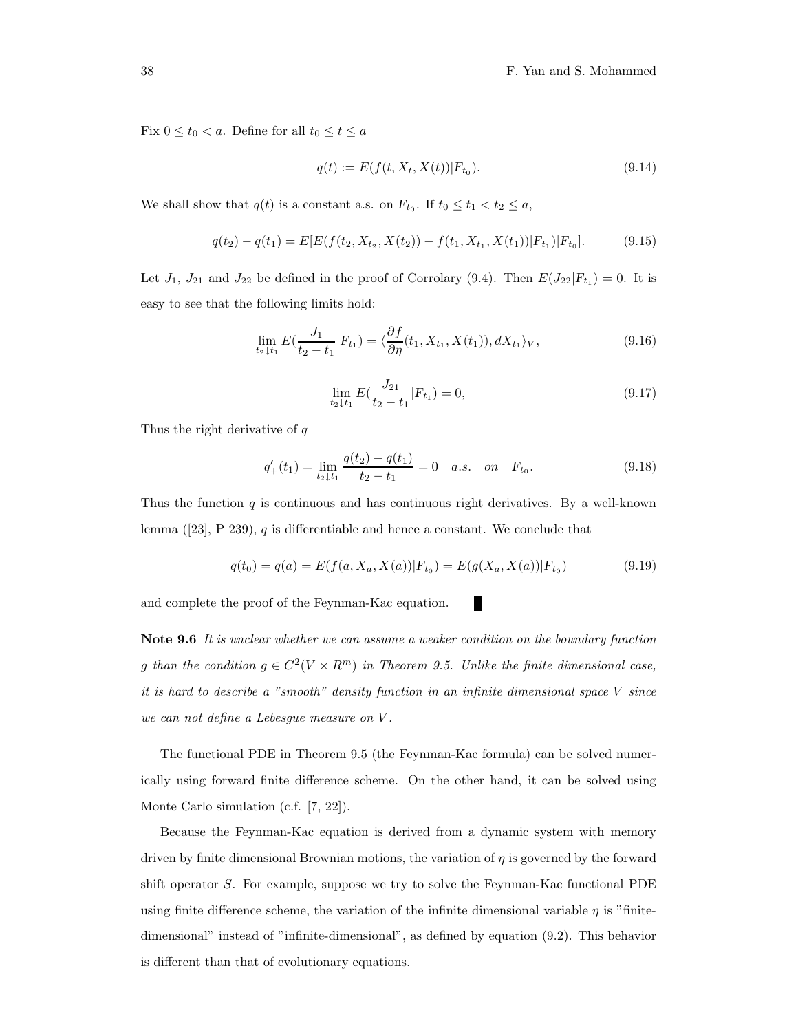Fix $0 \le t_0 < a$. Define for all $t_0 \le t \le a$

$$q(t) := E(f(t, X_t, X(t))|F_{t_0}). \tag{9.14}$$

We shall show that $q(t)$ is a constant a.s. on $F_{t_0}$. If $t_0 \le t_1 < t_2 \le a$,

$$q(t_2) - q(t_1) = E[E(f(t_2, X_{t_2}, X(t_2)) - f(t_1, X_{t_1}, X(t_1))|F_{t_1})|F_{t_0}]. \tag{9.15}$$

Let $J_1$, $J_{21}$ and $J_{22}$ be defined in the proof of Corrolary (9.4). Then $E(J_{22}|F_{t_1}) = 0$. It is easy to see that the following limits hold:

$$\lim_{t_2 \downarrow t_1} E(\frac{J_1}{t_2 - t_1}|F_{t_1}) = \langle \frac{\partial f}{\partial \eta}(t_1, X_{t_1}, X(t_1)), dX_{t_1} \rangle_V, \tag{9.16}$$

$$\lim_{t_2 \downarrow t_1} E(\frac{J_{21}}{t_2 - t_1}|F_{t_1}) = 0, \tag{9.17}$$

Thus the right derivative of $q$

$$q'_+(t_1) = \lim_{t_2 \downarrow t_1} \frac{q(t_2) - q(t_1)}{t_2 - t_1} = 0 \quad a.s. \quad on \quad F_{t_0}. \tag{9.18}$$

Thus the function $q$ is continuous and has continuous right derivatives. By a well-known lemma ([23], P 239), $q$ is differentiable and hence a constant. We conclude that

$$q(t_0) = q(a) = E(f(a, X_a, X(a))|F_{t_0}) = E(g(X_a, X(a))|F_{t_0}) \tag{9.19}$$

and complete the proof of the Feynman-Kac equation. ∎

**Note 9.6** *It is unclear whether we can assume a weaker condition on the boundary function $g$ than the condition $g \in C^2(V \times R^m)$ in Theorem 9.5. Unlike the finite dimensional case, it is hard to describe a "smooth" density function in an infinite dimensional space $V$ since we can not define a Lebesgue measure on $V$.*

The functional PDE in Theorem 9.5 (the Feynman-Kac formula) can be solved numerically using forward finite difference scheme. On the other hand, it can be solved using Monte Carlo simulation (c.f. [7, 22]).

Because the Feynman-Kac equation is derived from a dynamic system with memory driven by finite dimensional Brownian motions, the variation of $\eta$ is governed by the forward shift operator $S$. For example, suppose we try to solve the Feynman-Kac functional PDE using finite difference scheme, the variation of the infinite dimensional variable $\eta$ is "finite-dimensional" instead of "infinite-dimensional", as defined by equation (9.2). This behavior is different than that of evolutionary equations.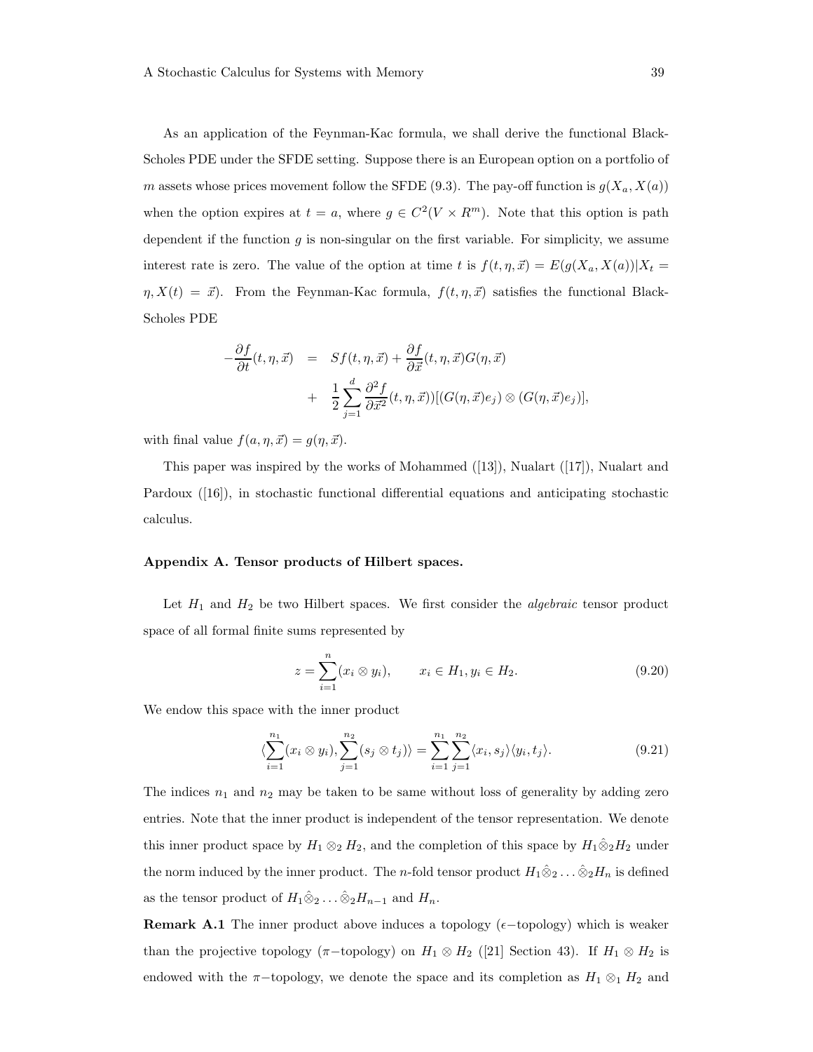As an application of the Feynman-Kac formula, we shall derive the functional Black-Scholes PDE under the SFDE setting. Suppose there is an European option on a portfolio of $m$ assets whose prices movement follow the SFDE (9.3). The pay-off function is $g(X_a, X(a))$ when the option expires at $t = a$, where $g \in C^2(V \times R^m)$. Note that this option is path dependent if the function $g$ is non-singular on the first variable. For simplicity, we assume interest rate is zero. The value of the option at time $t$ is $f(t, \eta, \vec{x}) = E(g(X_a, X(a))|X_t = \eta, X(t) = \vec{x})$. From the Feynman-Kac formula, $f(t, \eta, \vec{x})$ satisfies the functional Black-Scholes PDE

$$
\begin{aligned}
-\frac{\partial f}{\partial t}(t, \eta, \vec{x}) &= Sf(t, \eta, \vec{x}) + \frac{\partial f}{\partial \vec{x}}(t, \eta, \vec{x}) G(\eta, \vec{x}) \\
&+ \frac{1}{2} \sum_{j=1}^{d} \frac{\partial^2 f}{\partial \vec{x}^2}(t, \eta, \vec{x}))[(G(\eta, \vec{x})e_j) \otimes (G(\eta, \vec{x})e_j)],
\end{aligned}
$$

with final value $f(a, \eta, \vec{x}) = g(\eta, \vec{x})$.

This paper was inspired by the works of Mohammed ([13]), Nualart ([17]), Nualart and Pardoux ([16]), in stochastic functional differential equations and anticipating stochastic calculus.

## Appendix A. Tensor products of Hilbert spaces.

Let $H_1$ and $H_2$ be two Hilbert spaces. We first consider the *algebraic* tensor product space of all formal finite sums represented by

$$
z = \sum_{i=1}^{n} (x_i \otimes y_i), \qquad x_i \in H_1, y_i \in H_2. \tag{9.20}
$$

We endow this space with the inner product

$$
\langle \sum_{i=1}^{n_1} (x_i \otimes y_i), \sum_{j=1}^{n_2} (s_j \otimes t_j) \rangle = \sum_{i=1}^{n_1} \sum_{j=1}^{n_2} \langle x_i, s_j \rangle \langle y_i, t_j \rangle. \tag{9.21}
$$

The indices $n_1$ and $n_2$ may be taken to be same without loss of generality by adding zero entries. Note that the inner product is independent of the tensor representation. We denote this inner product space by $H_1 \otimes_2 H_2$, and the completion of this space by $H_1 \hat{\otimes}_2 H_2$ under the norm induced by the inner product. The $n$-fold tensor product $H_1 \hat{\otimes}_2 \ldots \hat{\otimes}_2 H_n$ is defined as the tensor product of $H_1 \hat{\otimes}_2 \ldots \hat{\otimes}_2 H_{n-1}$ and $H_n$.

**Remark A.1** The inner product above induces a topology ($\epsilon-$topology) which is weaker than the projective topology ($\pi-$topology) on $H_1 \otimes H_2$ ([21] Section 43). If $H_1 \otimes H_2$ is endowed with the $\pi-$topology, we denote the space and its completion as $H_1 \otimes_1 H_2$ and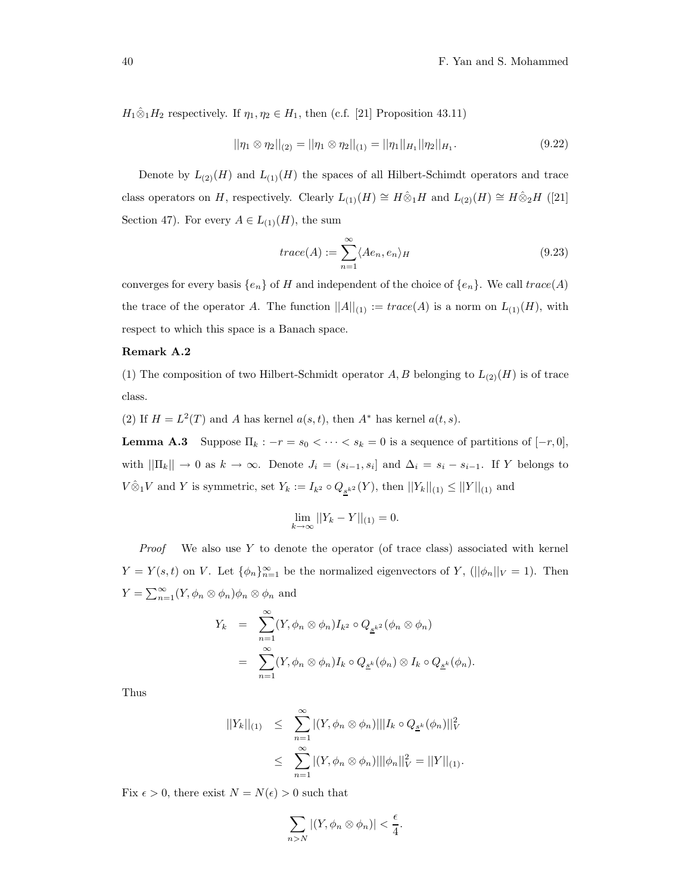$H_1\hat{\otimes}_1 H_2$ respectively. If $\eta_1, \eta_2 \in H_1$, then (c.f. [21] Proposition 43.11)

$$||\eta_1 \otimes \eta_2||_{(2)} = ||\eta_1 \otimes \eta_2||_{(1)} = ||\eta_1||_{H_1}||\eta_2||_{H_1}. \tag{9.22}$$

Denote by $L_{(2)}(H)$ and $L_{(1)}(H)$ the spaces of all Hilbert-Schimdt operators and trace class operators on $H$, respectively. Clearly $L_{(1)}(H) \cong H\hat{\otimes}_1 H$ and $L_{(2)}(H) \cong H\hat{\otimes}_2 H$ ([21] Section 47). For every $A \in L_{(1)}(H)$, the sum

$$trace(A) := \sum_{n=1}^{\infty} \langle Ae_n, e_n \rangle_H \tag{9.23}$$

converges for every basis $\{e_n\}$ of $H$ and independent of the choice of $\{e_n\}$. We call $trace(A)$ the trace of the operator $A$. The function $||A||_{(1)} := trace(A)$ is a norm on $L_{(1)}(H)$, with respect to which this space is a Banach space.

**Remark A.2**

(1) The composition of two Hilbert-Schimdt operator $A, B$ belonging to $L_{(2)}(H)$ is of trace class.

(2) If $H = L^2(T)$ and $A$ has kernel $a(s,t)$, then $A^*$ has kernel $a(t,s)$.

**Lemma A.3** Suppose $\Pi_k : -r = s_0 < \cdots < s_k = 0$ is a sequence of partitions of $[-r, 0]$, with $||\Pi_k|| \to 0$ as $k \to \infty$. Denote $J_i = (s_{i-1}, s_i]$ and $\Delta_i = s_i - s_{i-1}$. If $Y$ belongs to $V\hat{\otimes}_1 V$ and $Y$ is symmetric, set $Y_k := I_{k^2} \circ Q_{\underline{s}^{k^2}}(Y)$, then $||Y_k||_{(1)} \leq ||Y||_{(1)}$ and

$$\lim_{k\to\infty} ||Y_k - Y||_{(1)} = 0.$$

*Proof* We also use $Y$ to denote the operator (of trace class) associated with kernel $Y = Y(s,t)$ on $V$. Let $\{\phi_n\}_{n=1}^{\infty}$ be the normalized eigenvectors of $Y$, ($||\phi_n||_V = 1$). Then $Y = \sum_{n=1}^{\infty}(Y, \phi_n \otimes \phi_n)\phi_n \otimes \phi_n$ and

$$\begin{aligned}
Y_k &= \sum_{n=1}^{\infty}(Y, \phi_n \otimes \phi_n) I_{k^2} \circ Q_{\underline{s}^{k^2}}(\phi_n \otimes \phi_n) \\
&= \sum_{n=1}^{\infty}(Y, \phi_n \otimes \phi_n) I_k \circ Q_{\underline{s}^k}(\phi_n) \otimes I_k \circ Q_{\underline{s}^k}(\phi_n).
\end{aligned}$$

Thus

$$\begin{aligned}
||Y_k||_{(1)} &\leq \sum_{n=1}^{\infty} |(Y, \phi_n \otimes \phi_n)| ||I_k \circ Q_{\underline{s}^k}(\phi_n)||_V^2 \\
&\leq \sum_{n=1}^{\infty} |(Y, \phi_n \otimes \phi_n)| ||\phi_n||_V^2 = ||Y||_{(1)}.
\end{aligned}$$

Fix $\epsilon > 0$, there exist $N = N(\epsilon) > 0$ such that

$$\sum_{n>N} |(Y, \phi_n \otimes \phi_n)| < \frac{\epsilon}{4}.$$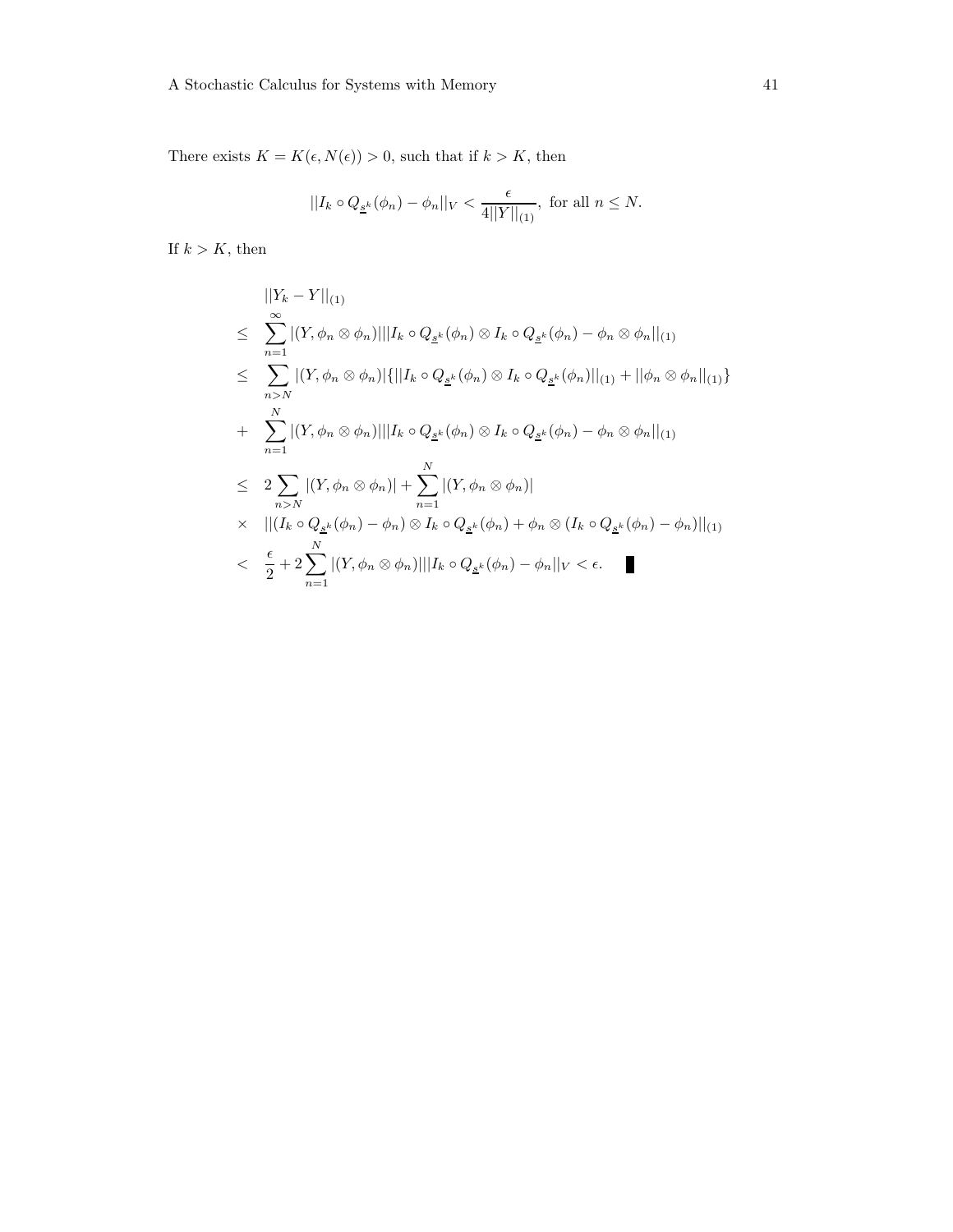There exists $K = K(\epsilon, N(\epsilon)) > 0$, such that if $k > K$, then

$$||I_k \circ Q_{\underline{s}^k}(\phi_n) - \phi_n||_V < \frac{\epsilon}{4||Y||_{(1)}}, \text{ for all } n \leq N.$$

If $k > K$, then

$$\begin{aligned}
& ||Y_k - Y||_{(1)} \\
\leq \quad & \sum_{n=1}^{\infty} |(Y, \phi_n \otimes \phi_n)| ||I_k \circ Q_{\underline{s}^k}(\phi_n) \otimes I_k \circ Q_{\underline{s}^k}(\phi_n) - \phi_n \otimes \phi_n||_{(1)} \\
\leq \quad & \sum_{n>N} |(Y, \phi_n \otimes \phi_n)| \{ ||I_k \circ Q_{\underline{s}^k}(\phi_n) \otimes I_k \circ Q_{\underline{s}^k}(\phi_n)||_{(1)} + ||\phi_n \otimes \phi_n||_{(1)} \} \\
+ \quad & \sum_{n=1}^{N} |(Y, \phi_n \otimes \phi_n)| ||I_k \circ Q_{\underline{s}^k}(\phi_n) \otimes I_k \circ Q_{\underline{s}^k}(\phi_n) - \phi_n \otimes \phi_n||_{(1)} \\
\leq \quad & 2 \sum_{n>N} |(Y, \phi_n \otimes \phi_n)| + \sum_{n=1}^{N} |(Y, \phi_n \otimes \phi_n)| \\
\times \quad & ||(I_k \circ Q_{\underline{s}^k}(\phi_n) - \phi_n) \otimes I_k \circ Q_{\underline{s}^k}(\phi_n) + \phi_n \otimes (I_k \circ Q_{\underline{s}^k}(\phi_n) - \phi_n)||_{(1)} \\
< \quad & \frac{\epsilon}{2} + 2 \sum_{n=1}^{N} |(Y, \phi_n \otimes \phi_n)| ||I_k \circ Q_{\underline{s}^k}(\phi_n) - \phi_n||_V < \epsilon. \quad \blacksquare
\end{aligned}$$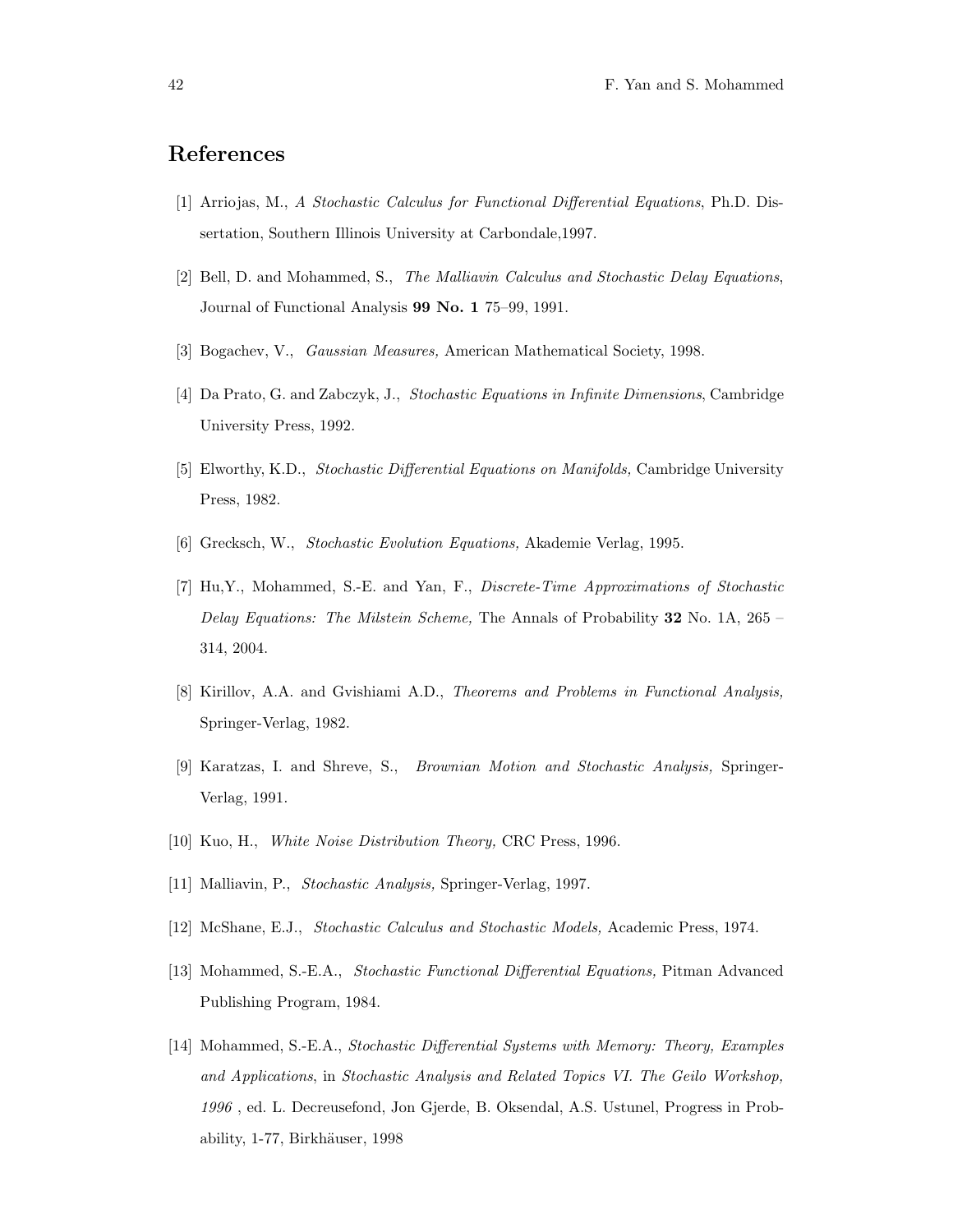## References

[1] Arriojas, M., *A Stochastic Calculus for Functional Differential Equations*, Ph.D. Dissertation, Southern Illinois University at Carbondale,1997.

[2] Bell, D. and Mohammed, S., *The Malliavin Calculus and Stochastic Delay Equations*, Journal of Functional Analysis **99 No. 1** 75–99, 1991.

[3] Bogachev, V., *Gaussian Measures,* American Mathematical Society, 1998.

[4] Da Prato, G. and Zabczyk, J., *Stochastic Equations in Infinite Dimensions*, Cambridge University Press, 1992.

[5] Elworthy, K.D., *Stochastic Differential Equations on Manifolds,* Cambridge University Press, 1982.

[6] Grecksch, W., *Stochastic Evolution Equations,* Akademie Verlag, 1995.

[7] Hu,Y., Mohammed, S.-E. and Yan, F., *Discrete-Time Approximations of Stochastic Delay Equations: The Milstein Scheme,* The Annals of Probability **32** No. 1A, 265 – 314, 2004.

[8] Kirillov, A.A. and Gvishiami A.D., *Theorems and Problems in Functional Analysis,* Springer-Verlag, 1982.

[9] Karatzas, I. and Shreve, S., *Brownian Motion and Stochastic Analysis,* Springer-Verlag, 1991.

[10] Kuo, H., *White Noise Distribution Theory,* CRC Press, 1996.

[11] Malliavin, P., *Stochastic Analysis,* Springer-Verlag, 1997.

[12] McShane, E.J., *Stochastic Calculus and Stochastic Models,* Academic Press, 1974.

[13] Mohammed, S.-E.A., *Stochastic Functional Differential Equations,* Pitman Advanced Publishing Program, 1984.

[14] Mohammed, S.-E.A., *Stochastic Differential Systems with Memory: Theory, Examples and Applications*, in *Stochastic Analysis and Related Topics VI. The Geilo Workshop, 1996* , ed. L. Decreusefond, Jon Gjerde, B. Oksendal, A.S. Ustunel, Progress in Probability, 1-77, Birkhäuser, 1998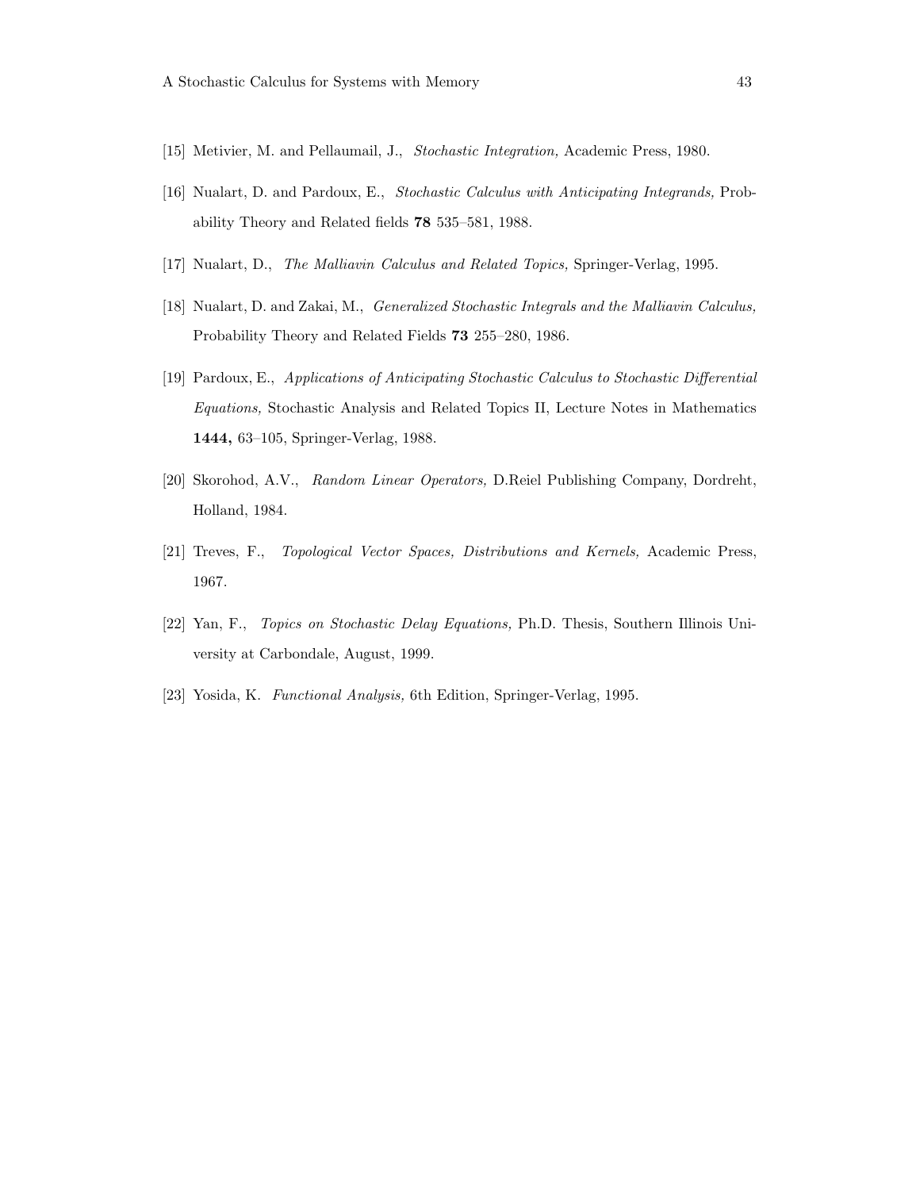[15] Metivier, M. and Pellaumail, J., *Stochastic Integration,* Academic Press, 1980.

[16] Nualart, D. and Pardoux, E., *Stochastic Calculus with Anticipating Integrands,* Probability Theory and Related fields **78** 535–581, 1988.

[17] Nualart, D., *The Malliavin Calculus and Related Topics,* Springer-Verlag, 1995.

[18] Nualart, D. and Zakai, M., *Generalized Stochastic Integrals and the Malliavin Calculus,* Probability Theory and Related Fields **73** 255–280, 1986.

[19] Pardoux, E., *Applications of Anticipating Stochastic Calculus to Stochastic Differential Equations,* Stochastic Analysis and Related Topics II, Lecture Notes in Mathematics **1444,** 63–105, Springer-Verlag, 1988.

[20] Skorohod, A.V., *Random Linear Operators,* D.Reiel Publishing Company, Dordreht, Holland, 1984.

[21] Treves, F., *Topological Vector Spaces, Distributions and Kernels,* Academic Press, 1967.

[22] Yan, F., *Topics on Stochastic Delay Equations,* Ph.D. Thesis, Southern Illinois University at Carbondale, August, 1999.

[23] Yosida, K. *Functional Analysis,* 6th Edition, Springer-Verlag, 1995.